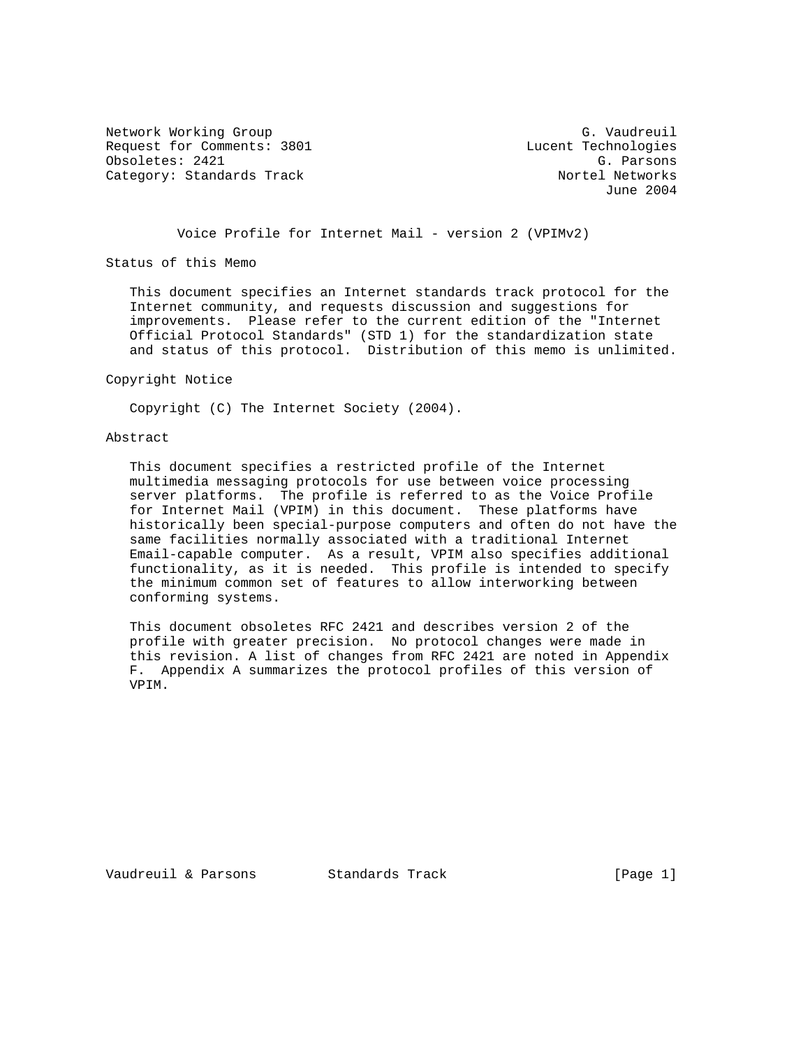Network Working Group G. Vaudreuil
Request for Comments: 3801 Lucent Technologies
Obsoletes: 2421 G. Parsons
Category: Standards Track Nortel Networks
June 2004

# Voice Profile for Internet Mail - version 2 (VPIMv2)

## Status of this Memo

This document specifies an Internet standards track protocol for the Internet community, and requests discussion and suggestions for improvements. Please refer to the current edition of the "Internet Official Protocol Standards" (STD 1) for the standardization state and status of this protocol. Distribution of this memo is unlimited.

## Copyright Notice

Copyright (C) The Internet Society (2004).

## Abstract

This document specifies a restricted profile of the Internet multimedia messaging protocols for use between voice processing server platforms. The profile is referred to as the Voice Profile for Internet Mail (VPIM) in this document. These platforms have historically been special-purpose computers and often do not have the same facilities normally associated with a traditional Internet Email-capable computer. As a result, VPIM also specifies additional functionality, as it is needed. This profile is intended to specify the minimum common set of features to allow interworking between conforming systems.

This document obsoletes RFC 2421 and describes version 2 of the profile with greater precision. No protocol changes were made in this revision. A list of changes from RFC 2421 are noted in Appendix F. Appendix A summarizes the protocol profiles of this version of VPIM.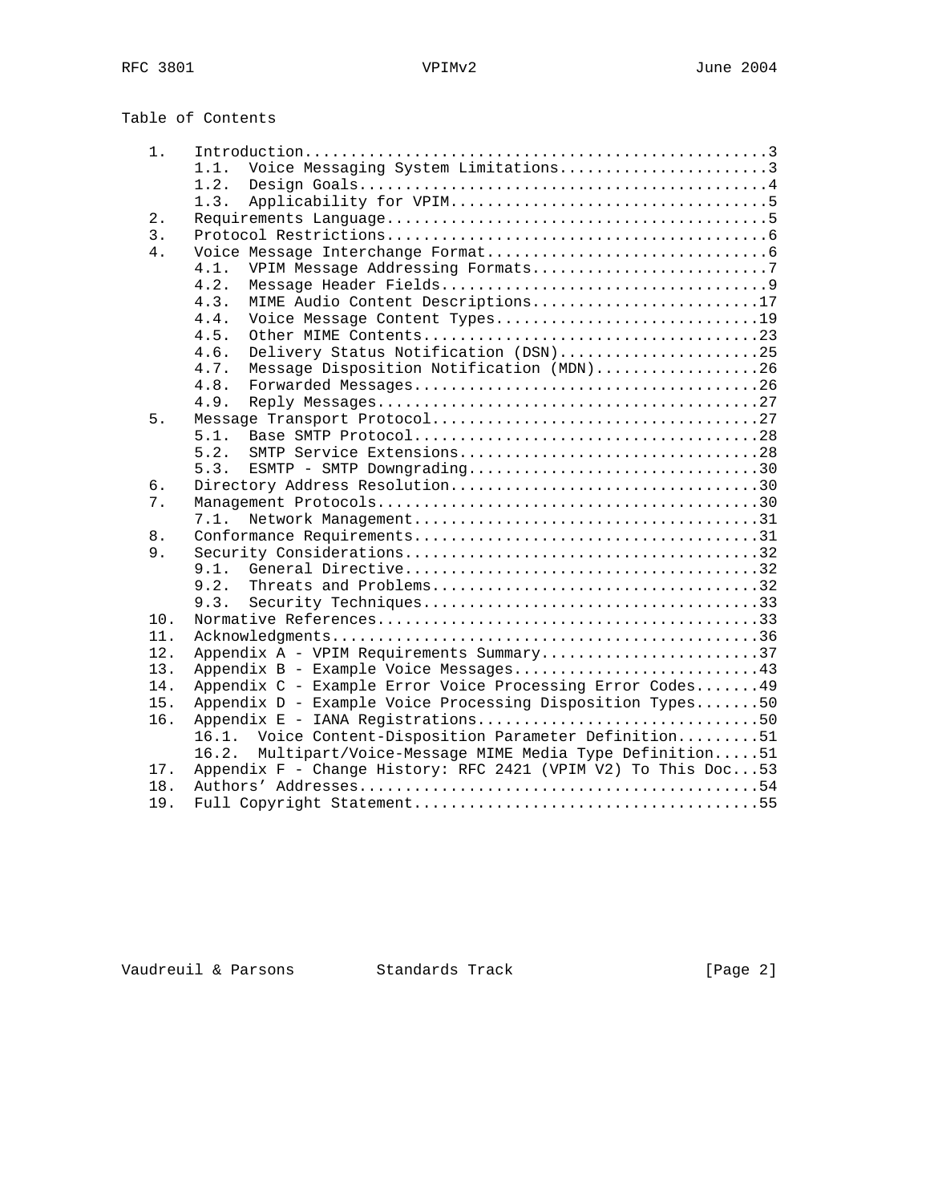## Table of Contents

```
   1.   Introduction.................................................3
        1.1.  Voice Messaging System Limitations.......................3
        1.2.  Design Goals.............................................4
        1.3.  Applicability for VPIM...................................5
   2.   Requirements Language........................................5
   3.   Protocol Restrictions........................................6
   4.   Voice Message Interchange Format.............................6
        4.1.  VPIM Message Addressing Formats..........................7
        4.2.  Message Header Fields....................................9
        4.3.  MIME Audio Content Descriptions.........................17
        4.4.  Voice Message Content Types.............................19
        4.5.  Other MIME Contents.....................................23
        4.6.  Delivery Status Notification (DSN)......................25
        4.7.  Message Disposition Notification (MDN)..................26
        4.8.  Forwarded Messages......................................26
        4.9.  Reply Messages..........................................27
   5.   Message Transport Protocol...................................27
        5.1.  Base SMTP Protocol......................................28
        5.2.  SMTP Service Extensions.................................28
        5.3.  ESMTP - SMTP Downgrading................................30
   6.   Directory Address Resolution.................................30
   7.   Management Protocols.........................................30
        7.1.  Network Management......................................31
   8.   Conformance Requirements.....................................31
   9.   Security Considerations......................................32
        9.1.  General Directive.......................................32
        9.2.  Threats and Problems....................................32
        9.3.  Security Techniques.....................................33
   10.  Normative References.........................................33
   11.  Acknowledgments..............................................36
   12.  Appendix A - VPIM Requirements Summary.......................37
   13.  Appendix B - Example Voice Messages..........................43
   14.  Appendix C - Example Error Voice Processing Error Codes.......49
   15.  Appendix D - Example Voice Processing Disposition Types.......50
   16.  Appendix E - IANA Registrations..............................50
        16.1.  Voice Content-Disposition Parameter Definition.........51
        16.2.  Multipart/Voice-Message MIME Media Type Definition.....51
   17.  Appendix F - Change History: RFC 2421 (VPIM V2) To This Doc...53
   18.  Authors' Addresses...........................................54
   19.  Full Copyright Statement.....................................55
```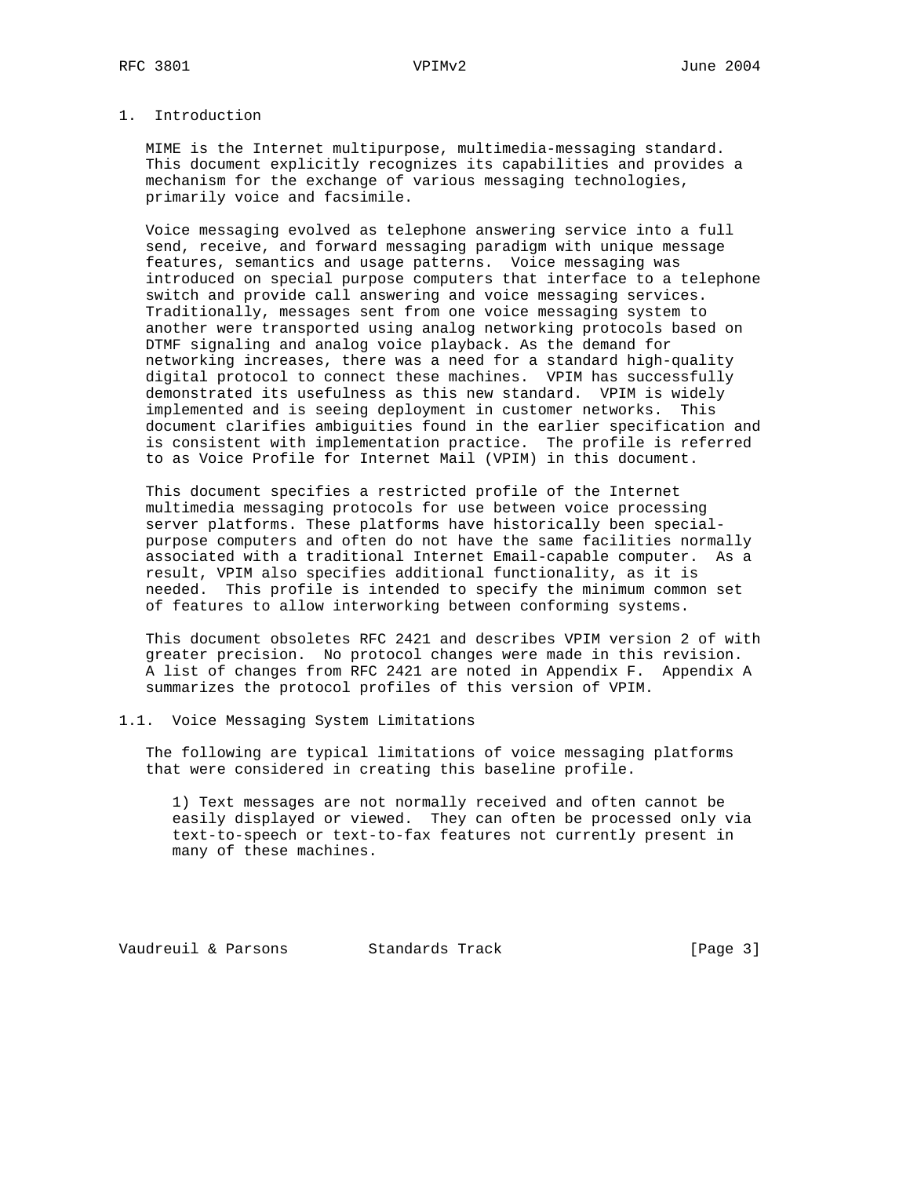# 1. Introduction

MIME is the Internet multipurpose, multimedia-messaging standard. This document explicitly recognizes its capabilities and provides a mechanism for the exchange of various messaging technologies, primarily voice and facsimile.

Voice messaging evolved as telephone answering service into a full send, receive, and forward messaging paradigm with unique message features, semantics and usage patterns. Voice messaging was introduced on special purpose computers that interface to a telephone switch and provide call answering and voice messaging services. Traditionally, messages sent from one voice messaging system to another were transported using analog networking protocols based on DTMF signaling and analog voice playback. As the demand for networking increases, there was a need for a standard high-quality digital protocol to connect these machines. VPIM has successfully demonstrated its usefulness as this new standard. VPIM is widely implemented and is seeing deployment in customer networks. This document clarifies ambiguities found in the earlier specification and is consistent with implementation practice. The profile is referred to as Voice Profile for Internet Mail (VPIM) in this document.

This document specifies a restricted profile of the Internet multimedia messaging protocols for use between voice processing server platforms. These platforms have historically been special-purpose computers and often do not have the same facilities normally associated with a traditional Internet Email-capable computer. As a result, VPIM also specifies additional functionality, as it is needed. This profile is intended to specify the minimum common set of features to allow interworking between conforming systems.

This document obsoletes RFC 2421 and describes VPIM version 2 of with greater precision. No protocol changes were made in this revision. A list of changes from RFC 2421 are noted in Appendix F. Appendix A summarizes the protocol profiles of this version of VPIM.

## 1.1. Voice Messaging System Limitations

The following are typical limitations of voice messaging platforms that were considered in creating this baseline profile.

1) Text messages are not normally received and often cannot be easily displayed or viewed. They can often be processed only via text-to-speech or text-to-fax features not currently present in many of these machines.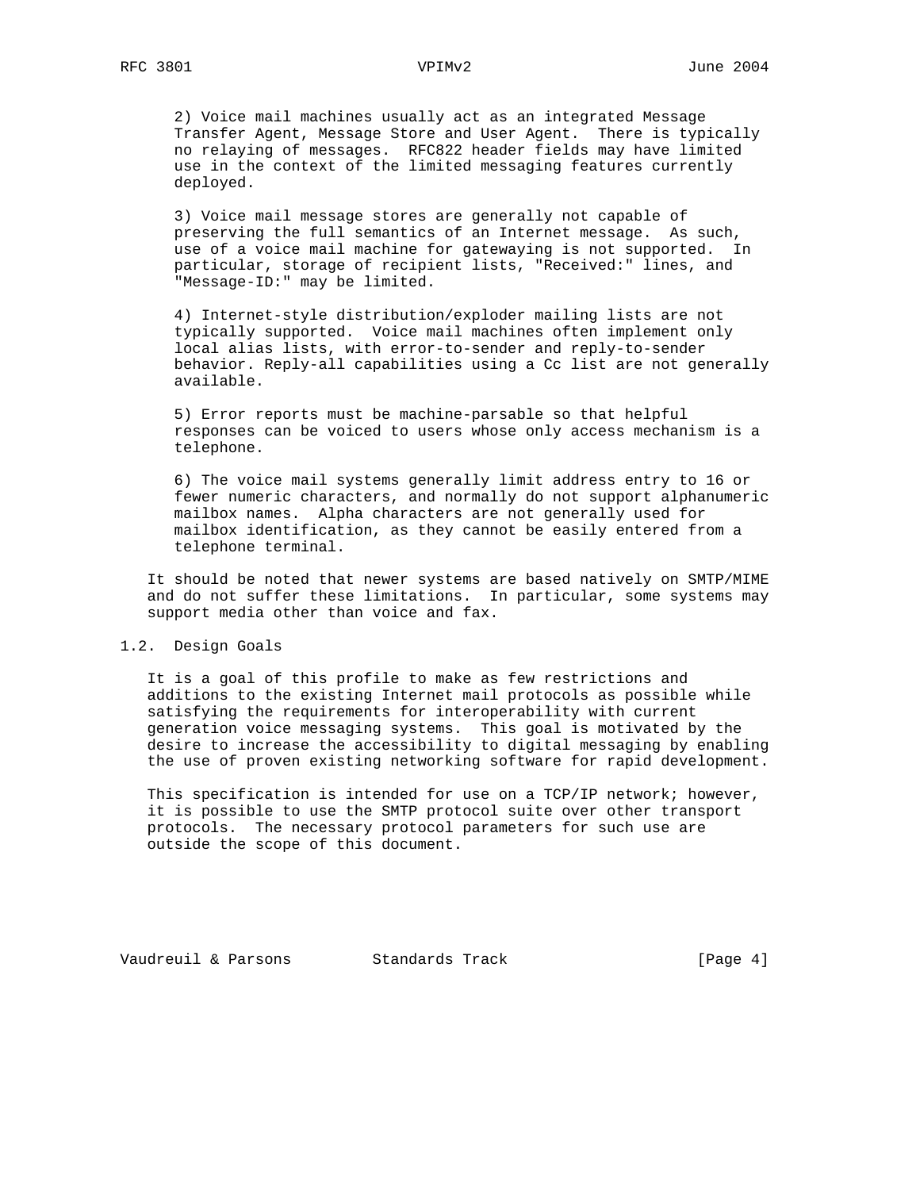2) Voice mail machines usually act as an integrated Message Transfer Agent, Message Store and User Agent. There is typically no relaying of messages. RFC822 header fields may have limited use in the context of the limited messaging features currently deployed.

3) Voice mail message stores are generally not capable of preserving the full semantics of an Internet message. As such, use of a voice mail machine for gatewaying is not supported. In particular, storage of recipient lists, "Received:" lines, and "Message-ID:" may be limited.

4) Internet-style distribution/exploder mailing lists are not typically supported. Voice mail machines often implement only local alias lists, with error-to-sender and reply-to-sender behavior. Reply-all capabilities using a Cc list are not generally available.

5) Error reports must be machine-parsable so that helpful responses can be voiced to users whose only access mechanism is a telephone.

6) The voice mail systems generally limit address entry to 16 or fewer numeric characters, and normally do not support alphanumeric mailbox names. Alpha characters are not generally used for mailbox identification, as they cannot be easily entered from a telephone terminal.

It should be noted that newer systems are based natively on SMTP/MIME and do not suffer these limitations. In particular, some systems may support media other than voice and fax.

## 1.2. Design Goals

It is a goal of this profile to make as few restrictions and additions to the existing Internet mail protocols as possible while satisfying the requirements for interoperability with current generation voice messaging systems. This goal is motivated by the desire to increase the accessibility to digital messaging by enabling the use of proven existing networking software for rapid development.

This specification is intended for use on a TCP/IP network; however, it is possible to use the SMTP protocol suite over other transport protocols. The necessary protocol parameters for such use are outside the scope of this document.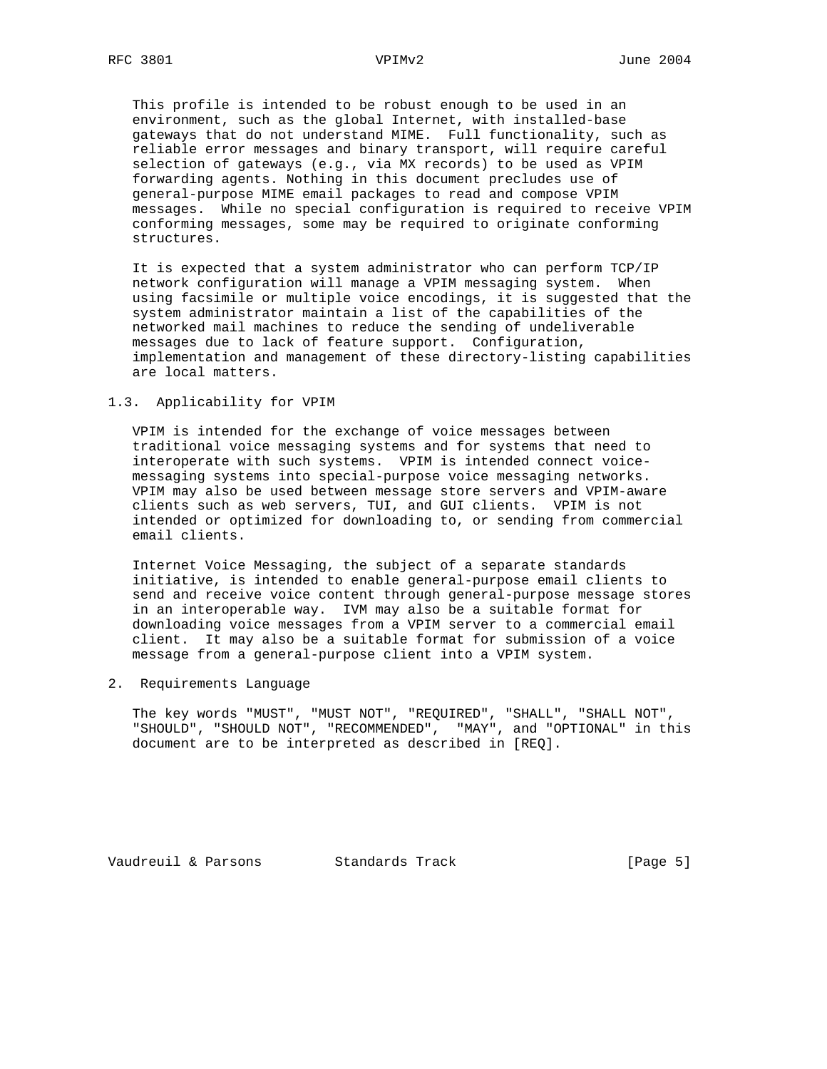This profile is intended to be robust enough to be used in an environment, such as the global Internet, with installed-base gateways that do not understand MIME. Full functionality, such as reliable error messages and binary transport, will require careful selection of gateways (e.g., via MX records) to be used as VPIM forwarding agents. Nothing in this document precludes use of general-purpose MIME email packages to read and compose VPIM messages. While no special configuration is required to receive VPIM conforming messages, some may be required to originate conforming structures.

It is expected that a system administrator who can perform TCP/IP network configuration will manage a VPIM messaging system. When using facsimile or multiple voice encodings, it is suggested that the system administrator maintain a list of the capabilities of the networked mail machines to reduce the sending of undeliverable messages due to lack of feature support. Configuration, implementation and management of these directory-listing capabilities are local matters.

### 1.3. Applicability for VPIM

VPIM is intended for the exchange of voice messages between traditional voice messaging systems and for systems that need to interoperate with such systems. VPIM is intended connect voice-messaging systems into special-purpose voice messaging networks. VPIM may also be used between message store servers and VPIM-aware clients such as web servers, TUI, and GUI clients. VPIM is not intended or optimized for downloading to, or sending from commercial email clients.

Internet Voice Messaging, the subject of a separate standards initiative, is intended to enable general-purpose email clients to send and receive voice content through general-purpose message stores in an interoperable way. IVM may also be a suitable format for downloading voice messages from a VPIM server to a commercial email client. It may also be a suitable format for submission of a voice message from a general-purpose client into a VPIM system.

## 2. Requirements Language

The key words "MUST", "MUST NOT", "REQUIRED", "SHALL", "SHALL NOT", "SHOULD", "SHOULD NOT", "RECOMMENDED", "MAY", and "OPTIONAL" in this document are to be interpreted as described in [REQ].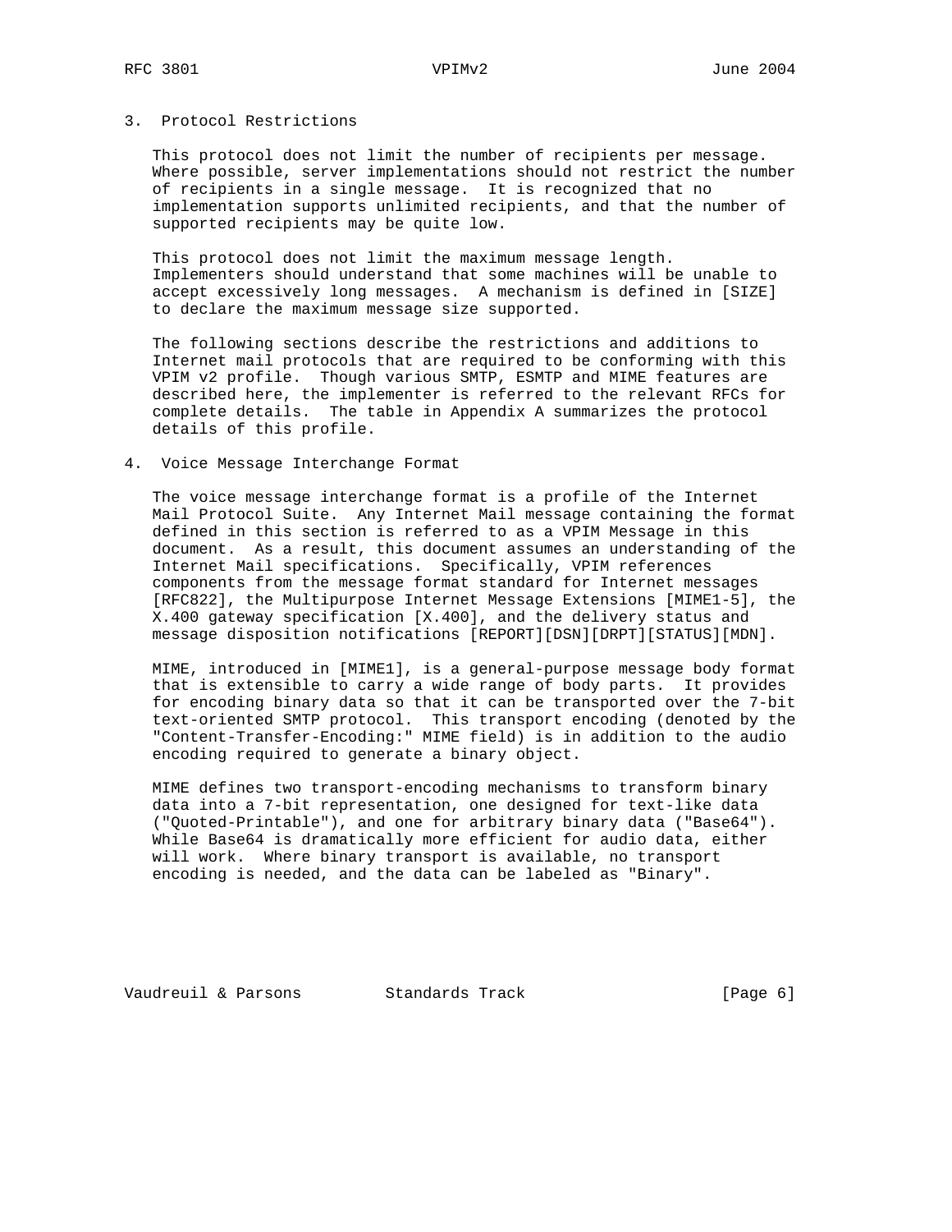## 3. Protocol Restrictions

This protocol does not limit the number of recipients per message. Where possible, server implementations should not restrict the number of recipients in a single message. It is recognized that no implementation supports unlimited recipients, and that the number of supported recipients may be quite low.

This protocol does not limit the maximum message length. Implementers should understand that some machines will be unable to accept excessively long messages. A mechanism is defined in [SIZE] to declare the maximum message size supported.

The following sections describe the restrictions and additions to Internet mail protocols that are required to be conforming with this VPIM v2 profile. Though various SMTP, ESMTP and MIME features are described here, the implementer is referred to the relevant RFCs for complete details. The table in Appendix A summarizes the protocol details of this profile.

## 4. Voice Message Interchange Format

The voice message interchange format is a profile of the Internet Mail Protocol Suite. Any Internet Mail message containing the format defined in this section is referred to as a VPIM Message in this document. As a result, this document assumes an understanding of the Internet Mail specifications. Specifically, VPIM references components from the message format standard for Internet messages [RFC822], the Multipurpose Internet Message Extensions [MIME1-5], the X.400 gateway specification [X.400], and the delivery status and message disposition notifications [REPORT][DSN][DRPT][STATUS][MDN].

MIME, introduced in [MIME1], is a general-purpose message body format that is extensible to carry a wide range of body parts. It provides for encoding binary data so that it can be transported over the 7-bit text-oriented SMTP protocol. This transport encoding (denoted by the "Content-Transfer-Encoding:" MIME field) is in addition to the audio encoding required to generate a binary object.

MIME defines two transport-encoding mechanisms to transform binary data into a 7-bit representation, one designed for text-like data ("Quoted-Printable"), and one for arbitrary binary data ("Base64"). While Base64 is dramatically more efficient for audio data, either will work. Where binary transport is available, no transport encoding is needed, and the data can be labeled as "Binary".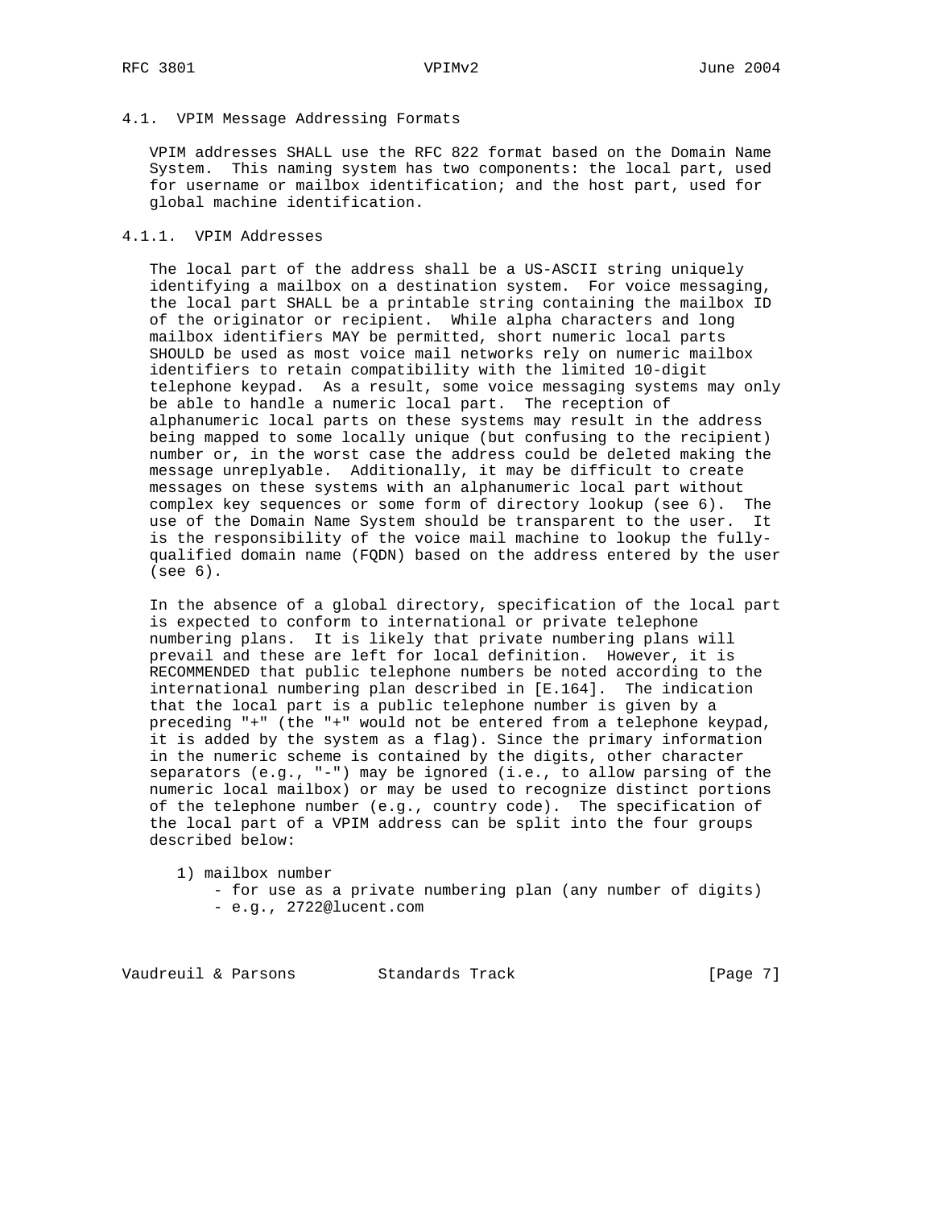### 4.1. VPIM Message Addressing Formats

VPIM addresses SHALL use the RFC 822 format based on the Domain Name System. This naming system has two components: the local part, used for username or mailbox identification; and the host part, used for global machine identification.

#### 4.1.1. VPIM Addresses

The local part of the address shall be a US-ASCII string uniquely identifying a mailbox on a destination system. For voice messaging, the local part SHALL be a printable string containing the mailbox ID of the originator or recipient. While alpha characters and long mailbox identifiers MAY be permitted, short numeric local parts SHOULD be used as most voice mail networks rely on numeric mailbox identifiers to retain compatibility with the limited 10-digit telephone keypad. As a result, some voice messaging systems may only be able to handle a numeric local part. The reception of alphanumeric local parts on these systems may result in the address being mapped to some locally unique (but confusing to the recipient) number or, in the worst case the address could be deleted making the message unreplyable. Additionally, it may be difficult to create messages on these systems with an alphanumeric local part without complex key sequences or some form of directory lookup (see 6). The use of the Domain Name System should be transparent to the user. It is the responsibility of the voice mail machine to lookup the fully-qualified domain name (FQDN) based on the address entered by the user (see 6).

In the absence of a global directory, specification of the local part is expected to conform to international or private telephone numbering plans. It is likely that private numbering plans will prevail and these are left for local definition. However, it is RECOMMENDED that public telephone numbers be noted according to the international numbering plan described in [E.164]. The indication that the local part is a public telephone number is given by a preceding "+" (the "+" would not be entered from a telephone keypad, it is added by the system as a flag). Since the primary information in the numeric scheme is contained by the digits, other character separators (e.g., "-") may be ignored (i.e., to allow parsing of the numeric local mailbox) or may be used to recognize distinct portions of the telephone number (e.g., country code). The specification of the local part of a VPIM address can be split into the four groups described below:

1) mailbox number
   - for use as a private numbering plan (any number of digits)
   - e.g., 2722@lucent.com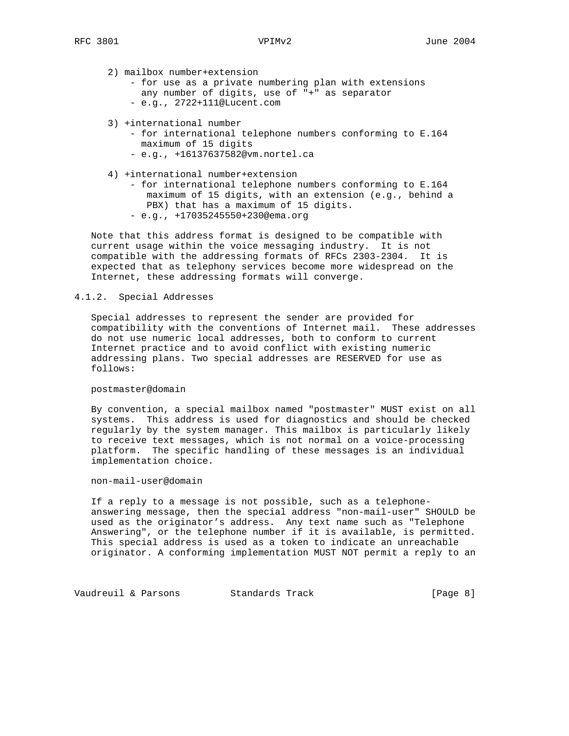2) mailbox number+extension
   - for use as a private numbering plan with extensions any number of digits, use of "+" as separator
   - e.g., 2722+111@Lucent.com

3) +international number
   - for international telephone numbers conforming to E.164 maximum of 15 digits
   - e.g., +16137637582@vm.nortel.ca

4) +international number+extension
   - for international telephone numbers conforming to E.164 maximum of 15 digits, with an extension (e.g., behind a PBX) that has a maximum of 15 digits.
   - e.g., +17035245550+230@ema.org

Note that this address format is designed to be compatible with current usage within the voice messaging industry. It is not compatible with the addressing formats of RFCs 2303-2304. It is expected that as telephony services become more widespread on the Internet, these addressing formats will converge.

### 4.1.2. Special Addresses

Special addresses to represent the sender are provided for compatibility with the conventions of Internet mail. These addresses do not use numeric local addresses, both to conform to current Internet practice and to avoid conflict with existing numeric addressing plans. Two special addresses are RESERVED for use as follows:

postmaster@domain

By convention, a special mailbox named "postmaster" MUST exist on all systems. This address is used for diagnostics and should be checked regularly by the system manager. This mailbox is particularly likely to receive text messages, which is not normal on a voice-processing platform. The specific handling of these messages is an individual implementation choice.

non-mail-user@domain

If a reply to a message is not possible, such as a telephone-answering message, then the special address "non-mail-user" SHOULD be used as the originator's address. Any text name such as "Telephone Answering", or the telephone number if it is available, is permitted. This special address is used as a token to indicate an unreachable originator. A conforming implementation MUST NOT permit a reply to an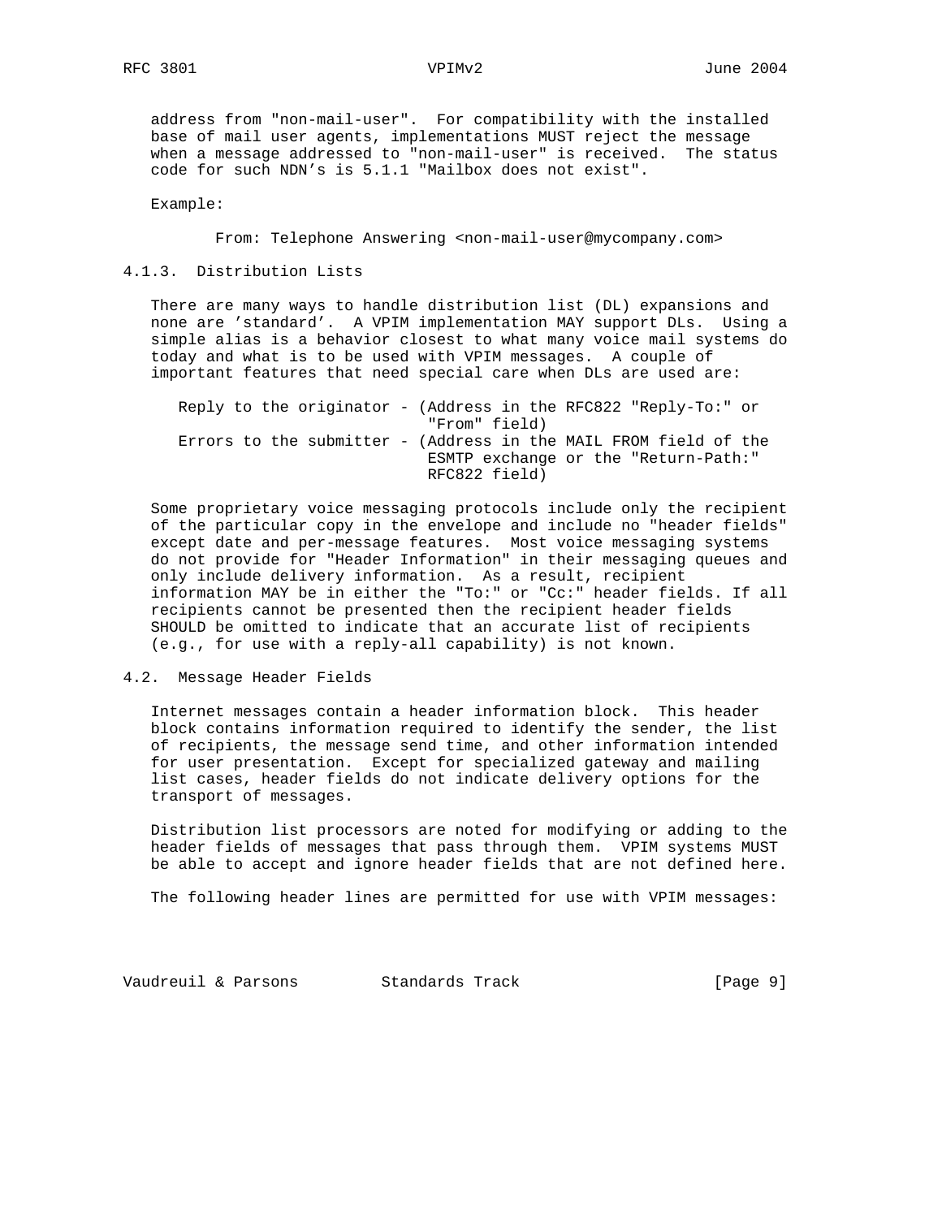address from "non-mail-user". For compatibility with the installed base of mail user agents, implementations MUST reject the message when a message addressed to "non-mail-user" is received. The status code for such NDN's is 5.1.1 "Mailbox does not exist".

Example:

```
From: Telephone Answering <non-mail-user@mycompany.com>
```

### 4.1.3. Distribution Lists

There are many ways to handle distribution list (DL) expansions and none are 'standard'. A VPIM implementation MAY support DLs. Using a simple alias is a behavior closest to what many voice mail systems do today and what is to be used with VPIM messages. A couple of important features that need special care when DLs are used are:

```
Reply to the originator - (Address in the RFC822 "Reply-To:" or
                           "From" field)
Errors to the submitter - (Address in the MAIL FROM field of the
                           ESMTP exchange or the "Return-Path:"
                           RFC822 field)
```

Some proprietary voice messaging protocols include only the recipient of the particular copy in the envelope and include no "header fields" except date and per-message features. Most voice messaging systems do not provide for "Header Information" in their messaging queues and only include delivery information. As a result, recipient information MAY be in either the "To:" or "Cc:" header fields. If all recipients cannot be presented then the recipient header fields SHOULD be omitted to indicate that an accurate list of recipients (e.g., for use with a reply-all capability) is not known.

## 4.2. Message Header Fields

Internet messages contain a header information block. This header block contains information required to identify the sender, the list of recipients, the message send time, and other information intended for user presentation. Except for specialized gateway and mailing list cases, header fields do not indicate delivery options for the transport of messages.

Distribution list processors are noted for modifying or adding to the header fields of messages that pass through them. VPIM systems MUST be able to accept and ignore header fields that are not defined here.

The following header lines are permitted for use with VPIM messages: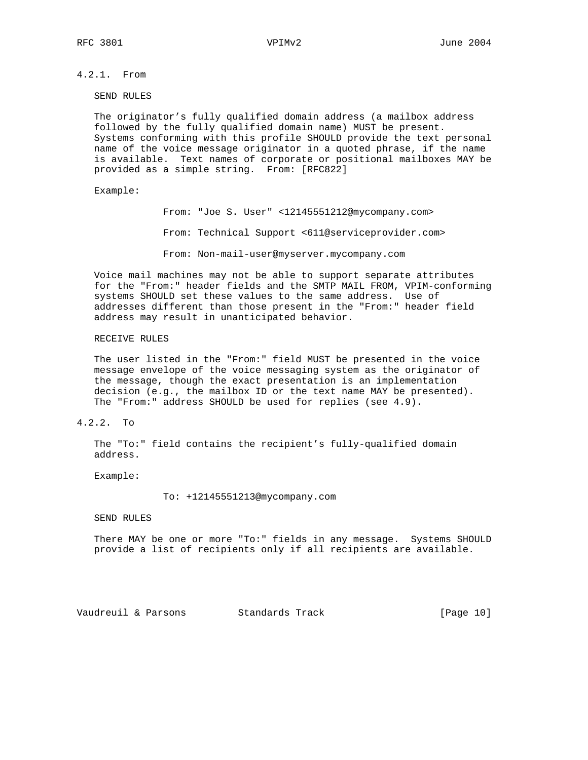### 4.2.1. From

SEND RULES

The originator's fully qualified domain address (a mailbox address followed by the fully qualified domain name) MUST be present. Systems conforming with this profile SHOULD provide the text personal name of the voice message originator in a quoted phrase, if the name is available. Text names of corporate or positional mailboxes MAY be provided as a simple string. From: [RFC822]

Example:

```
From: "Joe S. User" <12145551212@mycompany.com>

From: Technical Support <611@serviceprovider.com>

From: Non-mail-user@myserver.mycompany.com
```

Voice mail machines may not be able to support separate attributes for the "From:" header fields and the SMTP MAIL FROM, VPIM-conforming systems SHOULD set these values to the same address. Use of addresses different than those present in the "From:" header field address may result in unanticipated behavior.

RECEIVE RULES

The user listed in the "From:" field MUST be presented in the voice message envelope of the voice messaging system as the originator of the message, though the exact presentation is an implementation decision (e.g., the mailbox ID or the text name MAY be presented). The "From:" address SHOULD be used for replies (see 4.9).

### 4.2.2. To

The "To:" field contains the recipient's fully-qualified domain address.

Example:

```
To: +12145551213@mycompany.com
```

SEND RULES

There MAY be one or more "To:" fields in any message. Systems SHOULD provide a list of recipients only if all recipients are available.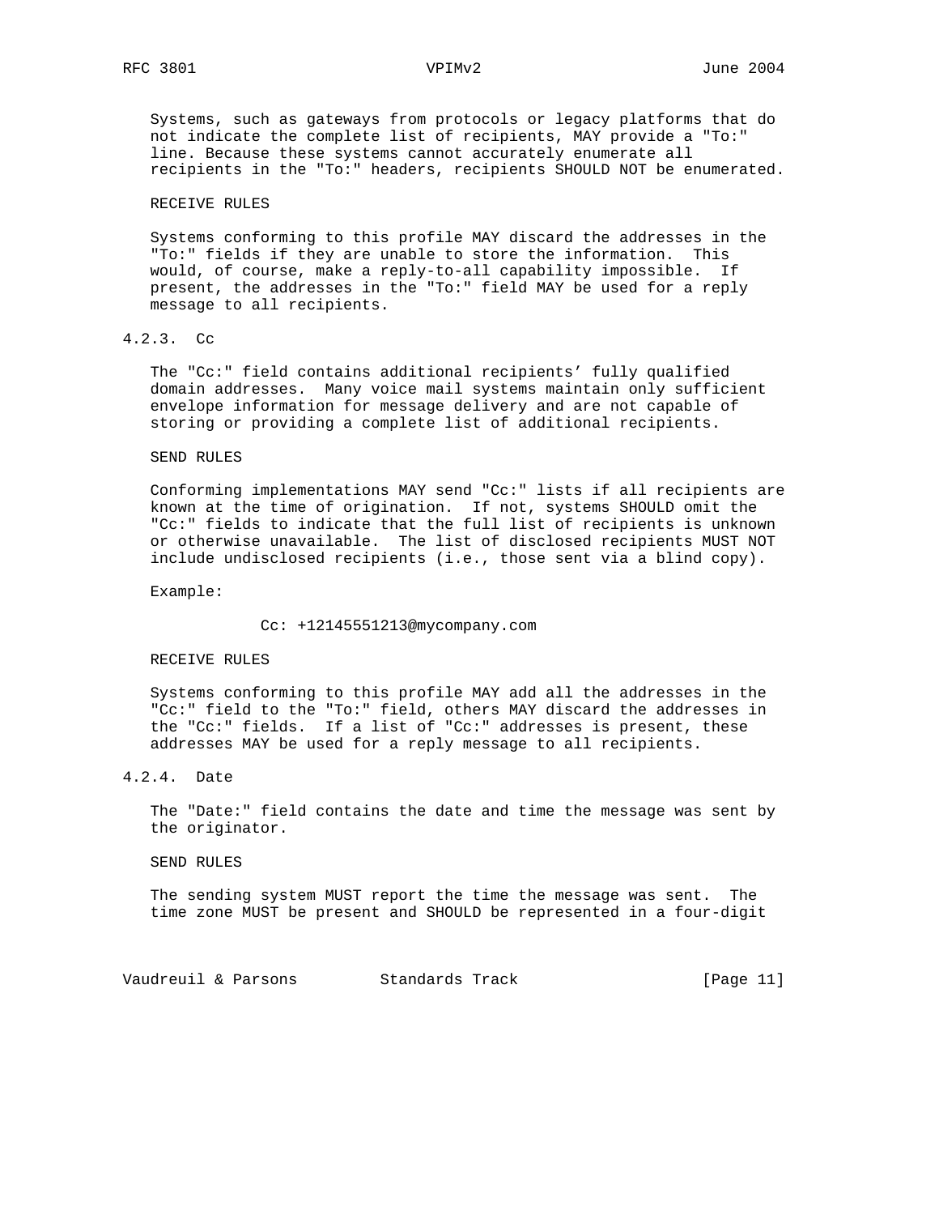Systems, such as gateways from protocols or legacy platforms that do not indicate the complete list of recipients, MAY provide a "To:" line. Because these systems cannot accurately enumerate all recipients in the "To:" headers, recipients SHOULD NOT be enumerated.

RECEIVE RULES

Systems conforming to this profile MAY discard the addresses in the "To:" fields if they are unable to store the information. This would, of course, make a reply-to-all capability impossible. If present, the addresses in the "To:" field MAY be used for a reply message to all recipients.

### 4.2.3. Cc

The "Cc:" field contains additional recipients’ fully qualified domain addresses. Many voice mail systems maintain only sufficient envelope information for message delivery and are not capable of storing or providing a complete list of additional recipients.

SEND RULES

Conforming implementations MAY send "Cc:" lists if all recipients are known at the time of origination. If not, systems SHOULD omit the "Cc:" fields to indicate that the full list of recipients is unknown or otherwise unavailable. The list of disclosed recipients MUST NOT include undisclosed recipients (i.e., those sent via a blind copy).

Example:

```
Cc: +12145551213@mycompany.com
```

RECEIVE RULES

Systems conforming to this profile MAY add all the addresses in the "Cc:" field to the "To:" field, others MAY discard the addresses in the "Cc:" fields. If a list of "Cc:" addresses is present, these addresses MAY be used for a reply message to all recipients.

### 4.2.4. Date

The "Date:" field contains the date and time the message was sent by the originator.

SEND RULES

The sending system MUST report the time the message was sent. The time zone MUST be present and SHOULD be represented in a four-digit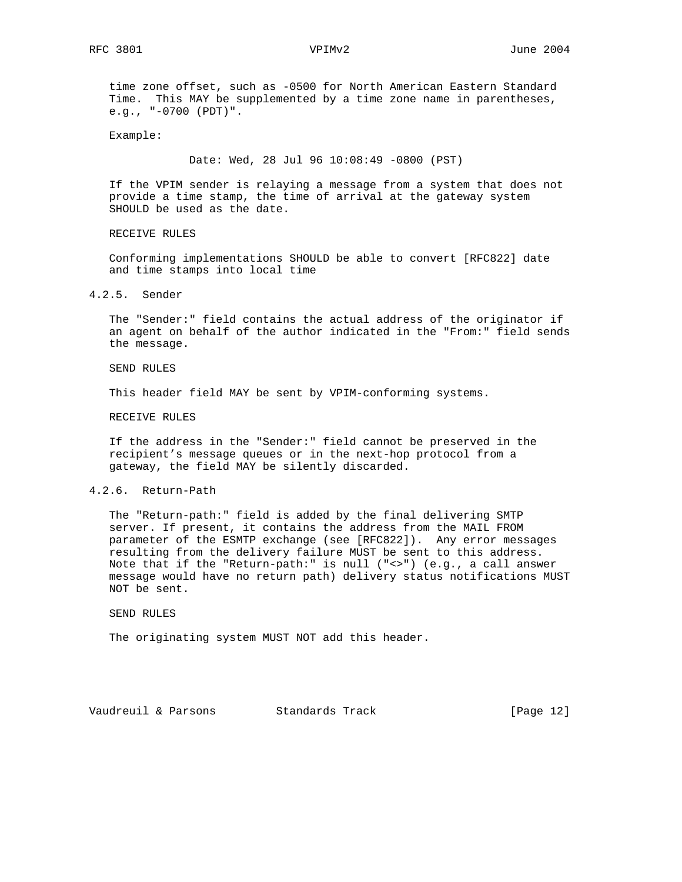time zone offset, such as -0500 for North American Eastern Standard Time. This MAY be supplemented by a time zone name in parentheses, e.g., "-0700 (PDT)".

Example:

```
Date: Wed, 28 Jul 96 10:08:49 -0800 (PST)
```

If the VPIM sender is relaying a message from a system that does not provide a time stamp, the time of arrival at the gateway system SHOULD be used as the date.

RECEIVE RULES

Conforming implementations SHOULD be able to convert [RFC822] date and time stamps into local time

### 4.2.5. Sender

The "Sender:" field contains the actual address of the originator if an agent on behalf of the author indicated in the "From:" field sends the message.

SEND RULES

This header field MAY be sent by VPIM-conforming systems.

RECEIVE RULES

If the address in the "Sender:" field cannot be preserved in the recipient’s message queues or in the next-hop protocol from a gateway, the field MAY be silently discarded.

### 4.2.6. Return-Path

The "Return-path:" field is added by the final delivering SMTP server. If present, it contains the address from the MAIL FROM parameter of the ESMTP exchange (see [RFC822]). Any error messages resulting from the delivery failure MUST be sent to this address. Note that if the "Return-path:" is null ("<>") (e.g., a call answer message would have no return path) delivery status notifications MUST NOT be sent.

SEND RULES

The originating system MUST NOT add this header.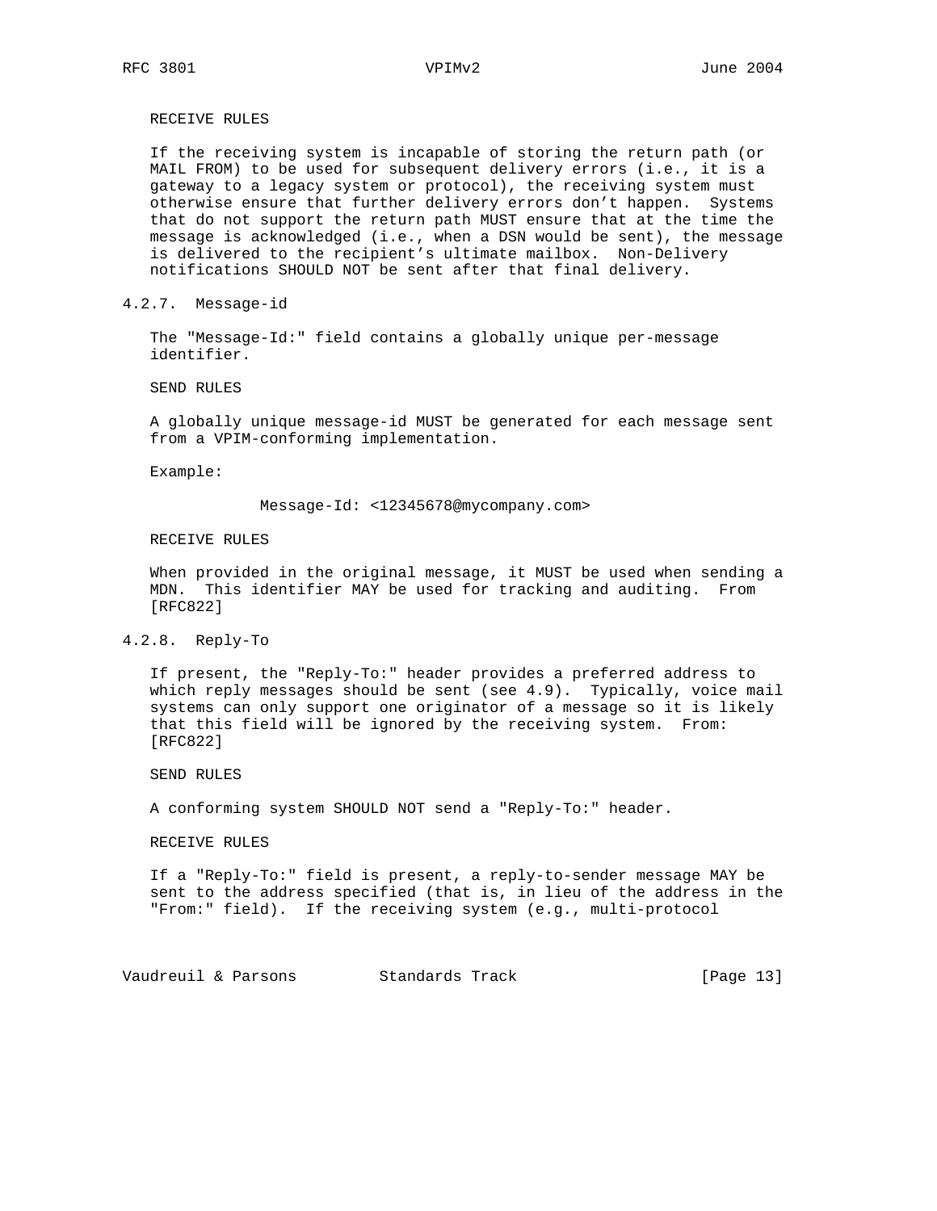RECEIVE RULES

If the receiving system is incapable of storing the return path (or MAIL FROM) to be used for subsequent delivery errors (i.e., it is a gateway to a legacy system or protocol), the receiving system must otherwise ensure that further delivery errors don't happen. Systems that do not support the return path MUST ensure that at the time the message is acknowledged (i.e., when a DSN would be sent), the message is delivered to the recipient's ultimate mailbox. Non-Delivery notifications SHOULD NOT be sent after that final delivery.

### 4.2.7. Message-id

The "Message-Id:" field contains a globally unique per-message identifier.

SEND RULES

A globally unique message-id MUST be generated for each message sent from a VPIM-conforming implementation.

Example:

```
Message-Id: <12345678@mycompany.com>
```

RECEIVE RULES

When provided in the original message, it MUST be used when sending a MDN. This identifier MAY be used for tracking and auditing. From [RFC822]

### 4.2.8. Reply-To

If present, the "Reply-To:" header provides a preferred address to which reply messages should be sent (see 4.9). Typically, voice mail systems can only support one originator of a message so it is likely that this field will be ignored by the receiving system. From: [RFC822]

SEND RULES

A conforming system SHOULD NOT send a "Reply-To:" header.

RECEIVE RULES

If a "Reply-To:" field is present, a reply-to-sender message MAY be sent to the address specified (that is, in lieu of the address in the "From:" field). If the receiving system (e.g., multi-protocol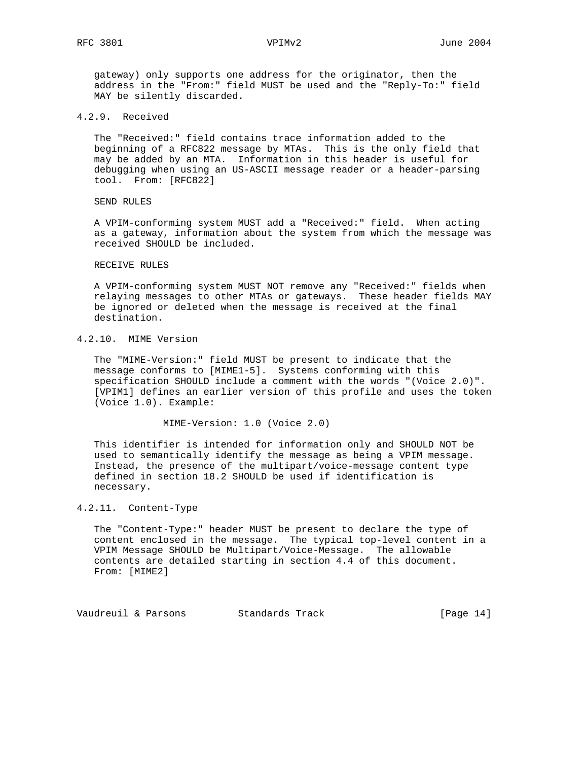gateway) only supports one address for the originator, then the address in the "From:" field MUST be used and the "Reply-To:" field MAY be silently discarded.

### 4.2.9. Received

The "Received:" field contains trace information added to the beginning of a RFC822 message by MTAs. This is the only field that may be added by an MTA. Information in this header is useful for debugging when using an US-ASCII message reader or a header-parsing tool. From: [RFC822]

SEND RULES

A VPIM-conforming system MUST add a "Received:" field. When acting as a gateway, information about the system from which the message was received SHOULD be included.

RECEIVE RULES

A VPIM-conforming system MUST NOT remove any "Received:" fields when relaying messages to other MTAs or gateways. These header fields MAY be ignored or deleted when the message is received at the final destination.

### 4.2.10. MIME Version

The "MIME-Version:" field MUST be present to indicate that the message conforms to [MIME1-5]. Systems conforming with this specification SHOULD include a comment with the words "(Voice 2.0)". [VPIM1] defines an earlier version of this profile and uses the token (Voice 1.0). Example:

```
MIME-Version: 1.0 (Voice 2.0)
```

This identifier is intended for information only and SHOULD NOT be used to semantically identify the message as being a VPIM message. Instead, the presence of the multipart/voice-message content type defined in section 18.2 SHOULD be used if identification is necessary.

### 4.2.11. Content-Type

The "Content-Type:" header MUST be present to declare the type of content enclosed in the message. The typical top-level content in a VPIM Message SHOULD be Multipart/Voice-Message. The allowable contents are detailed starting in section 4.4 of this document. From: [MIME2]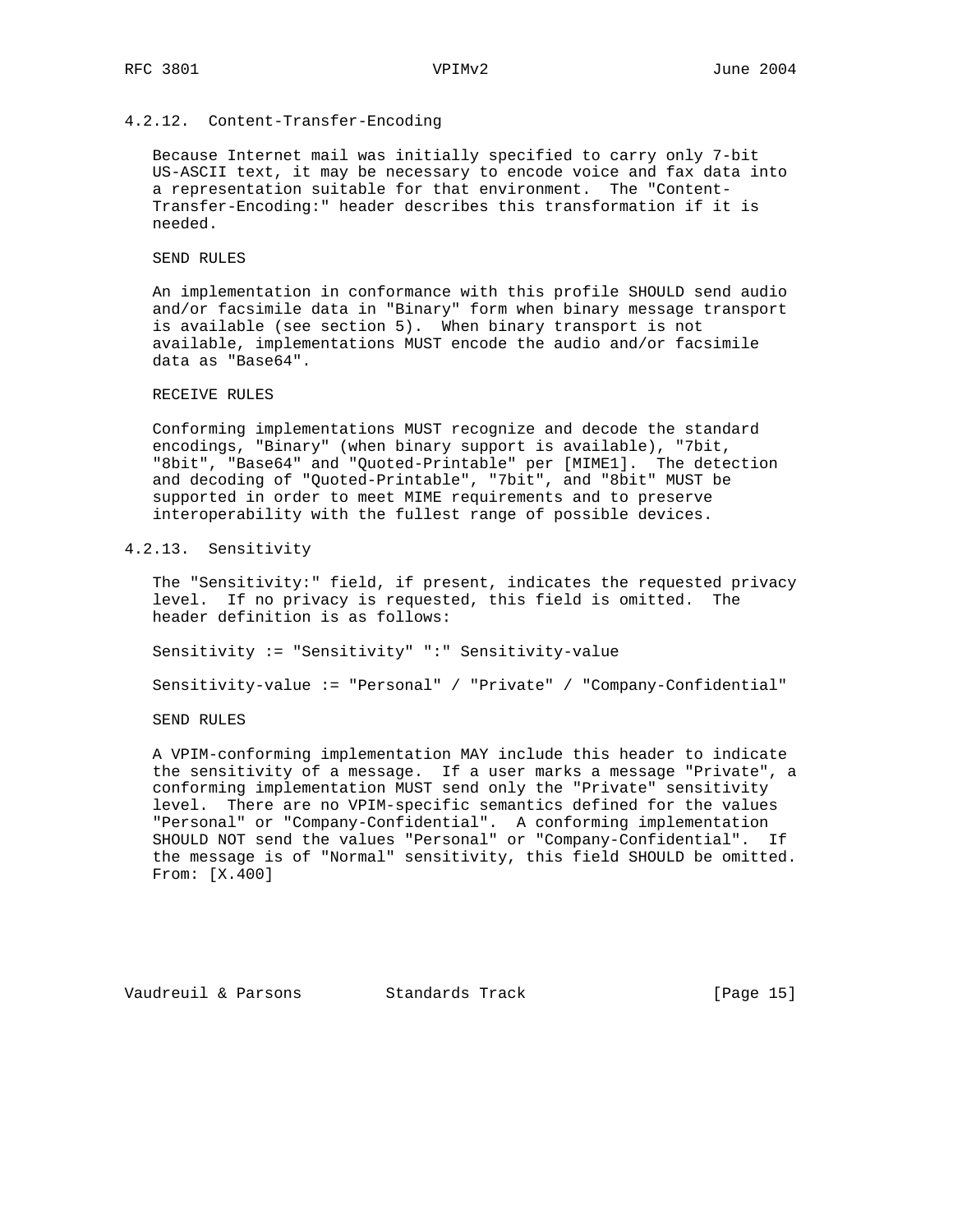### 4.2.12. Content-Transfer-Encoding

Because Internet mail was initially specified to carry only 7-bit US-ASCII text, it may be necessary to encode voice and fax data into a representation suitable for that environment. The "Content-Transfer-Encoding:" header describes this transformation if it is needed.

SEND RULES

An implementation in conformance with this profile SHOULD send audio and/or facsimile data in "Binary" form when binary message transport is available (see section 5). When binary transport is not available, implementations MUST encode the audio and/or facsimile data as "Base64".

RECEIVE RULES

Conforming implementations MUST recognize and decode the standard encodings, "Binary" (when binary support is available), "7bit, "8bit", "Base64" and "Quoted-Printable" per [MIME1]. The detection and decoding of "Quoted-Printable", "7bit", and "8bit" MUST be supported in order to meet MIME requirements and to preserve interoperability with the fullest range of possible devices.

### 4.2.13. Sensitivity

The "Sensitivity:" field, if present, indicates the requested privacy level. If no privacy is requested, this field is omitted. The header definition is as follows:

```
Sensitivity := "Sensitivity" ":" Sensitivity-value

Sensitivity-value := "Personal" / "Private" / "Company-Confidential"
```

SEND RULES

A VPIM-conforming implementation MAY include this header to indicate the sensitivity of a message. If a user marks a message "Private", a conforming implementation MUST send only the "Private" sensitivity level. There are no VPIM-specific semantics defined for the values "Personal" or "Company-Confidential". A conforming implementation SHOULD NOT send the values "Personal" or "Company-Confidential". If the message is of "Normal" sensitivity, this field SHOULD be omitted. From: [X.400]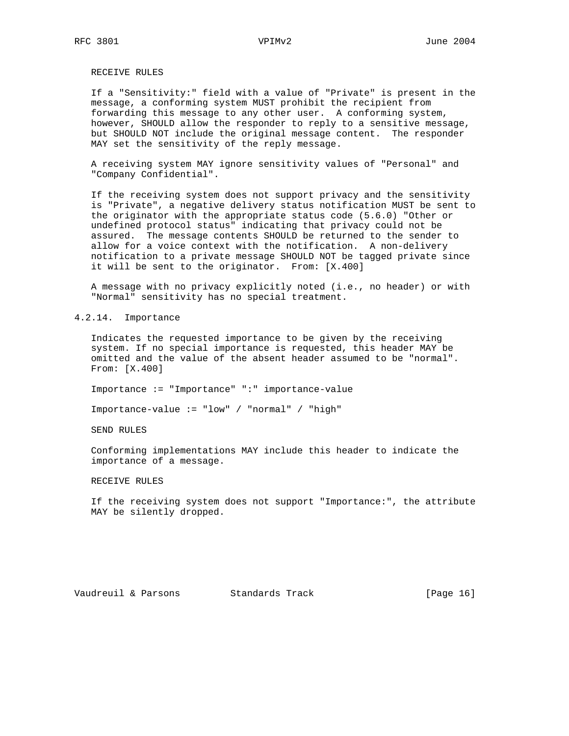RECEIVE RULES

If a "Sensitivity:" field with a value of "Private" is present in the message, a conforming system MUST prohibit the recipient from forwarding this message to any other user. A conforming system, however, SHOULD allow the responder to reply to a sensitive message, but SHOULD NOT include the original message content. The responder MAY set the sensitivity of the reply message.

A receiving system MAY ignore sensitivity values of "Personal" and "Company Confidential".

If the receiving system does not support privacy and the sensitivity is "Private", a negative delivery status notification MUST be sent to the originator with the appropriate status code (5.6.0) "Other or undefined protocol status" indicating that privacy could not be assured. The message contents SHOULD be returned to the sender to allow for a voice context with the notification. A non-delivery notification to a private message SHOULD NOT be tagged private since it will be sent to the originator. From: [X.400]

A message with no privacy explicitly noted (i.e., no header) or with "Normal" sensitivity has no special treatment.

### 4.2.14. Importance

Indicates the requested importance to be given by the receiving system. If no special importance is requested, this header MAY be omitted and the value of the absent header assumed to be "normal". From: [X.400]

```
Importance := "Importance" ":" importance-value

Importance-value := "low" / "normal" / "high"
```

SEND RULES

Conforming implementations MAY include this header to indicate the importance of a message.

RECEIVE RULES

If the receiving system does not support "Importance:", the attribute MAY be silently dropped.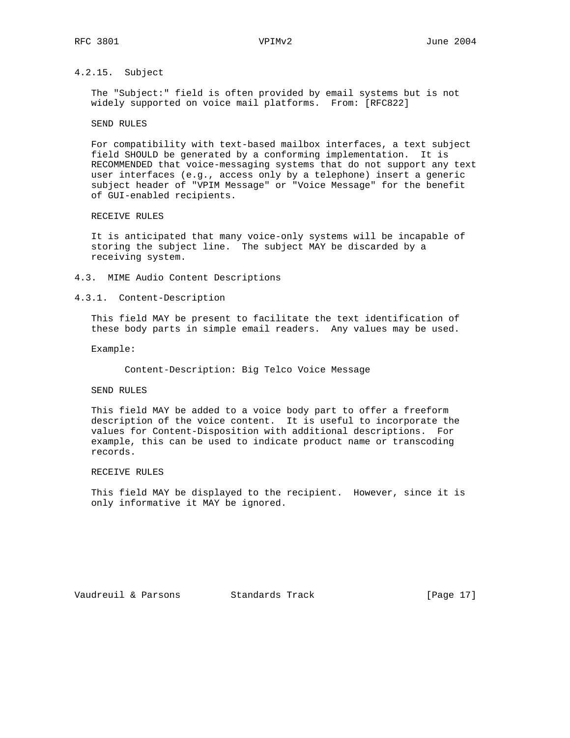#### 4.2.15. Subject

The "Subject:" field is often provided by email systems but is not widely supported on voice mail platforms. From: [RFC822]

SEND RULES

For compatibility with text-based mailbox interfaces, a text subject field SHOULD be generated by a conforming implementation. It is RECOMMENDED that voice-messaging systems that do not support any text user interfaces (e.g., access only by a telephone) insert a generic subject header of "VPIM Message" or "Voice Message" for the benefit of GUI-enabled recipients.

RECEIVE RULES

It is anticipated that many voice-only systems will be incapable of storing the subject line. The subject MAY be discarded by a receiving system.

### 4.3. MIME Audio Content Descriptions

#### 4.3.1. Content-Description

This field MAY be present to facilitate the text identification of these body parts in simple email readers. Any values may be used.

Example:

```
Content-Description: Big Telco Voice Message
```

SEND RULES

This field MAY be added to a voice body part to offer a freeform description of the voice content. It is useful to incorporate the values for Content-Disposition with additional descriptions. For example, this can be used to indicate product name or transcoding records.

RECEIVE RULES

This field MAY be displayed to the recipient. However, since it is only informative it MAY be ignored.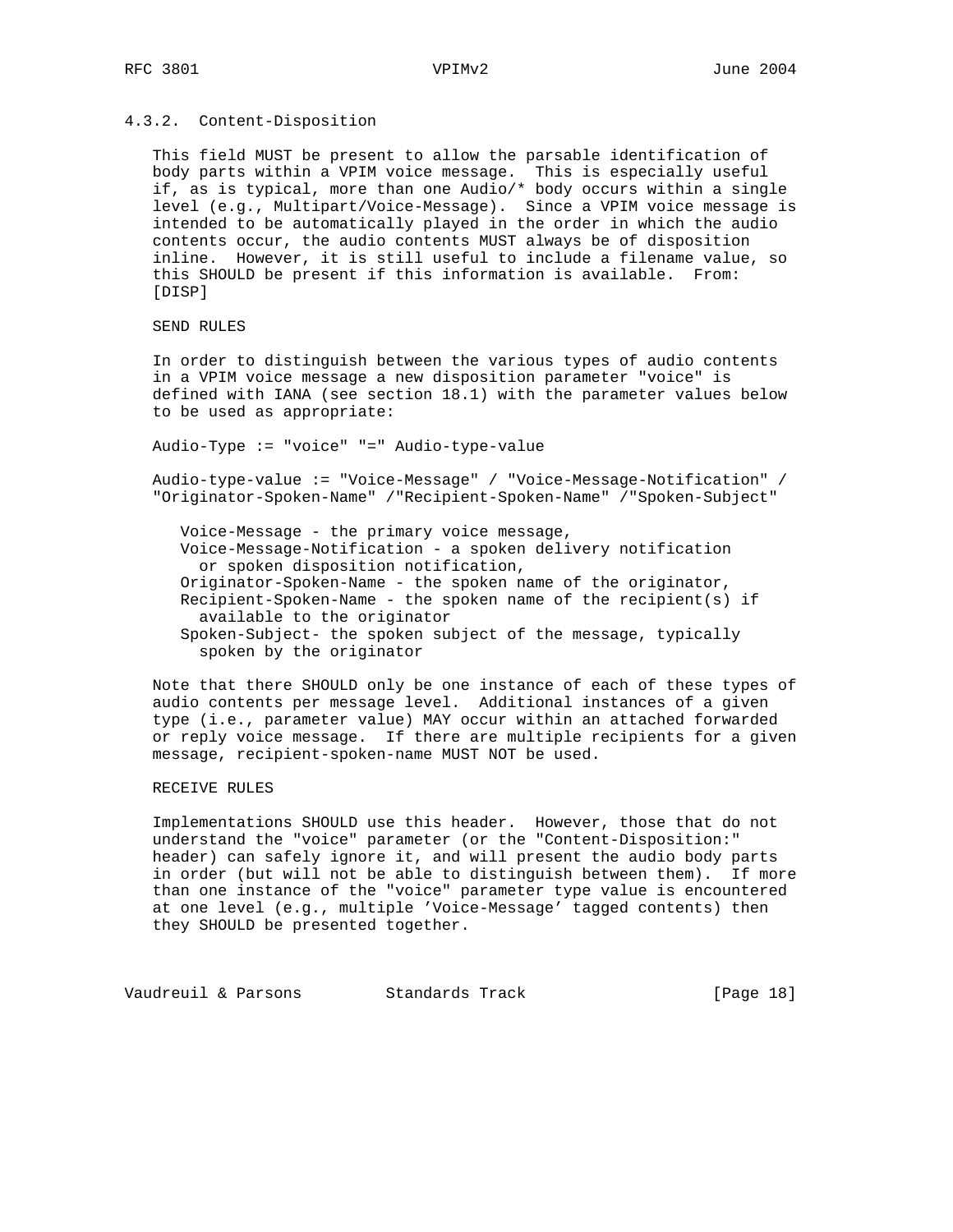### 4.3.2. Content-Disposition

This field MUST be present to allow the parsable identification of body parts within a VPIM voice message. This is especially useful if, as is typical, more than one Audio/* body occurs within a single level (e.g., Multipart/Voice-Message). Since a VPIM voice message is intended to be automatically played in the order in which the audio contents occur, the audio contents MUST always be of disposition inline. However, it is still useful to include a filename value, so this SHOULD be present if this information is available. From: [DISP]

SEND RULES

In order to distinguish between the various types of audio contents in a VPIM voice message a new disposition parameter "voice" is defined with IANA (see section 18.1) with the parameter values below to be used as appropriate:

```
Audio-Type := "voice" "=" Audio-type-value

Audio-type-value := "Voice-Message" / "Voice-Message-Notification" /
"Originator-Spoken-Name" /"Recipient-Spoken-Name" /"Spoken-Subject"
```

- Voice-Message - the primary voice message,
- Voice-Message-Notification - a spoken delivery notification or spoken disposition notification,
- Originator-Spoken-Name - the spoken name of the originator,
- Recipient-Spoken-Name - the spoken name of the recipient(s) if available to the originator
- Spoken-Subject- the spoken subject of the message, typically spoken by the originator

Note that there SHOULD only be one instance of each of these types of audio contents per message level. Additional instances of a given type (i.e., parameter value) MAY occur within an attached forwarded or reply voice message. If there are multiple recipients for a given message, recipient-spoken-name MUST NOT be used.

RECEIVE RULES

Implementations SHOULD use this header. However, those that do not understand the "voice" parameter (or the "Content-Disposition:" header) can safely ignore it, and will present the audio body parts in order (but will not be able to distinguish between them). If more than one instance of the "voice" parameter type value is encountered at one level (e.g., multiple 'Voice-Message' tagged contents) then they SHOULD be presented together.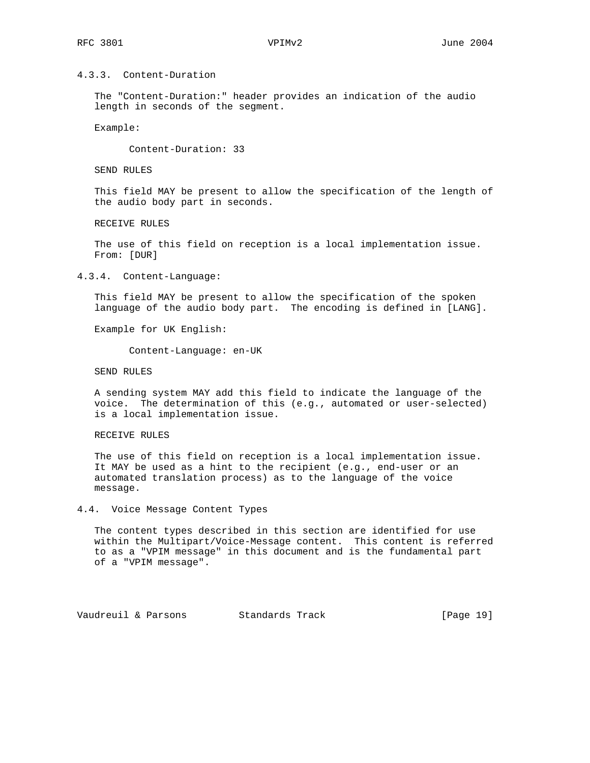#### 4.3.3. Content-Duration

The "Content-Duration:" header provides an indication of the audio length in seconds of the segment.

Example:

```
Content-Duration: 33
```

SEND RULES

This field MAY be present to allow the specification of the length of the audio body part in seconds.

RECEIVE RULES

The use of this field on reception is a local implementation issue. From: [DUR]

#### 4.3.4. Content-Language:

This field MAY be present to allow the specification of the spoken language of the audio body part. The encoding is defined in [LANG].

Example for UK English:

```
Content-Language: en-UK
```

SEND RULES

A sending system MAY add this field to indicate the language of the voice. The determination of this (e.g., automated or user-selected) is a local implementation issue.

RECEIVE RULES

The use of this field on reception is a local implementation issue. It MAY be used as a hint to the recipient (e.g., end-user or an automated translation process) as to the language of the voice message.

### 4.4. Voice Message Content Types

The content types described in this section are identified for use within the Multipart/Voice-Message content. This content is referred to as a "VPIM message" in this document and is the fundamental part of a "VPIM message".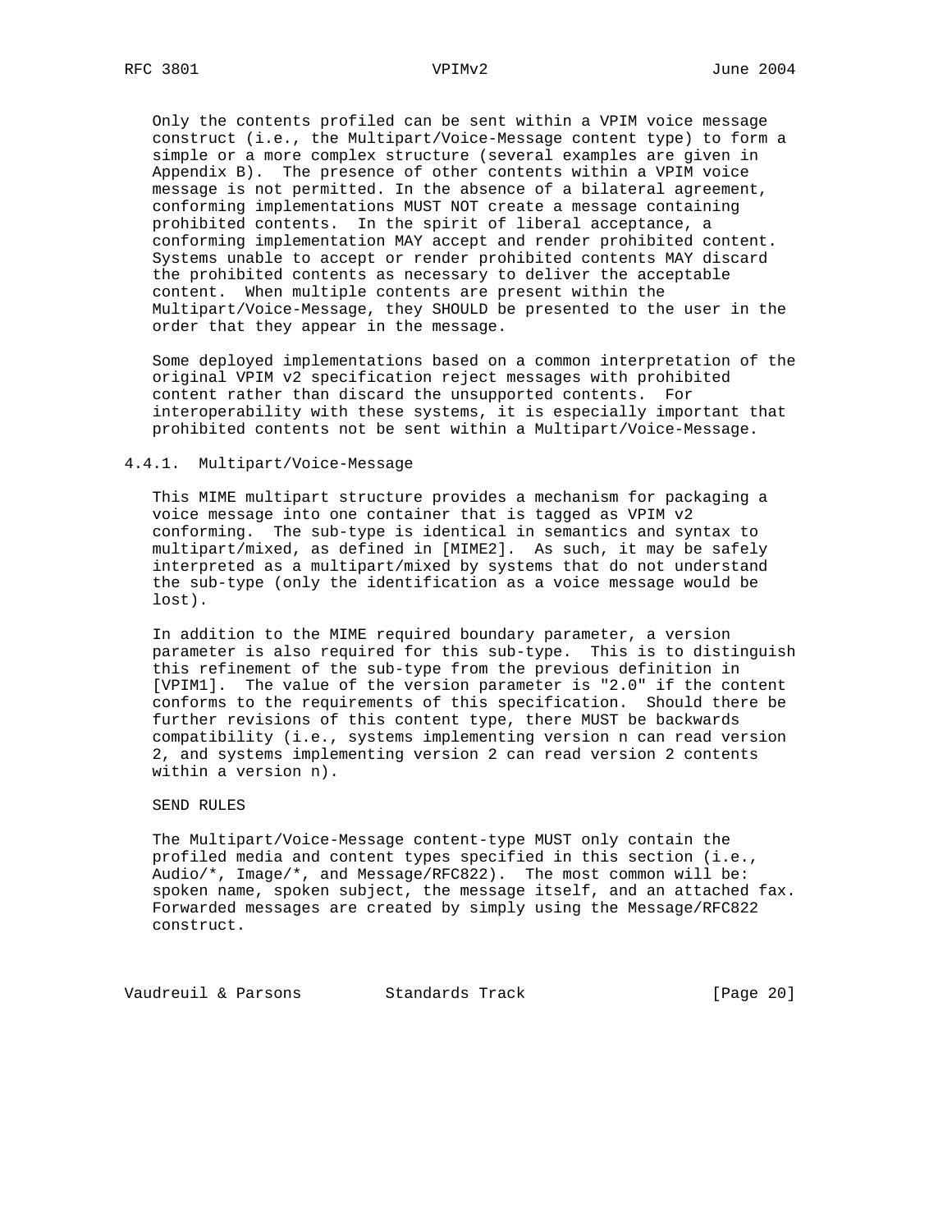Only the contents profiled can be sent within a VPIM voice message construct (i.e., the Multipart/Voice-Message content type) to form a simple or a more complex structure (several examples are given in Appendix B). The presence of other contents within a VPIM voice message is not permitted. In the absence of a bilateral agreement, conforming implementations MUST NOT create a message containing prohibited contents. In the spirit of liberal acceptance, a conforming implementation MAY accept and render prohibited content. Systems unable to accept or render prohibited contents MAY discard the prohibited contents as necessary to deliver the acceptable content. When multiple contents are present within the Multipart/Voice-Message, they SHOULD be presented to the user in the order that they appear in the message.

Some deployed implementations based on a common interpretation of the original VPIM v2 specification reject messages with prohibited content rather than discard the unsupported contents. For interoperability with these systems, it is especially important that prohibited contents not be sent within a Multipart/Voice-Message.

### 4.4.1. Multipart/Voice-Message

This MIME multipart structure provides a mechanism for packaging a voice message into one container that is tagged as VPIM v2 conforming. The sub-type is identical in semantics and syntax to multipart/mixed, as defined in [MIME2]. As such, it may be safely interpreted as a multipart/mixed by systems that do not understand the sub-type (only the identification as a voice message would be lost).

In addition to the MIME required boundary parameter, a version parameter is also required for this sub-type. This is to distinguish this refinement of the sub-type from the previous definition in [VPIM1]. The value of the version parameter is "2.0" if the content conforms to the requirements of this specification. Should there be further revisions of this content type, there MUST be backwards compatibility (i.e., systems implementing version n can read version 2, and systems implementing version 2 can read version 2 contents within a version n).

SEND RULES

The Multipart/Voice-Message content-type MUST only contain the profiled media and content types specified in this section (i.e., Audio/*, Image/*, and Message/RFC822). The most common will be: spoken name, spoken subject, the message itself, and an attached fax. Forwarded messages are created by simply using the Message/RFC822 construct.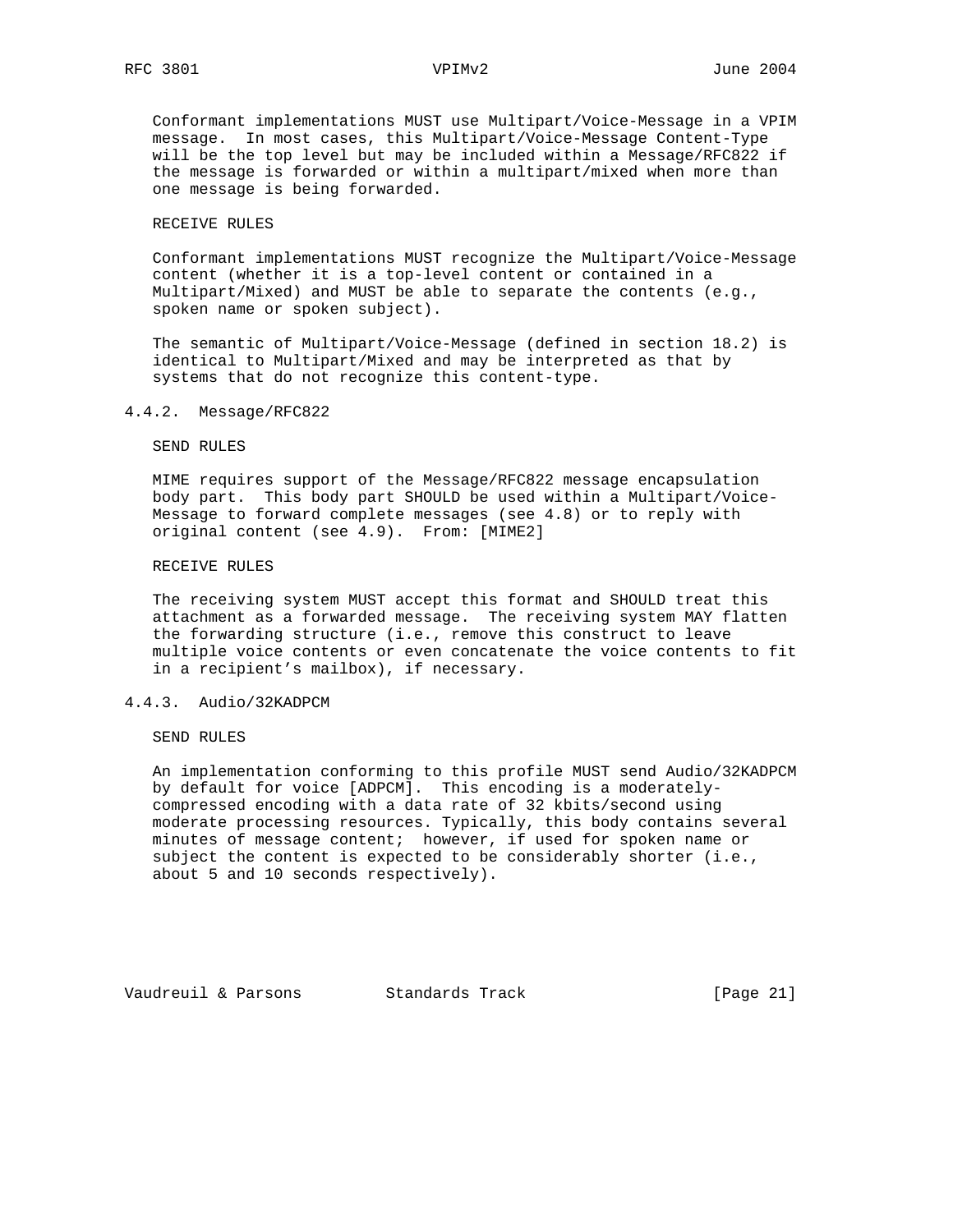Conformant implementations MUST use Multipart/Voice-Message in a VPIM message. In most cases, this Multipart/Voice-Message Content-Type will be the top level but may be included within a Message/RFC822 if the message is forwarded or within a multipart/mixed when more than one message is being forwarded.

RECEIVE RULES

Conformant implementations MUST recognize the Multipart/Voice-Message content (whether it is a top-level content or contained in a Multipart/Mixed) and MUST be able to separate the contents (e.g., spoken name or spoken subject).

The semantic of Multipart/Voice-Message (defined in section 18.2) is identical to Multipart/Mixed and may be interpreted as that by systems that do not recognize this content-type.

### 4.4.2. Message/RFC822

SEND RULES

MIME requires support of the Message/RFC822 message encapsulation body part. This body part SHOULD be used within a Multipart/Voice-Message to forward complete messages (see 4.8) or to reply with original content (see 4.9). From: [MIME2]

RECEIVE RULES

The receiving system MUST accept this format and SHOULD treat this attachment as a forwarded message. The receiving system MAY flatten the forwarding structure (i.e., remove this construct to leave multiple voice contents or even concatenate the voice contents to fit in a recipient’s mailbox), if necessary.

### 4.4.3. Audio/32KADPCM

SEND RULES

An implementation conforming to this profile MUST send Audio/32KADPCM by default for voice [ADPCM]. This encoding is a moderately-compressed encoding with a data rate of 32 kbits/second using moderate processing resources. Typically, this body contains several minutes of message content; however, if used for spoken name or subject the content is expected to be considerably shorter (i.e., about 5 and 10 seconds respectively).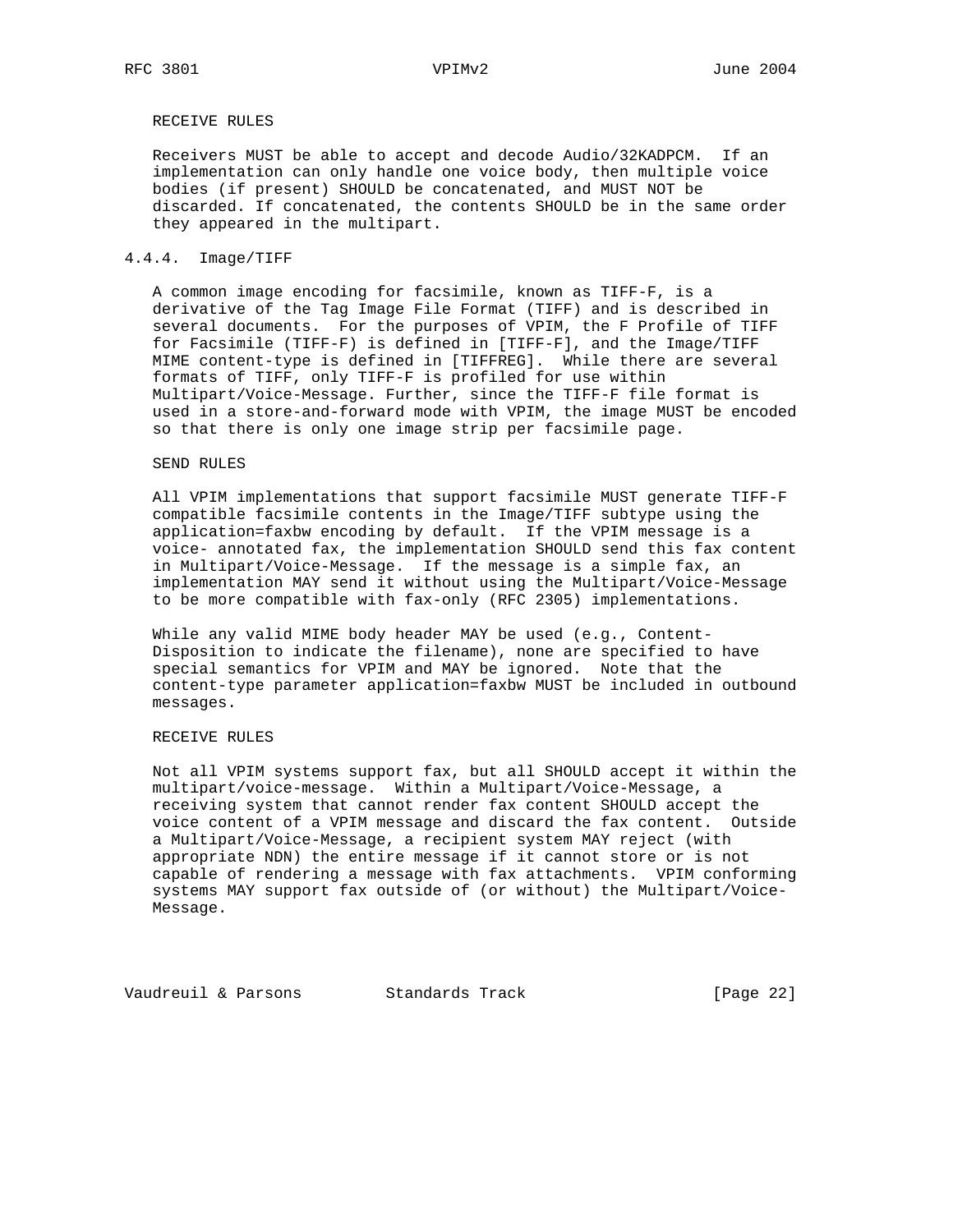RECEIVE RULES

Receivers MUST be able to accept and decode Audio/32KADPCM. If an implementation can only handle one voice body, then multiple voice bodies (if present) SHOULD be concatenated, and MUST NOT be discarded. If concatenated, the contents SHOULD be in the same order they appeared in the multipart.

### 4.4.4. Image/TIFF

A common image encoding for facsimile, known as TIFF-F, is a derivative of the Tag Image File Format (TIFF) and is described in several documents. For the purposes of VPIM, the F Profile of TIFF for Facsimile (TIFF-F) is defined in [TIFF-F], and the Image/TIFF MIME content-type is defined in [TIFFREG]. While there are several formats of TIFF, only TIFF-F is profiled for use within Multipart/Voice-Message. Further, since the TIFF-F file format is used in a store-and-forward mode with VPIM, the image MUST be encoded so that there is only one image strip per facsimile page.

SEND RULES

All VPIM implementations that support facsimile MUST generate TIFF-F compatible facsimile contents in the Image/TIFF subtype using the application=faxbw encoding by default. If the VPIM message is a voice- annotated fax, the implementation SHOULD send this fax content in Multipart/Voice-Message. If the message is a simple fax, an implementation MAY send it without using the Multipart/Voice-Message to be more compatible with fax-only (RFC 2305) implementations.

While any valid MIME body header MAY be used (e.g., Content-Disposition to indicate the filename), none are specified to have special semantics for VPIM and MAY be ignored. Note that the content-type parameter application=faxbw MUST be included in outbound messages.

RECEIVE RULES

Not all VPIM systems support fax, but all SHOULD accept it within the multipart/voice-message. Within a Multipart/Voice-Message, a receiving system that cannot render fax content SHOULD accept the voice content of a VPIM message and discard the fax content. Outside a Multipart/Voice-Message, a recipient system MAY reject (with appropriate NDN) the entire message if it cannot store or is not capable of rendering a message with fax attachments. VPIM conforming systems MAY support fax outside of (or without) the Multipart/Voice-Message.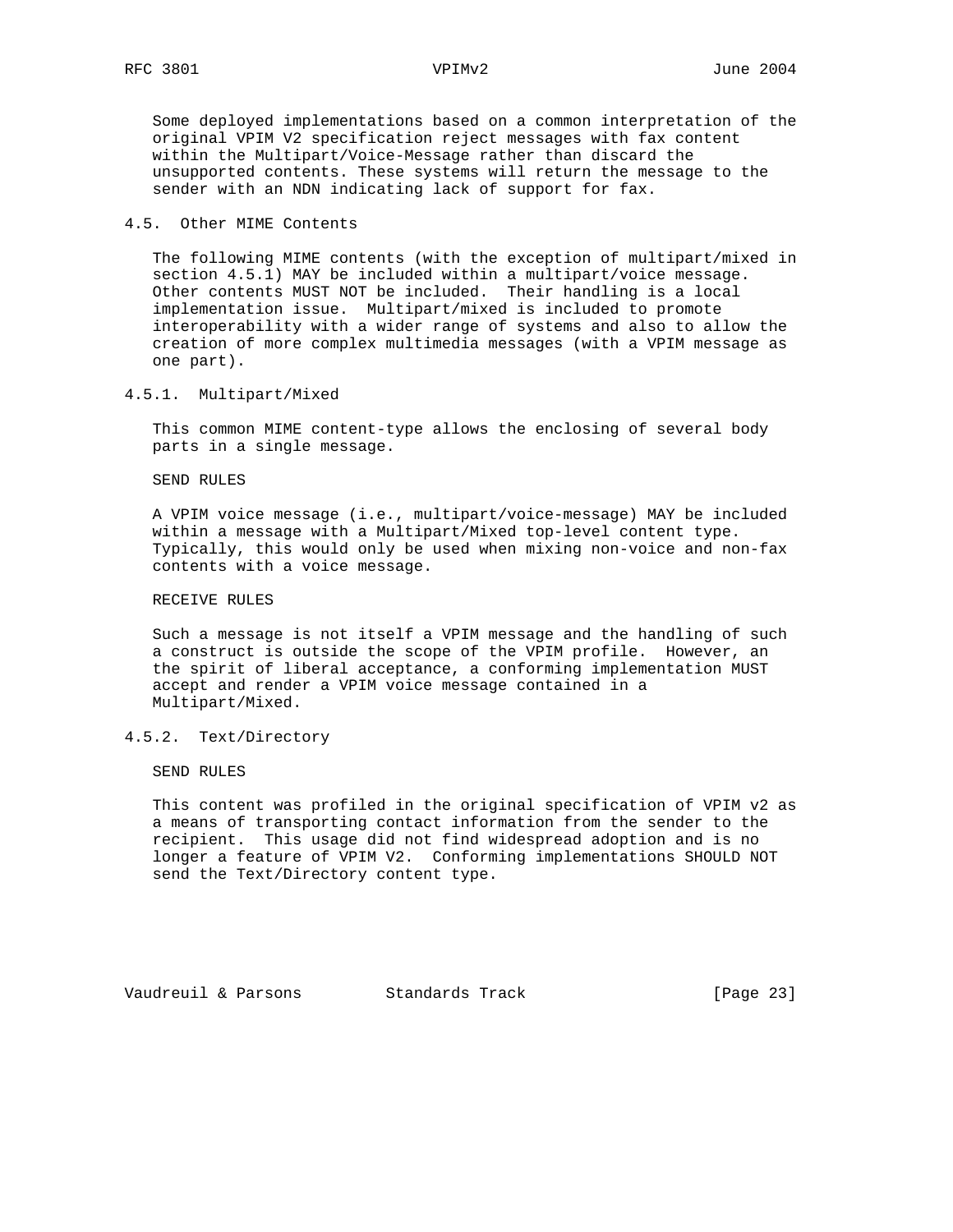Some deployed implementations based on a common interpretation of the original VPIM V2 specification reject messages with fax content within the Multipart/Voice-Message rather than discard the unsupported contents. These systems will return the message to the sender with an NDN indicating lack of support for fax.

## 4.5. Other MIME Contents

The following MIME contents (with the exception of multipart/mixed in section 4.5.1) MAY be included within a multipart/voice message. Other contents MUST NOT be included. Their handling is a local implementation issue. Multipart/mixed is included to promote interoperability with a wider range of systems and also to allow the creation of more complex multimedia messages (with a VPIM message as one part).

### 4.5.1. Multipart/Mixed

This common MIME content-type allows the enclosing of several body parts in a single message.

SEND RULES

A VPIM voice message (i.e., multipart/voice-message) MAY be included within a message with a Multipart/Mixed top-level content type. Typically, this would only be used when mixing non-voice and non-fax contents with a voice message.

RECEIVE RULES

Such a message is not itself a VPIM message and the handling of such a construct is outside the scope of the VPIM profile. However, an the spirit of liberal acceptance, a conforming implementation MUST accept and render a VPIM voice message contained in a Multipart/Mixed.

### 4.5.2. Text/Directory

SEND RULES

This content was profiled in the original specification of VPIM v2 as a means of transporting contact information from the sender to the recipient. This usage did not find widespread adoption and is no longer a feature of VPIM V2. Conforming implementations SHOULD NOT send the Text/Directory content type.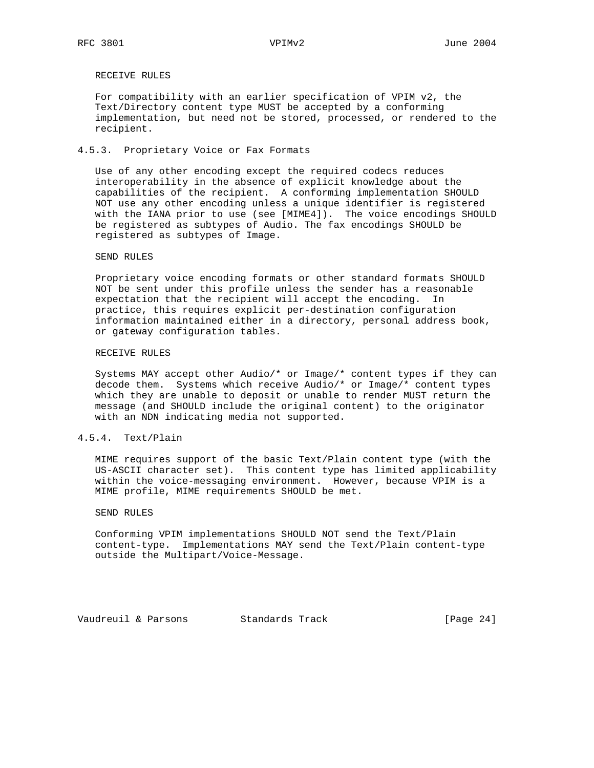RECEIVE RULES

For compatibility with an earlier specification of VPIM v2, the Text/Directory content type MUST be accepted by a conforming implementation, but need not be stored, processed, or rendered to the recipient.

### 4.5.3. Proprietary Voice or Fax Formats

Use of any other encoding except the required codecs reduces interoperability in the absence of explicit knowledge about the capabilities of the recipient. A conforming implementation SHOULD NOT use any other encoding unless a unique identifier is registered with the IANA prior to use (see [MIME4]). The voice encodings SHOULD be registered as subtypes of Audio. The fax encodings SHOULD be registered as subtypes of Image.

SEND RULES

Proprietary voice encoding formats or other standard formats SHOULD NOT be sent under this profile unless the sender has a reasonable expectation that the recipient will accept the encoding. In practice, this requires explicit per-destination configuration information maintained either in a directory, personal address book, or gateway configuration tables.

RECEIVE RULES

Systems MAY accept other Audio/* or Image/* content types if they can decode them. Systems which receive Audio/* or Image/* content types which they are unable to deposit or unable to render MUST return the message (and SHOULD include the original content) to the originator with an NDN indicating media not supported.

### 4.5.4. Text/Plain

MIME requires support of the basic Text/Plain content type (with the US-ASCII character set). This content type has limited applicability within the voice-messaging environment. However, because VPIM is a MIME profile, MIME requirements SHOULD be met.

SEND RULES

Conforming VPIM implementations SHOULD NOT send the Text/Plain content-type. Implementations MAY send the Text/Plain content-type outside the Multipart/Voice-Message.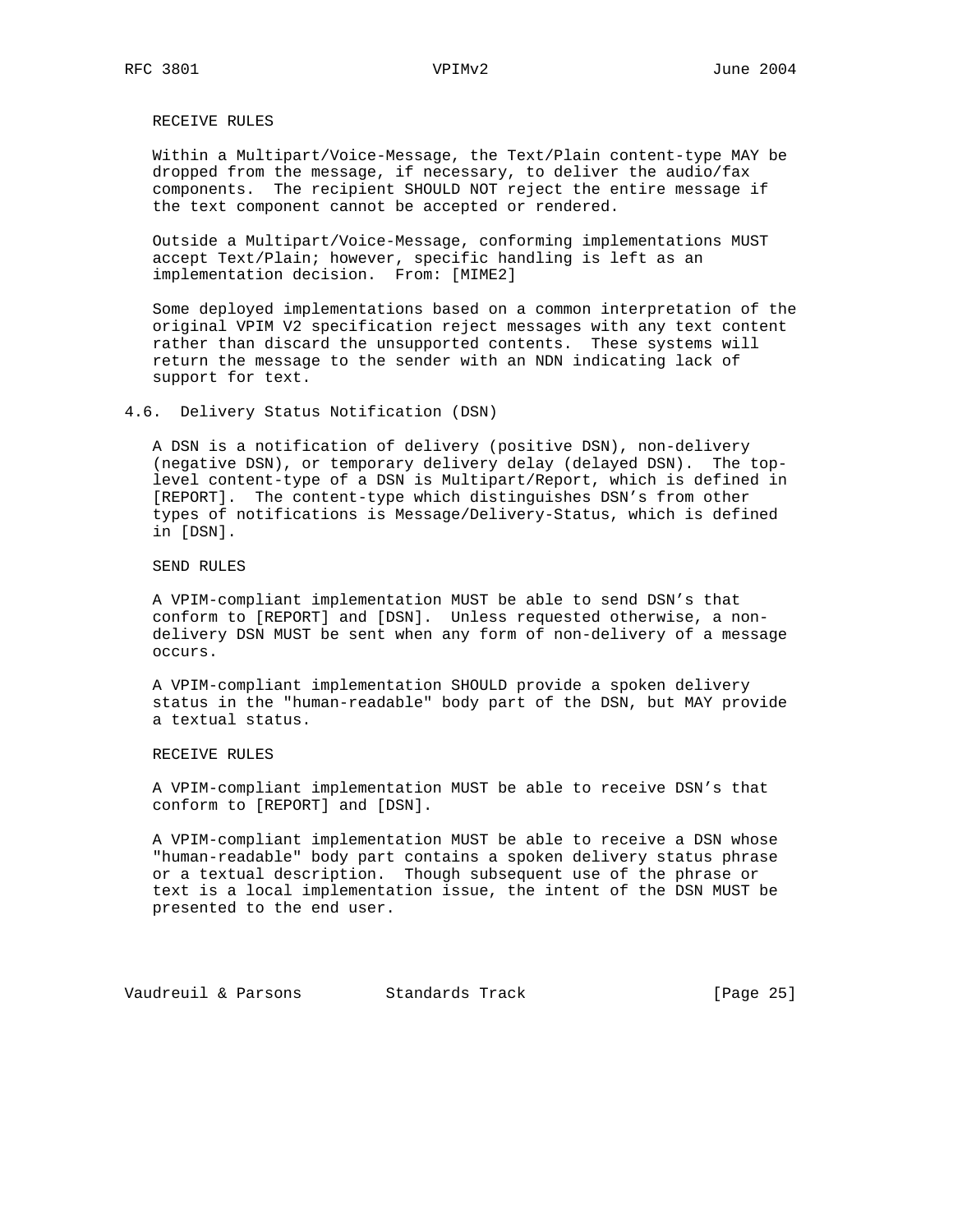RECEIVE RULES

Within a Multipart/Voice-Message, the Text/Plain content-type MAY be dropped from the message, if necessary, to deliver the audio/fax components. The recipient SHOULD NOT reject the entire message if the text component cannot be accepted or rendered.

Outside a Multipart/Voice-Message, conforming implementations MUST accept Text/Plain; however, specific handling is left as an implementation decision. From: [MIME2]

Some deployed implementations based on a common interpretation of the original VPIM V2 specification reject messages with any text content rather than discard the unsupported contents. These systems will return the message to the sender with an NDN indicating lack of support for text.

## 4.6. Delivery Status Notification (DSN)

A DSN is a notification of delivery (positive DSN), non-delivery (negative DSN), or temporary delivery delay (delayed DSN). The top-level content-type of a DSN is Multipart/Report, which is defined in [REPORT]. The content-type which distinguishes DSN's from other types of notifications is Message/Delivery-Status, which is defined in [DSN].

SEND RULES

A VPIM-compliant implementation MUST be able to send DSN's that conform to [REPORT] and [DSN]. Unless requested otherwise, a non-delivery DSN MUST be sent when any form of non-delivery of a message occurs.

A VPIM-compliant implementation SHOULD provide a spoken delivery status in the "human-readable" body part of the DSN, but MAY provide a textual status.

RECEIVE RULES

A VPIM-compliant implementation MUST be able to receive DSN's that conform to [REPORT] and [DSN].

A VPIM-compliant implementation MUST be able to receive a DSN whose "human-readable" body part contains a spoken delivery status phrase or a textual description. Though subsequent use of the phrase or text is a local implementation issue, the intent of the DSN MUST be presented to the end user.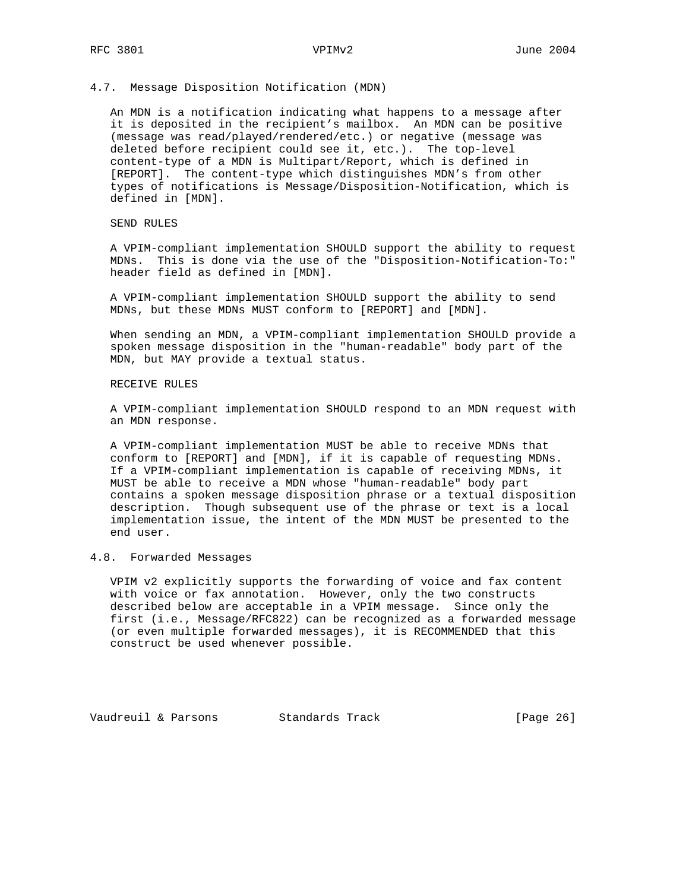## 4.7. Message Disposition Notification (MDN)

An MDN is a notification indicating what happens to a message after it is deposited in the recipient's mailbox. An MDN can be positive (message was read/played/rendered/etc.) or negative (message was deleted before recipient could see it, etc.). The top-level content-type of a MDN is Multipart/Report, which is defined in [REPORT]. The content-type which distinguishes MDN's from other types of notifications is Message/Disposition-Notification, which is defined in [MDN].

SEND RULES

A VPIM-compliant implementation SHOULD support the ability to request MDNs. This is done via the use of the "Disposition-Notification-To:" header field as defined in [MDN].

A VPIM-compliant implementation SHOULD support the ability to send MDNs, but these MDNs MUST conform to [REPORT] and [MDN].

When sending an MDN, a VPIM-compliant implementation SHOULD provide a spoken message disposition in the "human-readable" body part of the MDN, but MAY provide a textual status.

RECEIVE RULES

A VPIM-compliant implementation SHOULD respond to an MDN request with an MDN response.

A VPIM-compliant implementation MUST be able to receive MDNs that conform to [REPORT] and [MDN], if it is capable of requesting MDNs. If a VPIM-compliant implementation is capable of receiving MDNs, it MUST be able to receive a MDN whose "human-readable" body part contains a spoken message disposition phrase or a textual disposition description. Though subsequent use of the phrase or text is a local implementation issue, the intent of the MDN MUST be presented to the end user.

## 4.8. Forwarded Messages

VPIM v2 explicitly supports the forwarding of voice and fax content with voice or fax annotation. However, only the two constructs described below are acceptable in a VPIM message. Since only the first (i.e., Message/RFC822) can be recognized as a forwarded message (or even multiple forwarded messages), it is RECOMMENDED that this construct be used whenever possible.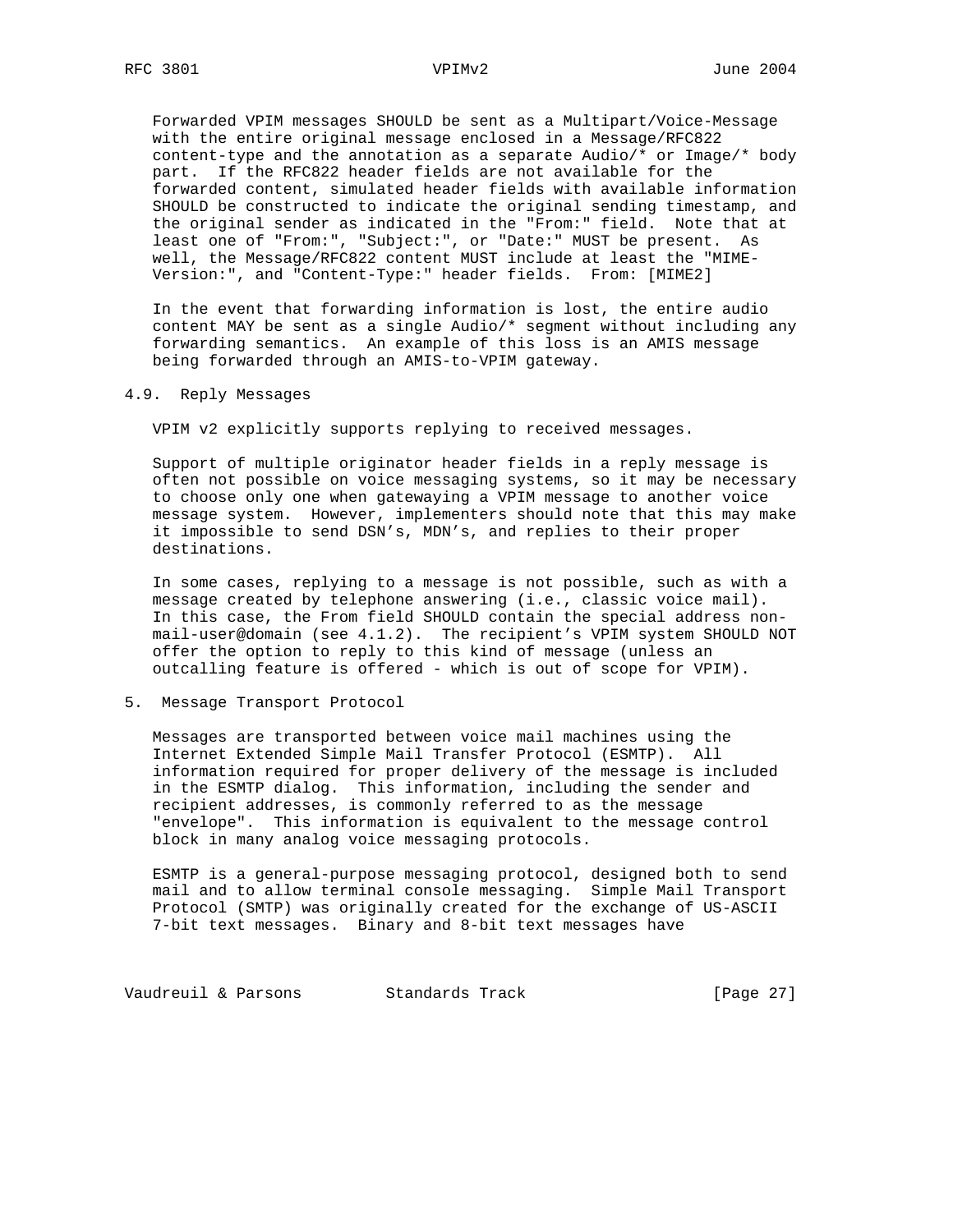Forwarded VPIM messages SHOULD be sent as a Multipart/Voice-Message with the entire original message enclosed in a Message/RFC822 content-type and the annotation as a separate Audio/* or Image/* body part. If the RFC822 header fields are not available for the forwarded content, simulated header fields with available information SHOULD be constructed to indicate the original sending timestamp, and the original sender as indicated in the "From:" field. Note that at least one of "From:", "Subject:", or "Date:" MUST be present. As well, the Message/RFC822 content MUST include at least the "MIME-Version:", and "Content-Type:" header fields. From: [MIME2]

In the event that forwarding information is lost, the entire audio content MAY be sent as a single Audio/* segment without including any forwarding semantics. An example of this loss is an AMIS message being forwarded through an AMIS-to-VPIM gateway.

### 4.9. Reply Messages

VPIM v2 explicitly supports replying to received messages.

Support of multiple originator header fields in a reply message is often not possible on voice messaging systems, so it may be necessary to choose only one when gatewaying a VPIM message to another voice message system. However, implementers should note that this may make it impossible to send DSN's, MDN's, and replies to their proper destinations.

In some cases, replying to a message is not possible, such as with a message created by telephone answering (i.e., classic voice mail). In this case, the From field SHOULD contain the special address non-mail-user@domain (see 4.1.2). The recipient's VPIM system SHOULD NOT offer the option to reply to this kind of message (unless an outcalling feature is offered - which is out of scope for VPIM).

## 5. Message Transport Protocol

Messages are transported between voice mail machines using the Internet Extended Simple Mail Transfer Protocol (ESMTP). All information required for proper delivery of the message is included in the ESMTP dialog. This information, including the sender and recipient addresses, is commonly referred to as the message "envelope". This information is equivalent to the message control block in many analog voice messaging protocols.

ESMTP is a general-purpose messaging protocol, designed both to send mail and to allow terminal console messaging. Simple Mail Transport Protocol (SMTP) was originally created for the exchange of US-ASCII 7-bit text messages. Binary and 8-bit text messages have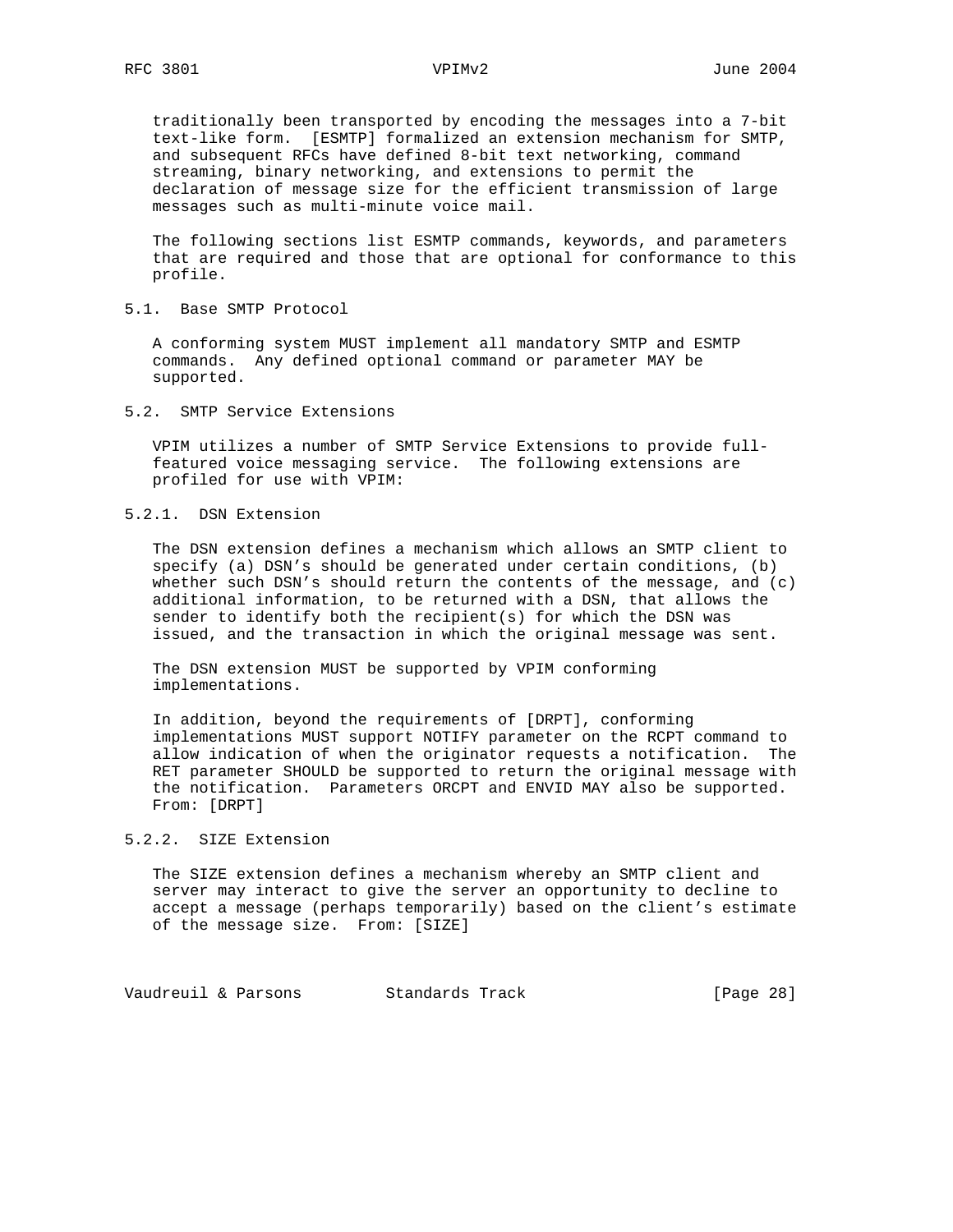traditionally been transported by encoding the messages into a 7-bit text-like form. [ESMTP] formalized an extension mechanism for SMTP, and subsequent RFCs have defined 8-bit text networking, command streaming, binary networking, and extensions to permit the declaration of message size for the efficient transmission of large messages such as multi-minute voice mail.

The following sections list ESMTP commands, keywords, and parameters that are required and those that are optional for conformance to this profile.

### 5.1. Base SMTP Protocol

A conforming system MUST implement all mandatory SMTP and ESMTP commands. Any defined optional command or parameter MAY be supported.

### 5.2. SMTP Service Extensions

VPIM utilizes a number of SMTP Service Extensions to provide full-featured voice messaging service. The following extensions are profiled for use with VPIM:

#### 5.2.1. DSN Extension

The DSN extension defines a mechanism which allows an SMTP client to specify (a) DSN's should be generated under certain conditions, (b) whether such DSN's should return the contents of the message, and (c) additional information, to be returned with a DSN, that allows the sender to identify both the recipient(s) for which the DSN was issued, and the transaction in which the original message was sent.

The DSN extension MUST be supported by VPIM conforming implementations.

In addition, beyond the requirements of [DRPT], conforming implementations MUST support NOTIFY parameter on the RCPT command to allow indication of when the originator requests a notification. The RET parameter SHOULD be supported to return the original message with the notification. Parameters ORCPT and ENVID MAY also be supported. From: [DRPT]

#### 5.2.2. SIZE Extension

The SIZE extension defines a mechanism whereby an SMTP client and server may interact to give the server an opportunity to decline to accept a message (perhaps temporarily) based on the client's estimate of the message size. From: [SIZE]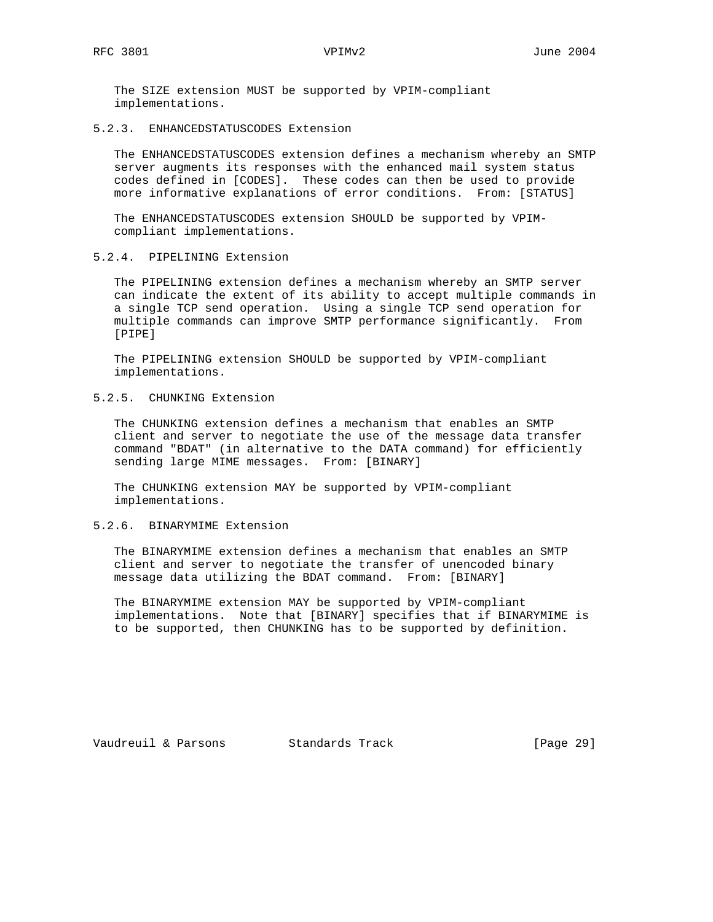The SIZE extension MUST be supported by VPIM-compliant implementations.

#### 5.2.3. ENHANCEDSTATUSCODES Extension

The ENHANCEDSTATUSCODES extension defines a mechanism whereby an SMTP server augments its responses with the enhanced mail system status codes defined in [CODES]. These codes can then be used to provide more informative explanations of error conditions. From: [STATUS]

The ENHANCEDSTATUSCODES extension SHOULD be supported by VPIM-compliant implementations.

#### 5.2.4. PIPELINING Extension

The PIPELINING extension defines a mechanism whereby an SMTP server can indicate the extent of its ability to accept multiple commands in a single TCP send operation. Using a single TCP send operation for multiple commands can improve SMTP performance significantly. From [PIPE]

The PIPELINING extension SHOULD be supported by VPIM-compliant implementations.

#### 5.2.5. CHUNKING Extension

The CHUNKING extension defines a mechanism that enables an SMTP client and server to negotiate the use of the message data transfer command "BDAT" (in alternative to the DATA command) for efficiently sending large MIME messages. From: [BINARY]

The CHUNKING extension MAY be supported by VPIM-compliant implementations.

#### 5.2.6. BINARYMIME Extension

The BINARYMIME extension defines a mechanism that enables an SMTP client and server to negotiate the transfer of unencoded binary message data utilizing the BDAT command. From: [BINARY]

The BINARYMIME extension MAY be supported by VPIM-compliant implementations. Note that [BINARY] specifies that if BINARYMIME is to be supported, then CHUNKING has to be supported by definition.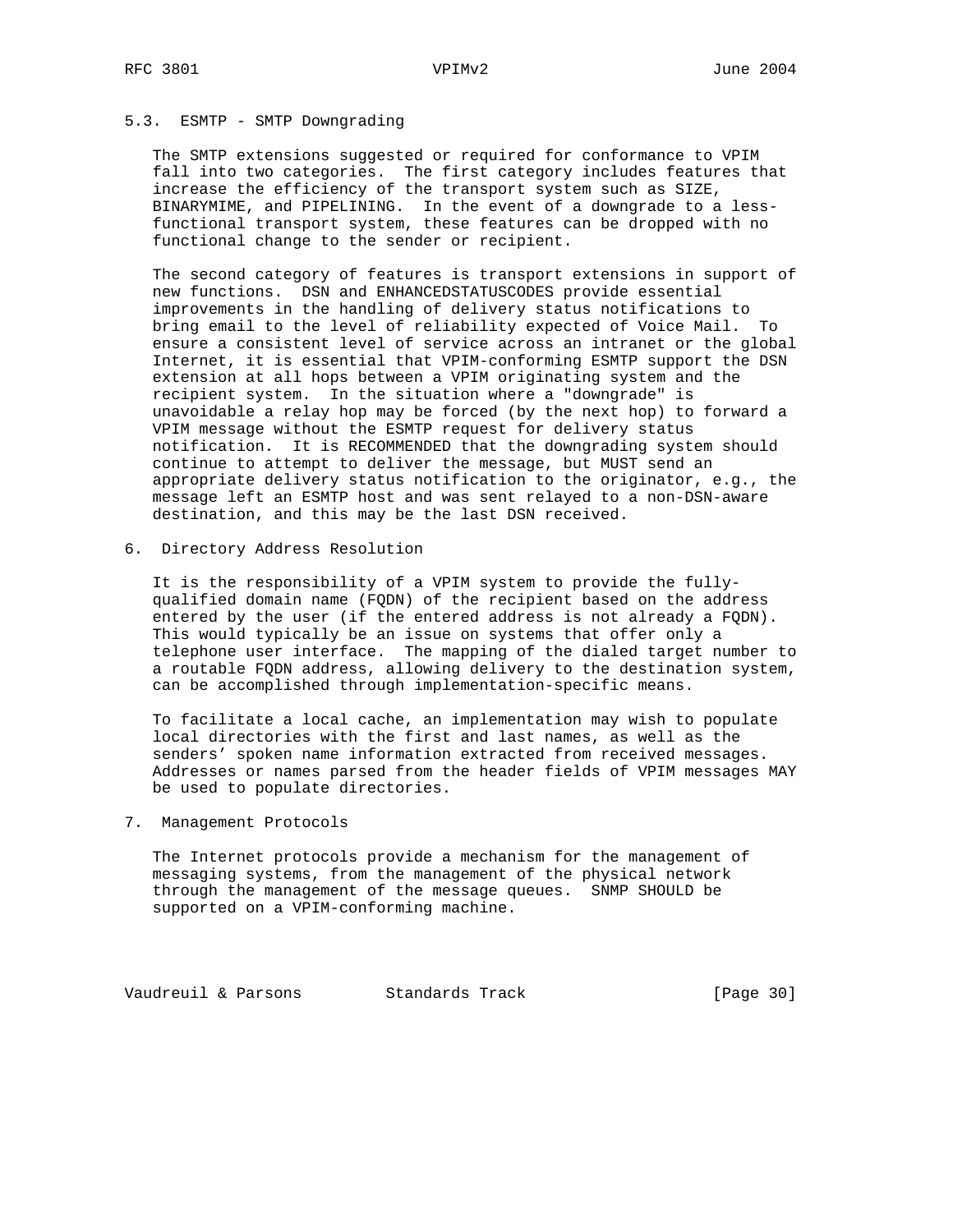### 5.3. ESMTP - SMTP Downgrading

The SMTP extensions suggested or required for conformance to VPIM fall into two categories. The first category includes features that increase the efficiency of the transport system such as SIZE, BINARYMIME, and PIPELINING. In the event of a downgrade to a less-functional transport system, these features can be dropped with no functional change to the sender or recipient.

The second category of features is transport extensions in support of new functions. DSN and ENHANCEDSTATUSCODES provide essential improvements in the handling of delivery status notifications to bring email to the level of reliability expected of Voice Mail. To ensure a consistent level of service across an intranet or the global Internet, it is essential that VPIM-conforming ESMTP support the DSN extension at all hops between a VPIM originating system and the recipient system. In the situation where a "downgrade" is unavoidable a relay hop may be forced (by the next hop) to forward a VPIM message without the ESMTP request for delivery status notification. It is RECOMMENDED that the downgrading system should continue to attempt to deliver the message, but MUST send an appropriate delivery status notification to the originator, e.g., the message left an ESMTP host and was sent relayed to a non-DSN-aware destination, and this may be the last DSN received.

## 6. Directory Address Resolution

It is the responsibility of a VPIM system to provide the fully-qualified domain name (FQDN) of the recipient based on the address entered by the user (if the entered address is not already a FQDN). This would typically be an issue on systems that offer only a telephone user interface. The mapping of the dialed target number to a routable FQDN address, allowing delivery to the destination system, can be accomplished through implementation-specific means.

To facilitate a local cache, an implementation may wish to populate local directories with the first and last names, as well as the senders' spoken name information extracted from received messages. Addresses or names parsed from the header fields of VPIM messages MAY be used to populate directories.

## 7. Management Protocols

The Internet protocols provide a mechanism for the management of messaging systems, from the management of the physical network through the management of the message queues. SNMP SHOULD be supported on a VPIM-conforming machine.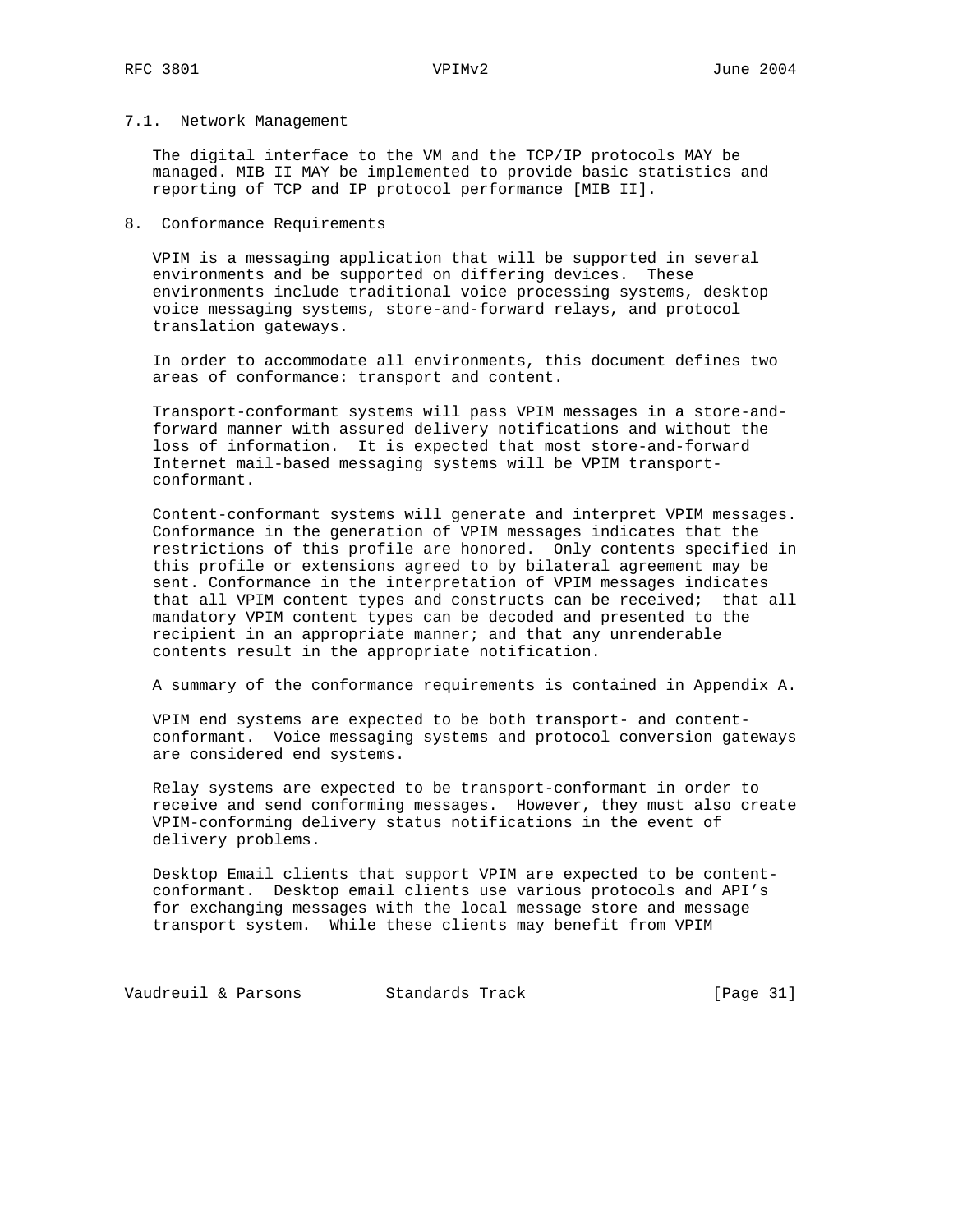### 7.1. Network Management

The digital interface to the VM and the TCP/IP protocols MAY be managed. MIB II MAY be implemented to provide basic statistics and reporting of TCP and IP protocol performance [MIB II].

## 8. Conformance Requirements

VPIM is a messaging application that will be supported in several environments and be supported on differing devices. These environments include traditional voice processing systems, desktop voice messaging systems, store-and-forward relays, and protocol translation gateways.

In order to accommodate all environments, this document defines two areas of conformance: transport and content.

Transport-conformant systems will pass VPIM messages in a store-and-forward manner with assured delivery notifications and without the loss of information. It is expected that most store-and-forward Internet mail-based messaging systems will be VPIM transport-conformant.

Content-conformant systems will generate and interpret VPIM messages. Conformance in the generation of VPIM messages indicates that the restrictions of this profile are honored. Only contents specified in this profile or extensions agreed to by bilateral agreement may be sent. Conformance in the interpretation of VPIM messages indicates that all VPIM content types and constructs can be received; that all mandatory VPIM content types can be decoded and presented to the recipient in an appropriate manner; and that any unrenderable contents result in the appropriate notification.

A summary of the conformance requirements is contained in Appendix A.

VPIM end systems are expected to be both transport- and content-conformant. Voice messaging systems and protocol conversion gateways are considered end systems.

Relay systems are expected to be transport-conformant in order to receive and send conforming messages. However, they must also create VPIM-conforming delivery status notifications in the event of delivery problems.

Desktop Email clients that support VPIM are expected to be content-conformant. Desktop email clients use various protocols and API's for exchanging messages with the local message store and message transport system. While these clients may benefit from VPIM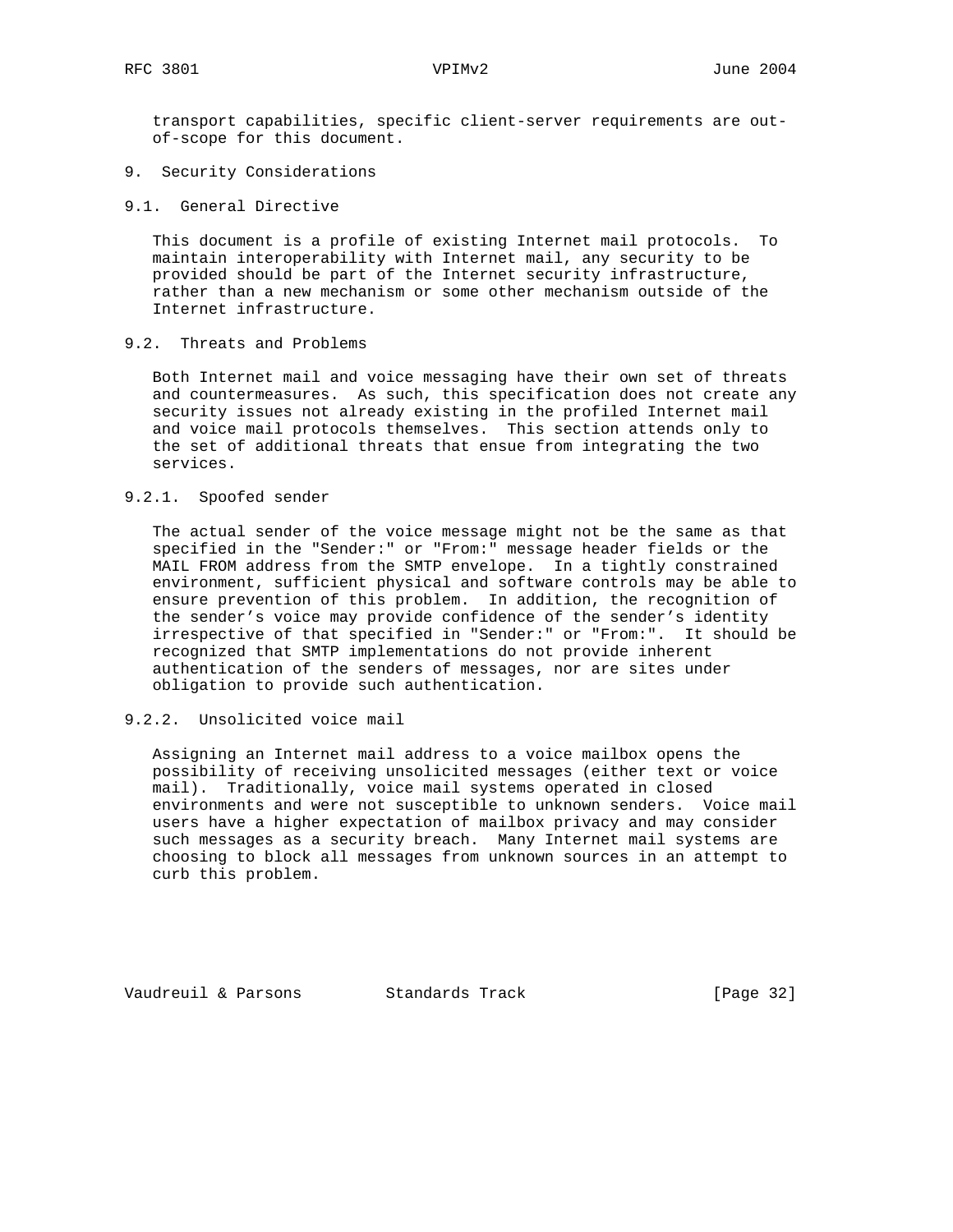transport capabilities, specific client-server requirements are out-of-scope for this document.

# 9. Security Considerations

## 9.1. General Directive

This document is a profile of existing Internet mail protocols. To maintain interoperability with Internet mail, any security to be provided should be part of the Internet security infrastructure, rather than a new mechanism or some other mechanism outside of the Internet infrastructure.

## 9.2. Threats and Problems

Both Internet mail and voice messaging have their own set of threats and countermeasures. As such, this specification does not create any security issues not already existing in the profiled Internet mail and voice mail protocols themselves. This section attends only to the set of additional threats that ensue from integrating the two services.

### 9.2.1. Spoofed sender

The actual sender of the voice message might not be the same as that specified in the "Sender:" or "From:" message header fields or the MAIL FROM address from the SMTP envelope. In a tightly constrained environment, sufficient physical and software controls may be able to ensure prevention of this problem. In addition, the recognition of the sender's voice may provide confidence of the sender's identity irrespective of that specified in "Sender:" or "From:". It should be recognized that SMTP implementations do not provide inherent authentication of the senders of messages, nor are sites under obligation to provide such authentication.

### 9.2.2. Unsolicited voice mail

Assigning an Internet mail address to a voice mailbox opens the possibility of receiving unsolicited messages (either text or voice mail). Traditionally, voice mail systems operated in closed environments and were not susceptible to unknown senders. Voice mail users have a higher expectation of mailbox privacy and may consider such messages as a security breach. Many Internet mail systems are choosing to block all messages from unknown sources in an attempt to curb this problem.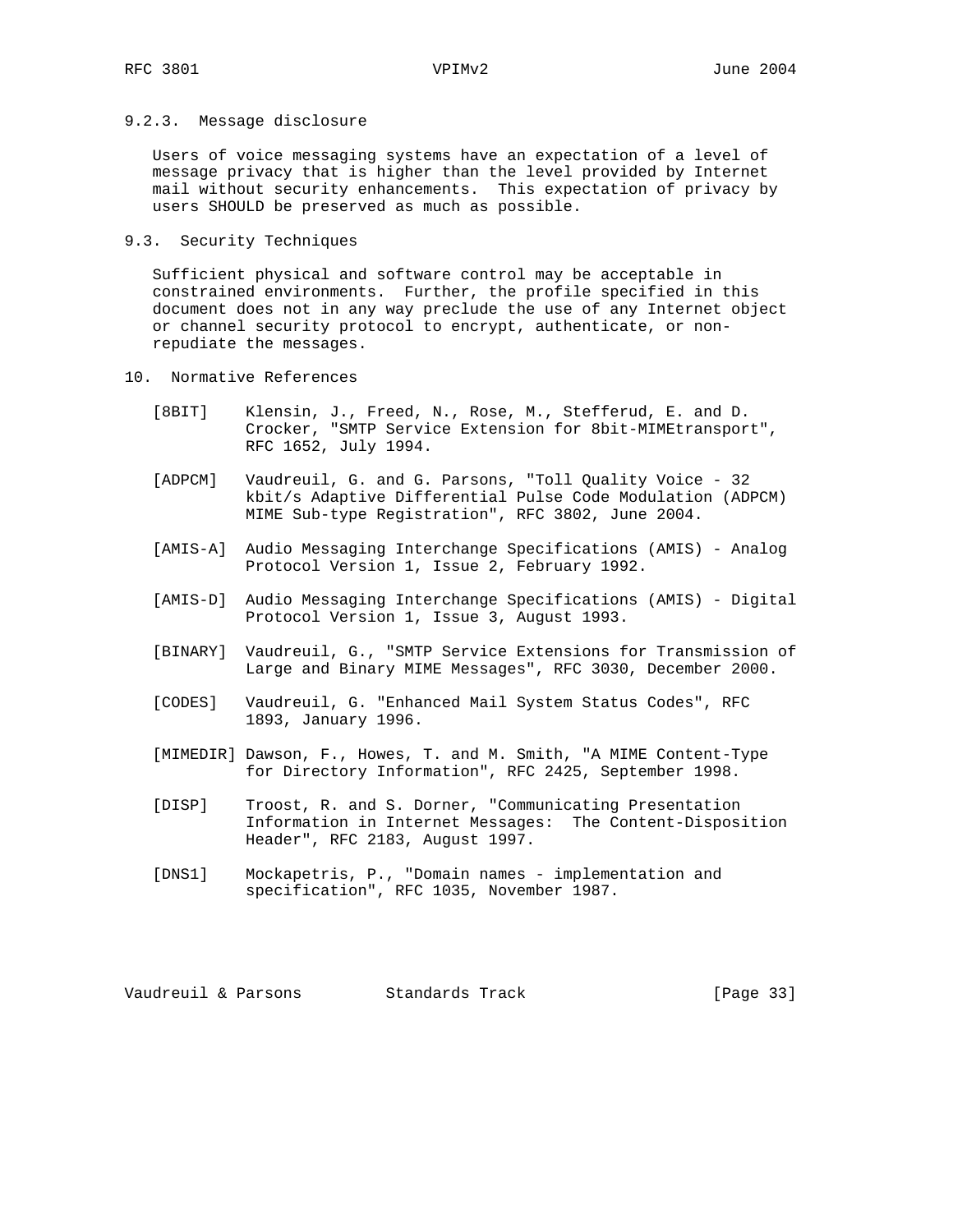#### 9.2.3. Message disclosure

Users of voice messaging systems have an expectation of a level of message privacy that is higher than the level provided by Internet mail without security enhancements. This expectation of privacy by users SHOULD be preserved as much as possible.

### 9.3. Security Techniques

Sufficient physical and software control may be acceptable in constrained environments. Further, the profile specified in this document does not in any way preclude the use of any Internet object or channel security protocol to encrypt, authenticate, or non-repudiate the messages.

## 10. Normative References

[8BIT] Klensin, J., Freed, N., Rose, M., Stefferud, E. and D. Crocker, "SMTP Service Extension for 8bit-MIMEtransport", RFC 1652, July 1994.

[ADPCM] Vaudreuil, G. and G. Parsons, "Toll Quality Voice - 32 kbit/s Adaptive Differential Pulse Code Modulation (ADPCM) MIME Sub-type Registration", RFC 3802, June 2004.

[AMIS-A] Audio Messaging Interchange Specifications (AMIS) - Analog Protocol Version 1, Issue 2, February 1992.

[AMIS-D] Audio Messaging Interchange Specifications (AMIS) - Digital Protocol Version 1, Issue 3, August 1993.

[BINARY] Vaudreuil, G., "SMTP Service Extensions for Transmission of Large and Binary MIME Messages", RFC 3030, December 2000.

[CODES] Vaudreuil, G. "Enhanced Mail System Status Codes", RFC 1893, January 1996.

[MIMEDIR] Dawson, F., Howes, T. and M. Smith, "A MIME Content-Type for Directory Information", RFC 2425, September 1998.

[DISP] Troost, R. and S. Dorner, "Communicating Presentation Information in Internet Messages: The Content-Disposition Header", RFC 2183, August 1997.

[DNS1] Mockapetris, P., "Domain names - implementation and specification", RFC 1035, November 1987.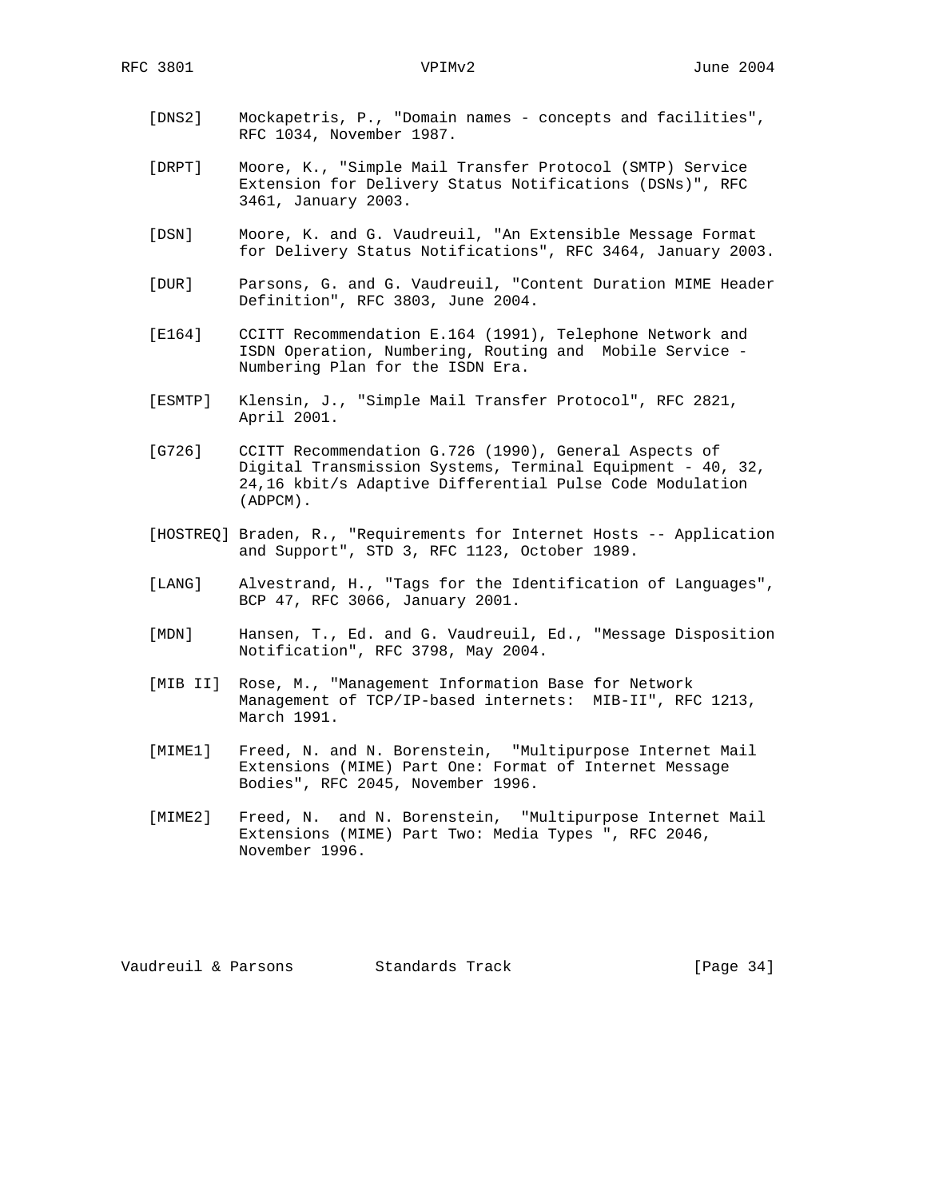[DNS2] Mockapetris, P., "Domain names - concepts and facilities", RFC 1034, November 1987.

[DRPT] Moore, K., "Simple Mail Transfer Protocol (SMTP) Service Extension for Delivery Status Notifications (DSNs)", RFC 3461, January 2003.

[DSN] Moore, K. and G. Vaudreuil, "An Extensible Message Format for Delivery Status Notifications", RFC 3464, January 2003.

[DUR] Parsons, G. and G. Vaudreuil, "Content Duration MIME Header Definition", RFC 3803, June 2004.

[E164] CCITT Recommendation E.164 (1991), Telephone Network and ISDN Operation, Numbering, Routing and Mobile Service - Numbering Plan for the ISDN Era.

[ESMTP] Klensin, J., "Simple Mail Transfer Protocol", RFC 2821, April 2001.

[G726] CCITT Recommendation G.726 (1990), General Aspects of Digital Transmission Systems, Terminal Equipment - 40, 32, 24,16 kbit/s Adaptive Differential Pulse Code Modulation (ADPCM).

[HOSTREQ] Braden, R., "Requirements for Internet Hosts -- Application and Support", STD 3, RFC 1123, October 1989.

[LANG] Alvestrand, H., "Tags for the Identification of Languages", BCP 47, RFC 3066, January 2001.

[MDN] Hansen, T., Ed. and G. Vaudreuil, Ed., "Message Disposition Notification", RFC 3798, May 2004.

[MIB II] Rose, M., "Management Information Base for Network Management of TCP/IP-based internets: MIB-II", RFC 1213, March 1991.

[MIME1] Freed, N. and N. Borenstein, "Multipurpose Internet Mail Extensions (MIME) Part One: Format of Internet Message Bodies", RFC 2045, November 1996.

[MIME2] Freed, N. and N. Borenstein, "Multipurpose Internet Mail Extensions (MIME) Part Two: Media Types ", RFC 2046, November 1996.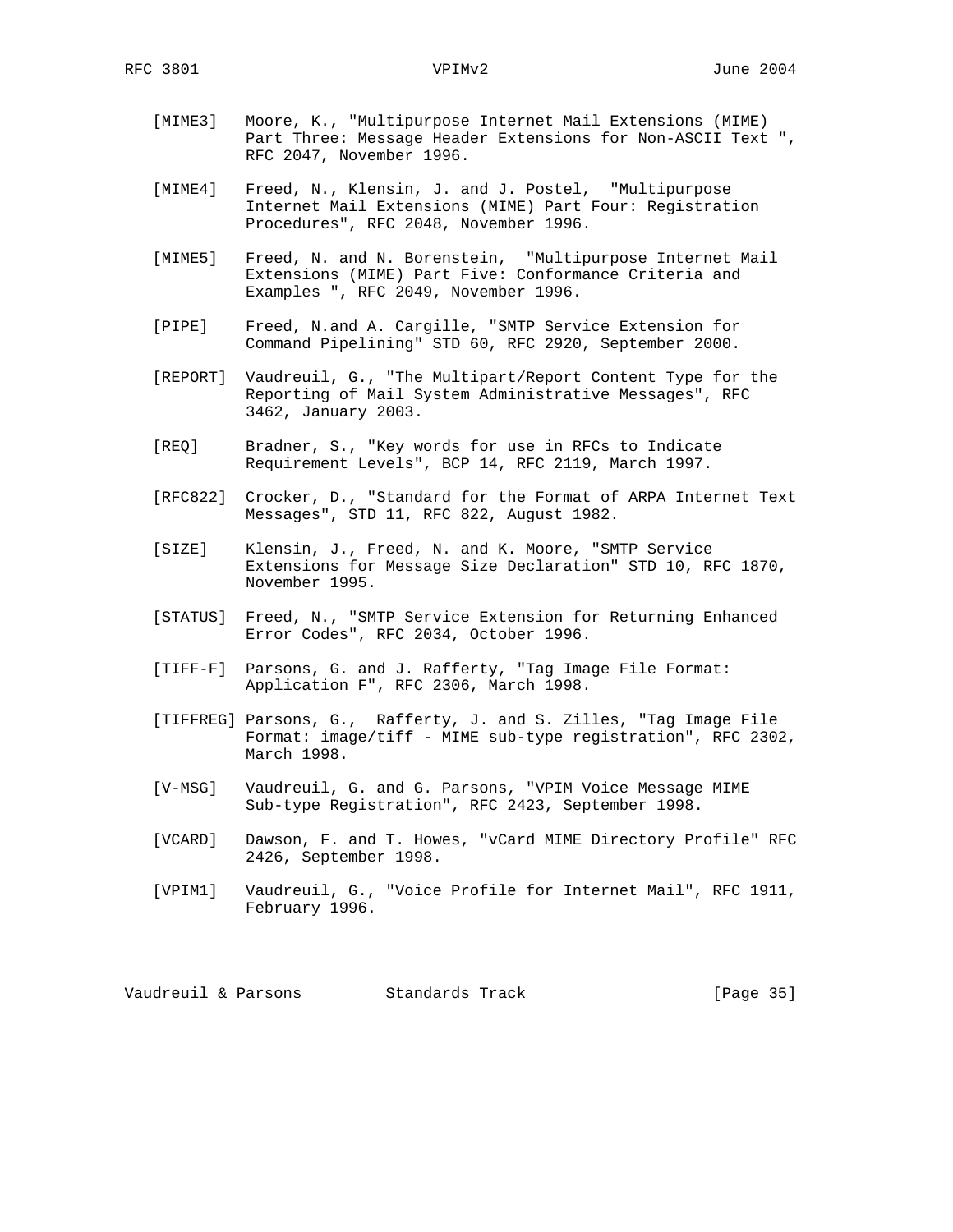[MIME3] Moore, K., "Multipurpose Internet Mail Extensions (MIME) Part Three: Message Header Extensions for Non-ASCII Text ", RFC 2047, November 1996.

[MIME4] Freed, N., Klensin, J. and J. Postel, "Multipurpose Internet Mail Extensions (MIME) Part Four: Registration Procedures", RFC 2048, November 1996.

[MIME5] Freed, N. and N. Borenstein, "Multipurpose Internet Mail Extensions (MIME) Part Five: Conformance Criteria and Examples ", RFC 2049, November 1996.

[PIPE] Freed, N.and A. Cargille, "SMTP Service Extension for Command Pipelining" STD 60, RFC 2920, September 2000.

[REPORT] Vaudreuil, G., "The Multipart/Report Content Type for the Reporting of Mail System Administrative Messages", RFC 3462, January 2003.

[REQ] Bradner, S., "Key words for use in RFCs to Indicate Requirement Levels", BCP 14, RFC 2119, March 1997.

[RFC822] Crocker, D., "Standard for the Format of ARPA Internet Text Messages", STD 11, RFC 822, August 1982.

[SIZE] Klensin, J., Freed, N. and K. Moore, "SMTP Service Extensions for Message Size Declaration" STD 10, RFC 1870, November 1995.

[STATUS] Freed, N., "SMTP Service Extension for Returning Enhanced Error Codes", RFC 2034, October 1996.

[TIFF-F] Parsons, G. and J. Rafferty, "Tag Image File Format: Application F", RFC 2306, March 1998.

[TIFFREG] Parsons, G., Rafferty, J. and S. Zilles, "Tag Image File Format: image/tiff - MIME sub-type registration", RFC 2302, March 1998.

[V-MSG] Vaudreuil, G. and G. Parsons, "VPIM Voice Message MIME Sub-type Registration", RFC 2423, September 1998.

[VCARD] Dawson, F. and T. Howes, "vCard MIME Directory Profile" RFC 2426, September 1998.

[VPIM1] Vaudreuil, G., "Voice Profile for Internet Mail", RFC 1911, February 1996.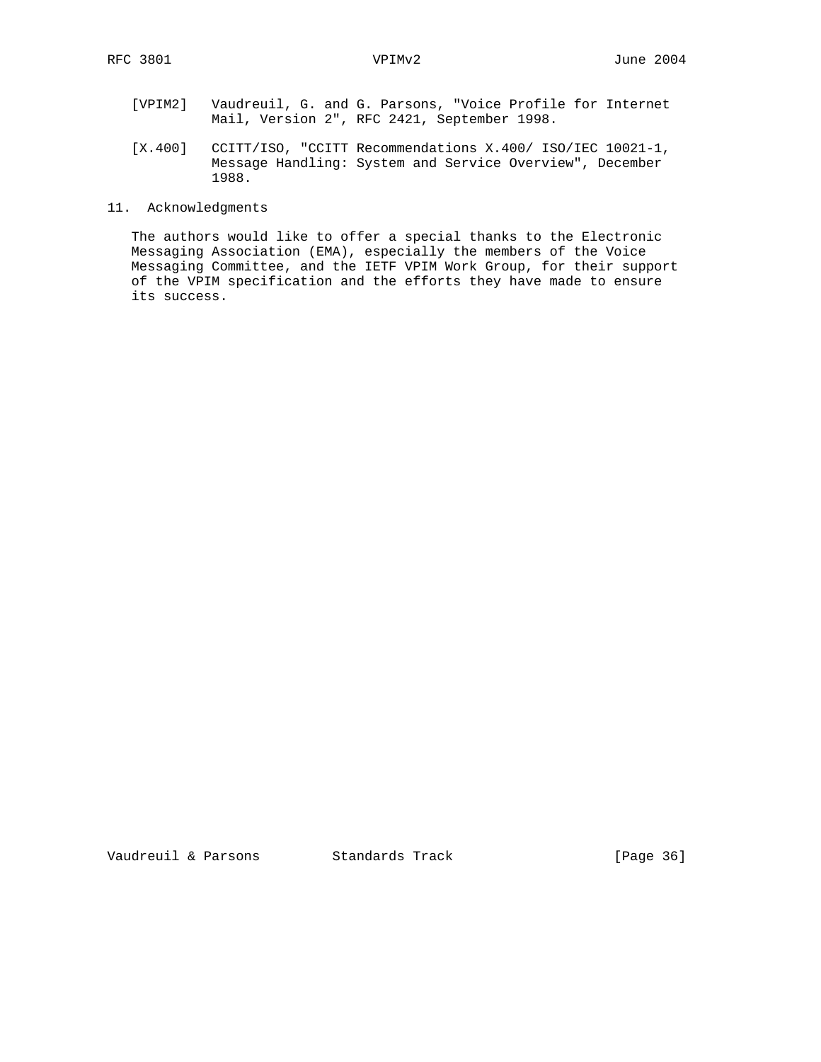[VPIM2] Vaudreuil, G. and G. Parsons, "Voice Profile for Internet Mail, Version 2", RFC 2421, September 1998.

[X.400] CCITT/ISO, "CCITT Recommendations X.400/ ISO/IEC 10021-1, Message Handling: System and Service Overview", December 1988.

## 11. Acknowledgments

The authors would like to offer a special thanks to the Electronic Messaging Association (EMA), especially the members of the Voice Messaging Committee, and the IETF VPIM Work Group, for their support of the VPIM specification and the efforts they have made to ensure its success.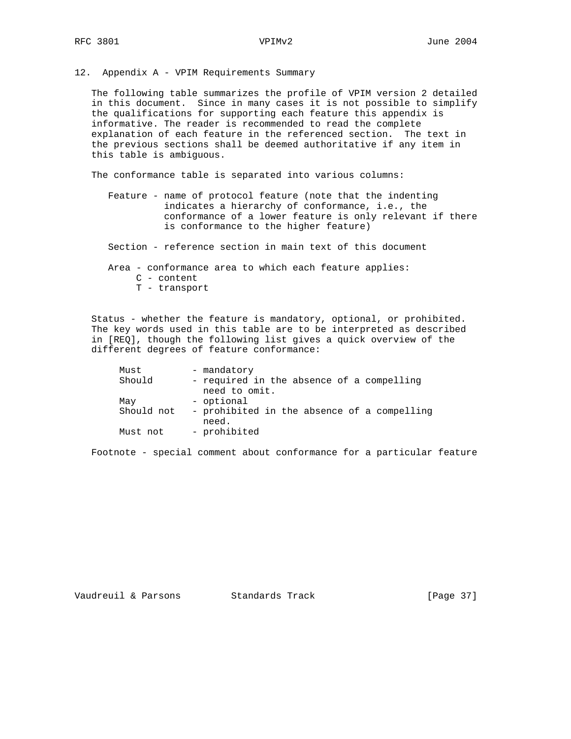## 12. Appendix A - VPIM Requirements Summary

The following table summarizes the profile of VPIM version 2 detailed in this document. Since in many cases it is not possible to simplify the qualifications for supporting each feature this appendix is informative. The reader is recommended to read the complete explanation of each feature in the referenced section. The text in the previous sections shall be deemed authoritative if any item in this table is ambiguous.

The conformance table is separated into various columns:

- Feature - name of protocol feature (note that the indenting indicates a hierarchy of conformance, i.e., the conformance of a lower feature is only relevant if there is conformance to the higher feature)

- Section - reference section in main text of this document

- Area - conformance area to which each feature applies:
  - C - content
  - T - transport

Status - whether the feature is mandatory, optional, or prohibited. The key words used in this table are to be interpreted as described in [REQ], though the following list gives a quick overview of the different degrees of feature conformance:

| | |
|---|---|
| Must | - mandatory |
| Should | - required in the absence of a compelling need to omit. |
| May | - optional |
| Should not | - prohibited in the absence of a compelling need. |
| Must not | - prohibited |

Footnote - special comment about conformance for a particular feature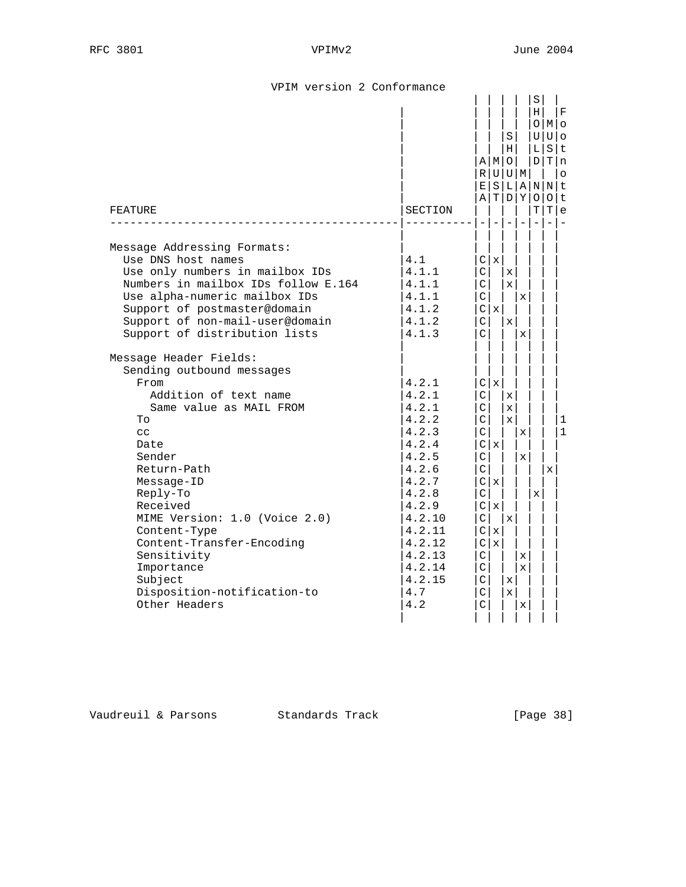VPIM version 2 Conformance

| FEATURE | SECTION | AREA | MUST | SHOULD | MAY | SHOULD NOT | MUST NOT | Footnote |
|---|---|---|---|---|---|---|---|---|
| **Message Addressing Formats:** | | | | | | | | |
| Use DNS host names | 4.1 | C | x | | | | | |
| Use only numbers in mailbox IDs | 4.1.1 | C | | x | | | | |
| Numbers in mailbox IDs follow E.164 | 4.1.1 | C | | x | | | | |
| Use alpha-numeric mailbox IDs | 4.1.1 | C | | | x | | | |
| Support of postmaster@domain | 4.1.2 | C | x | | | | | |
| Support of non-mail-user@domain | 4.1.2 | C | | x | | | | |
| Support of distribution lists | 4.1.3 | C | | | x | | | |
| **Message Header Fields:** | | | | | | | | |
| Sending outbound messages | | | | | | | | |
| From | 4.2.1 | C | x | | | | | |
| Addition of text name | 4.2.1 | C | | x | | | | |
| Same value as MAIL FROM | 4.2.1 | C | | x | | | | |
| To | 4.2.2 | C | | x | | | | 1 |
| cc | 4.2.3 | C | | | x | | | 1 |
| Date | 4.2.4 | C | x | | | | | |
| Sender | 4.2.5 | C | | | x | | | |
| Return-Path | 4.2.6 | C | | | | | x | |
| Message-ID | 4.2.7 | C | x | | | | | |
| Reply-To | 4.2.8 | C | | | | x | | |
| Received | 4.2.9 | C | x | | | | | |
| MIME Version: 1.0 (Voice 2.0) | 4.2.10 | C | | x | | | | |
| Content-Type | 4.2.11 | C | x | | | | | |
| Content-Transfer-Encoding | 4.2.12 | C | x | | | | | |
| Sensitivity | 4.2.13 | C | | | x | | | |
| Importance | 4.2.14 | C | | | x | | | |
| Subject | 4.2.15 | C | | x | | | | |
| Disposition-notification-to | 4.7 | C | | x | | | | |
| Other Headers | 4.2 | C | | | x | | | |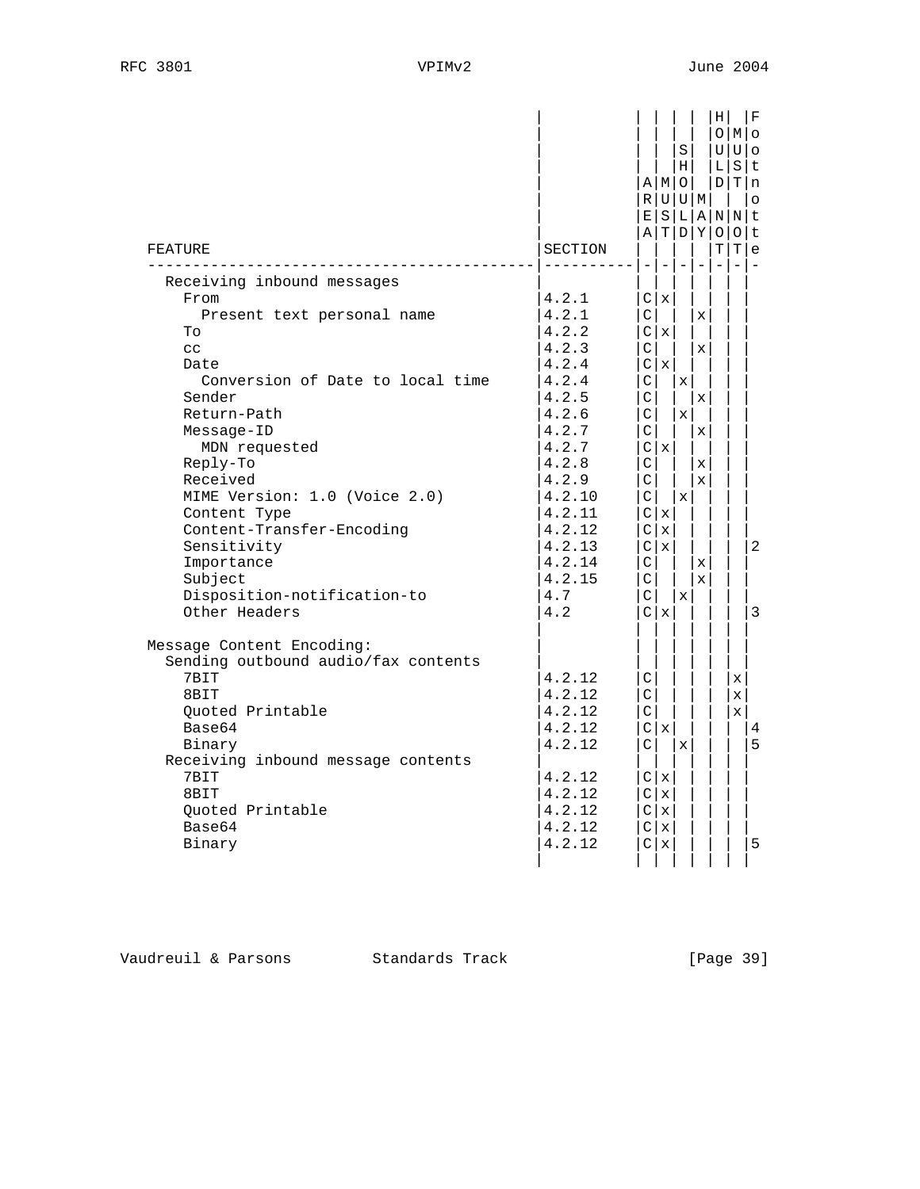| FEATURE | SECTION | AREA | MUST | SHOULD | MAY | SHOULD NOT | MUST NOT | Footnote |
|---|---|---|---|---|---|---|---|---|
| Receiving inbound messages | | | | | | | | |
| From | 4.2.1 | C | x | | | | | |
| Present text personal name | 4.2.1 | C | | | x | | | |
| To | 4.2.2 | C | x | | | | | |
| cc | 4.2.3 | C | | | x | | | |
| Date | 4.2.4 | C | x | | | | | |
| Conversion of Date to local time | 4.2.4 | C | | x | | | | |
| Sender | 4.2.5 | C | | | x | | | |
| Return-Path | 4.2.6 | C | | x | | | | |
| Message-ID | 4.2.7 | C | | | x | | | |
| MDN requested | 4.2.7 | C | x | | | | | |
| Reply-To | 4.2.8 | C | | | x | | | |
| Received | 4.2.9 | C | | | x | | | |
| MIME Version: 1.0 (Voice 2.0) | 4.2.10 | C | | x | | | | |
| Content Type | 4.2.11 | C | x | | | | | |
| Content-Transfer-Encoding | 4.2.12 | C | x | | | | | |
| Sensitivity | 4.2.13 | C | x | | | | | 2 |
| Importance | 4.2.14 | C | | | x | | | |
| Subject | 4.2.15 | C | | | x | | | |
| Disposition-notification-to | 4.7 | C | | x | | | | |
| Other Headers | 4.2 | C | x | | | | | 3 |
| Message Content Encoding: | | | | | | | | |
| Sending outbound audio/fax contents | | | | | | | | |
| 7BIT | 4.2.12 | C | | | | | x | |
| 8BIT | 4.2.12 | C | | | | | x | |
| Quoted Printable | 4.2.12 | C | | | | | x | |
| Base64 | 4.2.12 | C | x | | | | | 4 |
| Binary | 4.2.12 | C | | x | | | | 5 |
| Receiving inbound message contents | | | | | | | | |
| 7BIT | 4.2.12 | C | x | | | | | |
| 8BIT | 4.2.12 | C | x | | | | | |
| Quoted Printable | 4.2.12 | C | x | | | | | |
| Base64 | 4.2.12 | C | x | | | | | |
| Binary | 4.2.12 | C | x | | | | | 5 |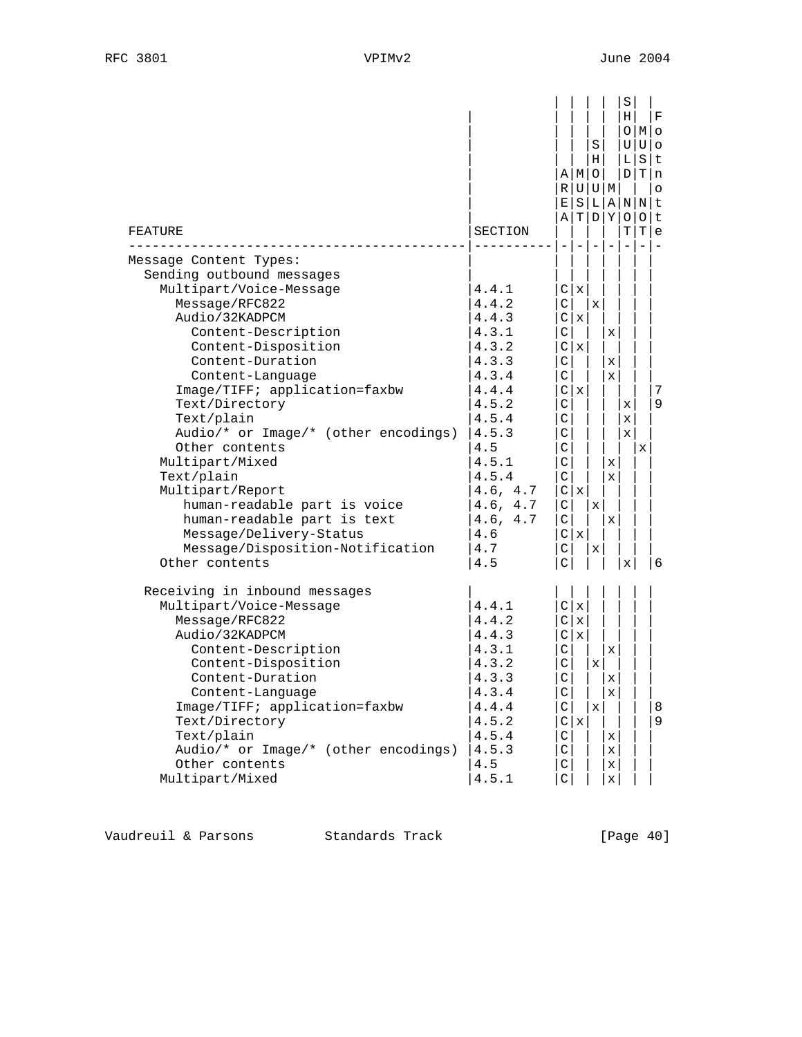| FEATURE | SECTION | AREA | MUST | SHOULD | MAY | SHOULD NOT | MUST NOT | Footnote |
|---|---|---|---|---|---|---|---|---|
| Message Content Types: | | | | | | | | |
| Sending outbound messages | | | | | | | | |
| Multipart/Voice-Message | 4.4.1 | C | x | | | | | |
| Message/RFC822 | 4.4.2 | C | | x | | | | |
| Audio/32KADPCM | 4.4.3 | C | x | | | | | |
| Content-Description | 4.3.1 | C | | | x | | | |
| Content-Disposition | 4.3.2 | C | x | | | | | |
| Content-Duration | 4.3.3 | C | | | x | | | |
| Content-Language | 4.3.4 | C | | | x | | | |
| Image/TIFF; application=faxbw | 4.4.4 | C | x | | | | | 7 |
| Text/Directory | 4.5.2 | C | | | | x | | 9 |
| Text/plain | 4.5.4 | C | | | | x | | |
| Audio/* or Image/* (other encodings) | 4.5.3 | C | | | | x | | |
| Other contents | 4.5 | C | | | | | x | |
| Multipart/Mixed | 4.5.1 | C | | | x | | | |
| Text/plain | 4.5.4 | C | | | x | | | |
| Multipart/Report | 4.6, 4.7 | C | x | | | | | |
| human-readable part is voice | 4.6, 4.7 | C | | x | | | | |
| human-readable part is text | 4.6, 4.7 | C | | | x | | | |
| Message/Delivery-Status | 4.6 | C | x | | | | | |
| Message/Disposition-Notification | 4.7 | C | | x | | | | |
| Other contents | 4.5 | C | | | | x | | 6 |
| Receiving in inbound messages | | | | | | | | |
| Multipart/Voice-Message | 4.4.1 | C | x | | | | | |
| Message/RFC822 | 4.4.2 | C | x | | | | | |
| Audio/32KADPCM | 4.4.3 | C | x | | | | | |
| Content-Description | 4.3.1 | C | | | x | | | |
| Content-Disposition | 4.3.2 | C | | x | | | | |
| Content-Duration | 4.3.3 | C | | | x | | | |
| Content-Language | 4.3.4 | C | | | x | | | |
| Image/TIFF; application=faxbw | 4.4.4 | C | | x | | | | 8 |
| Text/Directory | 4.5.2 | C | x | | | | | 9 |
| Text/plain | 4.5.4 | C | | | x | | | |
| Audio/* or Image/* (other encodings) | 4.5.3 | C | | | x | | | |
| Other contents | 4.5 | C | | | x | | | |
| Multipart/Mixed | 4.5.1 | C | | | x | | | |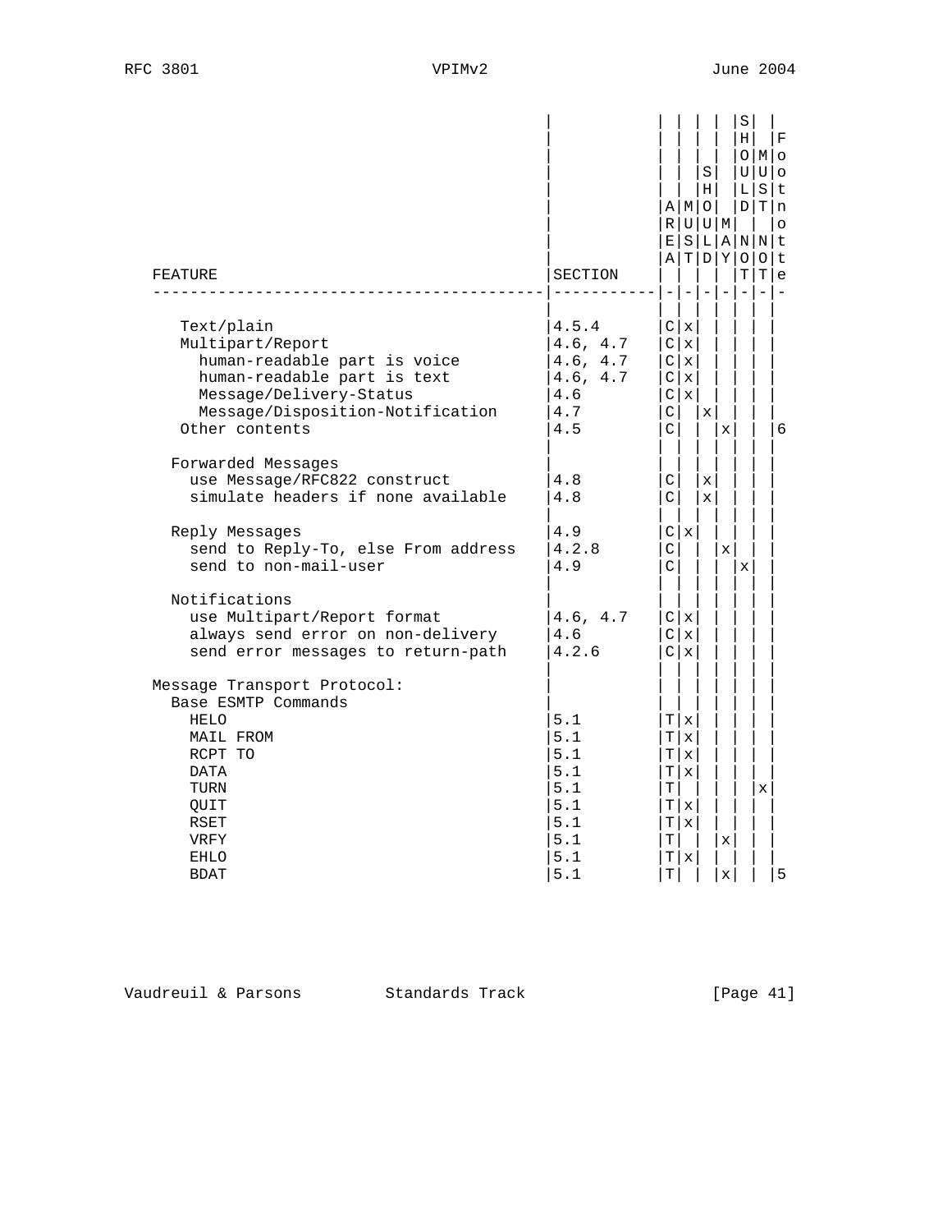| FEATURE | SECTION | AREA | MUST | SHOULD | MAY | SHOULD NOT | MUST NOT | Footnote |
|---|---|---|---|---|---|---|---|---|
| Text/plain | 4.5.4 | C | x | | | | | |
| Multipart/Report | 4.6, 4.7 | C | x | | | | | |
| human-readable part is voice | 4.6, 4.7 | C | x | | | | | |
| human-readable part is text | 4.6, 4.7 | C | x | | | | | |
| Message/Delivery-Status | 4.6 | C | x | | | | | |
| Message/Disposition-Notification | 4.7 | C | | x | | | | |
| Other contents | 4.5 | C | | | x | | | 6 |
| Forwarded Messages | | | | | | | | |
| use Message/RFC822 construct | 4.8 | C | | x | | | | |
| simulate headers if none available | 4.8 | C | | x | | | | |
| Reply Messages | 4.9 | C | x | | | | | |
| send to Reply-To, else From address | 4.2.8 | C | | | x | | | |
| send to non-mail-user | 4.9 | C | | | | x | | |
| Notifications | | | | | | | | |
| use Multipart/Report format | 4.6, 4.7 | C | x | | | | | |
| always send error on non-delivery | 4.6 | C | x | | | | | |
| send error messages to return-path | 4.2.6 | C | x | | | | | |
| Message Transport Protocol: | | | | | | | | |
| Base ESMTP Commands | | | | | | | | |
| HELO | 5.1 | T | x | | | | | |
| MAIL FROM | 5.1 | T | x | | | | | |
| RCPT TO | 5.1 | T | x | | | | | |
| DATA | 5.1 | T | x | | | | | |
| TURN | 5.1 | T | | | | | x | |
| QUIT | 5.1 | T | x | | | | | |
| RSET | 5.1 | T | x | | | | | |
| VRFY | 5.1 | T | | | x | | | |
| EHLO | 5.1 | T | x | | | | | |
| BDAT | 5.1 | T | | | x | | | 5 |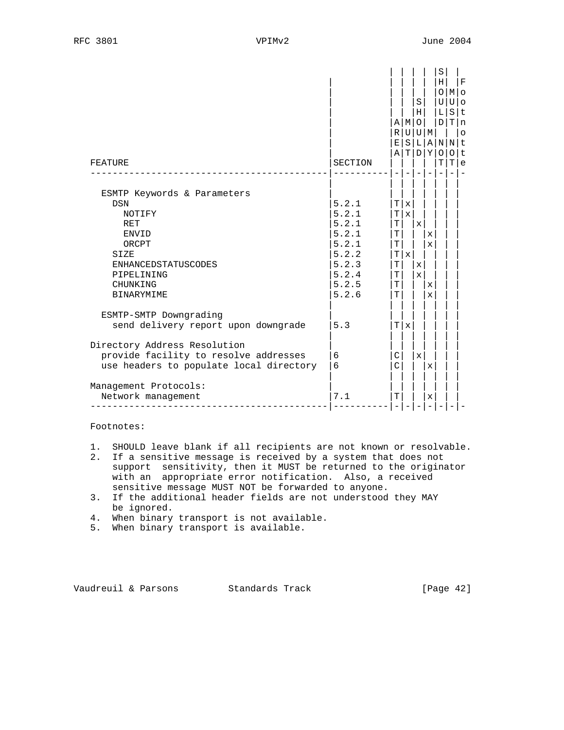| FEATURE | SECTION | AREA | MUST | SHOULD | MAY | SHOULD NOT | MUST NOT | Footnote |
|---|---|---|---|---|---|---|---|---|
| ESMTP Keywords & Parameters | | | | | | | | |
| DSN | 5.2.1 | T | x | | | | | |
| NOTIFY | 5.2.1 | T | x | | | | | |
| RET | 5.2.1 | T | | x | | | | |
| ENVID | 5.2.1 | T | | | x | | | |
| ORCPT | 5.2.1 | T | | | x | | | |
| SIZE | 5.2.2 | T | x | | | | | |
| ENHANCEDSTATUSCODES | 5.2.3 | T | | x | | | | |
| PIPELINING | 5.2.4 | T | | x | | | | |
| CHUNKING | 5.2.5 | T | | | x | | | |
| BINARYMIME | 5.2.6 | T | | | x | | | |
| ESMTP-SMTP Downgrading | | | | | | | | |
| send delivery report upon downgrade | 5.3 | T | x | | | | | |
| Directory Address Resolution | | | | | | | | |
| provide facility to resolve addresses | 6 | C | | x | | | | |
| use headers to populate local directory | 6 | C | | | x | | | |
| Management Protocols: | | | | | | | | |
| Network management | 7.1 | T | | | x | | | |

Footnotes:

1. SHOULD leave blank if all recipients are not known or resolvable.
2. If a sensitive message is received by a system that does not support sensitivity, then it MUST be returned to the originator with an appropriate error notification. Also, a received sensitive message MUST NOT be forwarded to anyone.
3. If the additional header fields are not understood they MAY be ignored.
4. When binary transport is not available.
5. When binary transport is available.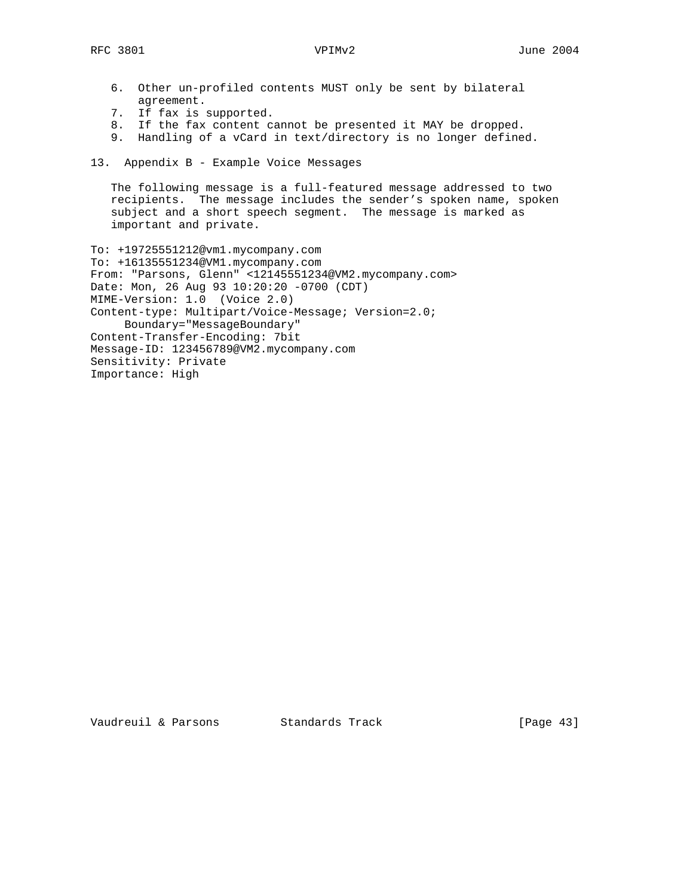6. Other un-profiled contents MUST only be sent by bilateral agreement.
7. If fax is supported.
8. If the fax content cannot be presented it MAY be dropped.
9. Handling of a vCard in text/directory is no longer defined.

## 13. Appendix B - Example Voice Messages

The following message is a full-featured message addressed to two recipients. The message includes the sender’s spoken name, spoken subject and a short speech segment. The message is marked as important and private.

```
To: +19725551212@vm1.mycompany.com
To: +16135551234@VM1.mycompany.com
From: "Parsons, Glenn" <12145551234@VM2.mycompany.com>
Date: Mon, 26 Aug 93 10:20:20 -0700 (CDT)
MIME-Version: 1.0  (Voice 2.0)
Content-type: Multipart/Voice-Message; Version=2.0;
     Boundary="MessageBoundary"
Content-Transfer-Encoding: 7bit
Message-ID: 123456789@VM2.mycompany.com
Sensitivity: Private
Importance: High
```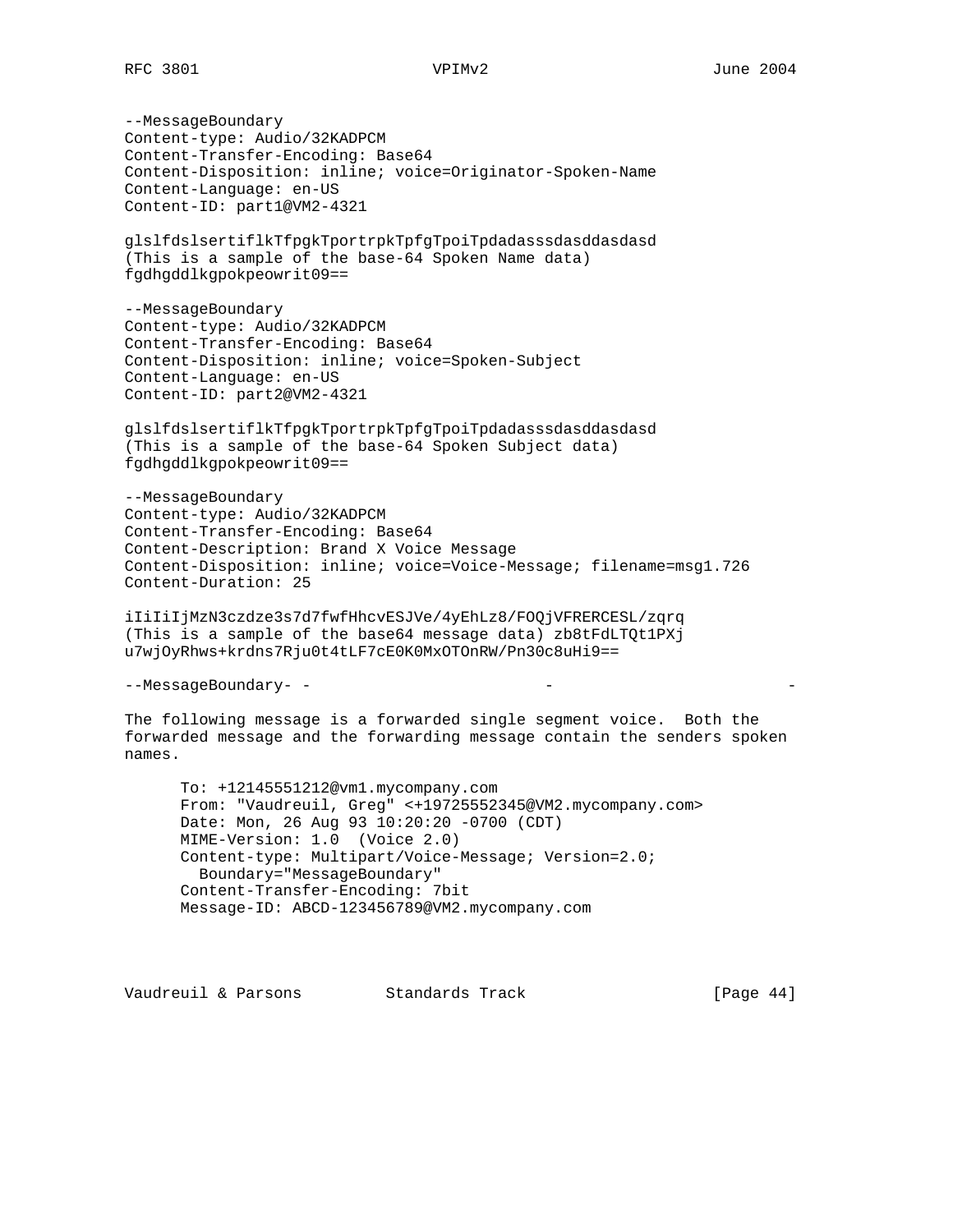```
--MessageBoundary
Content-type: Audio/32KADPCM
Content-Transfer-Encoding: Base64
Content-Disposition: inline; voice=Originator-Spoken-Name
Content-Language: en-US
Content-ID: part1@VM2-4321

glslfdslsertiflkTfpgkTportrpkTpfgTpoiTpdadasssdasddasdasd
(This is a sample of the base-64 Spoken Name data)
fgdhgddlkgpokpeowrit09==

--MessageBoundary
Content-type: Audio/32KADPCM
Content-Transfer-Encoding: Base64
Content-Disposition: inline; voice=Spoken-Subject
Content-Language: en-US
Content-ID: part2@VM2-4321

glslfdslsertiflkTfpgkTportrpkTpfgTpoiTpdadasssdasddasdasd
(This is a sample of the base-64 Spoken Subject data)
fgdhgddlkgpokpeowrit09==

--MessageBoundary
Content-type: Audio/32KADPCM
Content-Transfer-Encoding: Base64
Content-Description: Brand X Voice Message
Content-Disposition: inline; voice=Voice-Message; filename=msg1.726
Content-Duration: 25

iIiIiIjMzN3czdze3s7d7fwfHhcvESJVe/4yEhLz8/FOQjVFRERCESL/zqrq
(This is a sample of the base64 message data) zb8tFdLTQt1PXj
u7wjOyRhws+krdns7Rju0t4tLF7cE0K0MxOTOnRW/Pn30c8uHi9==

--MessageBoundary- -                       -                        -
```

The following message is a forwarded single segment voice. Both the forwarded message and the forwarding message contain the senders spoken names.

```
   To: +12145551212@vm1.mycompany.com
   From: "Vaudreuil, Greg" <+19725552345@VM2.mycompany.com>
   Date: Mon, 26 Aug 93 10:20:20 -0700 (CDT)
   MIME-Version: 1.0  (Voice 2.0)
   Content-type: Multipart/Voice-Message; Version=2.0;
     Boundary="MessageBoundary"
   Content-Transfer-Encoding: 7bit
   Message-ID: ABCD-123456789@VM2.mycompany.com
```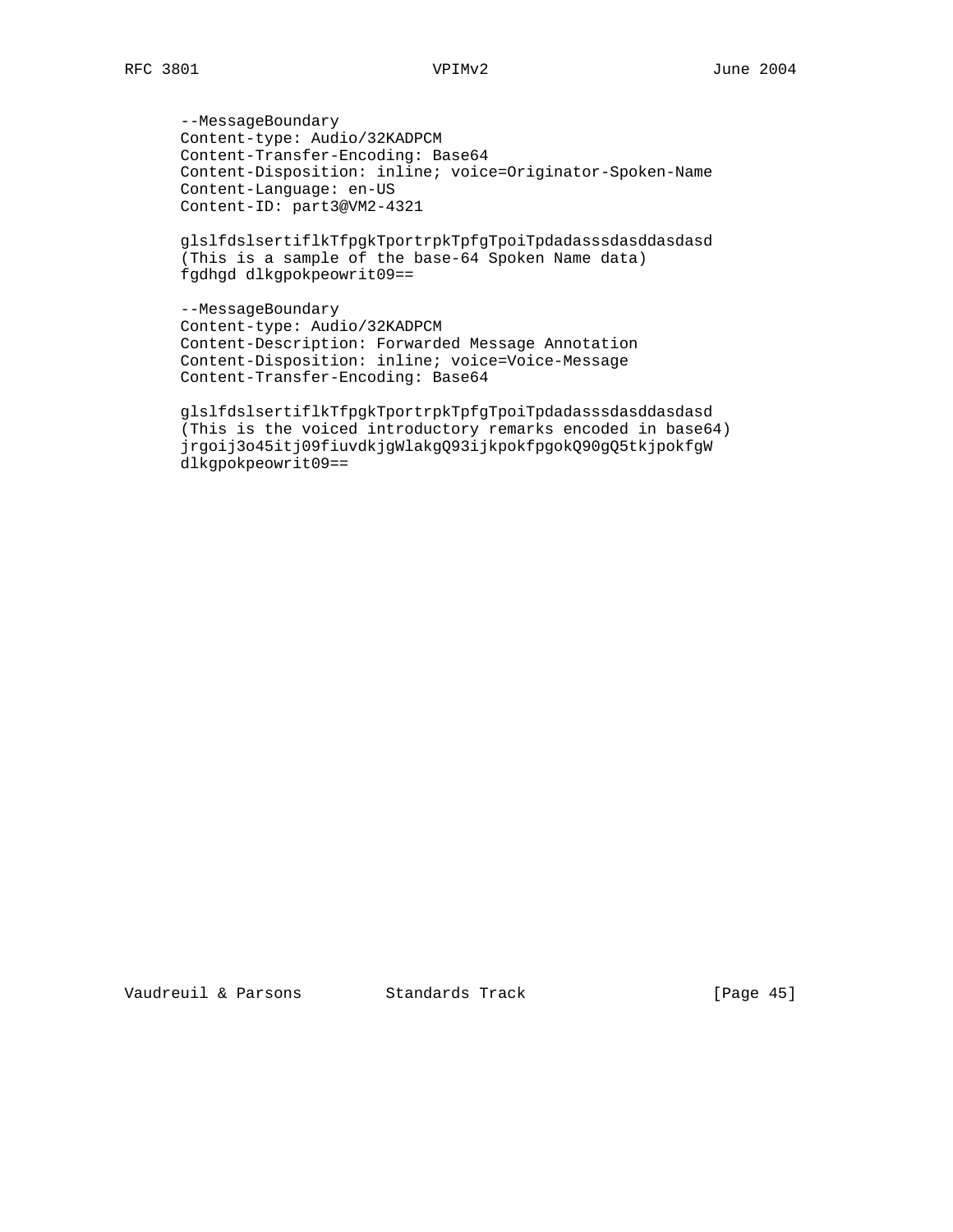```
--MessageBoundary
Content-type: Audio/32KADPCM
Content-Transfer-Encoding: Base64
Content-Disposition: inline; voice=Originator-Spoken-Name
Content-Language: en-US
Content-ID: part3@VM2-4321

glslfdslsertiflkTfpgkTportrpkTpfgTpoiTpdadasssdasddasdasd
(This is a sample of the base-64 Spoken Name data)
fgdhgd dlkgpokpeowrit09==

--MessageBoundary
Content-type: Audio/32KADPCM
Content-Description: Forwarded Message Annotation
Content-Disposition: inline; voice=Voice-Message
Content-Transfer-Encoding: Base64

glslfdslsertiflkTfpgkTportrpkTpfgTpoiTpdadasssdasddasdasd
(This is the voiced introductory remarks encoded in base64)
jrgoij3o45itj09fiuvdkjgWlakgQ93ijkpokfpgokQ90gQ5tkjpokfgW
dlkgpokpeowrit09==
```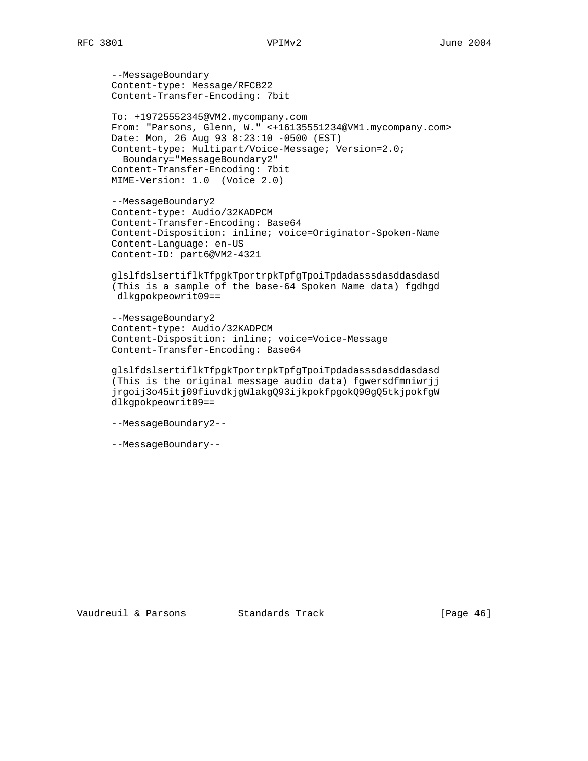```
--MessageBoundary
Content-type: Message/RFC822
Content-Transfer-Encoding: 7bit

To: +19725552345@VM2.mycompany.com
From: "Parsons, Glenn, W." <+16135551234@VM1.mycompany.com>
Date: Mon, 26 Aug 93 8:23:10 -0500 (EST)
Content-type: Multipart/Voice-Message; Version=2.0;
  Boundary="MessageBoundary2"
Content-Transfer-Encoding: 7bit
MIME-Version: 1.0  (Voice 2.0)

--MessageBoundary2
Content-type: Audio/32KADPCM
Content-Transfer-Encoding: Base64
Content-Disposition: inline; voice=Originator-Spoken-Name
Content-Language: en-US
Content-ID: part6@VM2-4321

glslfdslsertiflkTfpgkTportrpkTpfgTpoiTpdadasssdasddasdasd
(This is a sample of the base-64 Spoken Name data) fgdhgd
 dlkgpokpeowrit09==

--MessageBoundary2
Content-type: Audio/32KADPCM
Content-Disposition: inline; voice=Voice-Message
Content-Transfer-Encoding: Base64

glslfdslsertiflkTfpgkTportrpkTpfgTpoiTpdadasssdasddasdasd
(This is the original message audio data) fgwersdfmniwrjj
jrgoij3o45itj09fiuvdkjgWlakgQ93ijkpokfpgokQ90gQ5tkjpokfgW
dlkgpokpeowrit09==

--MessageBoundary2--

--MessageBoundary--
```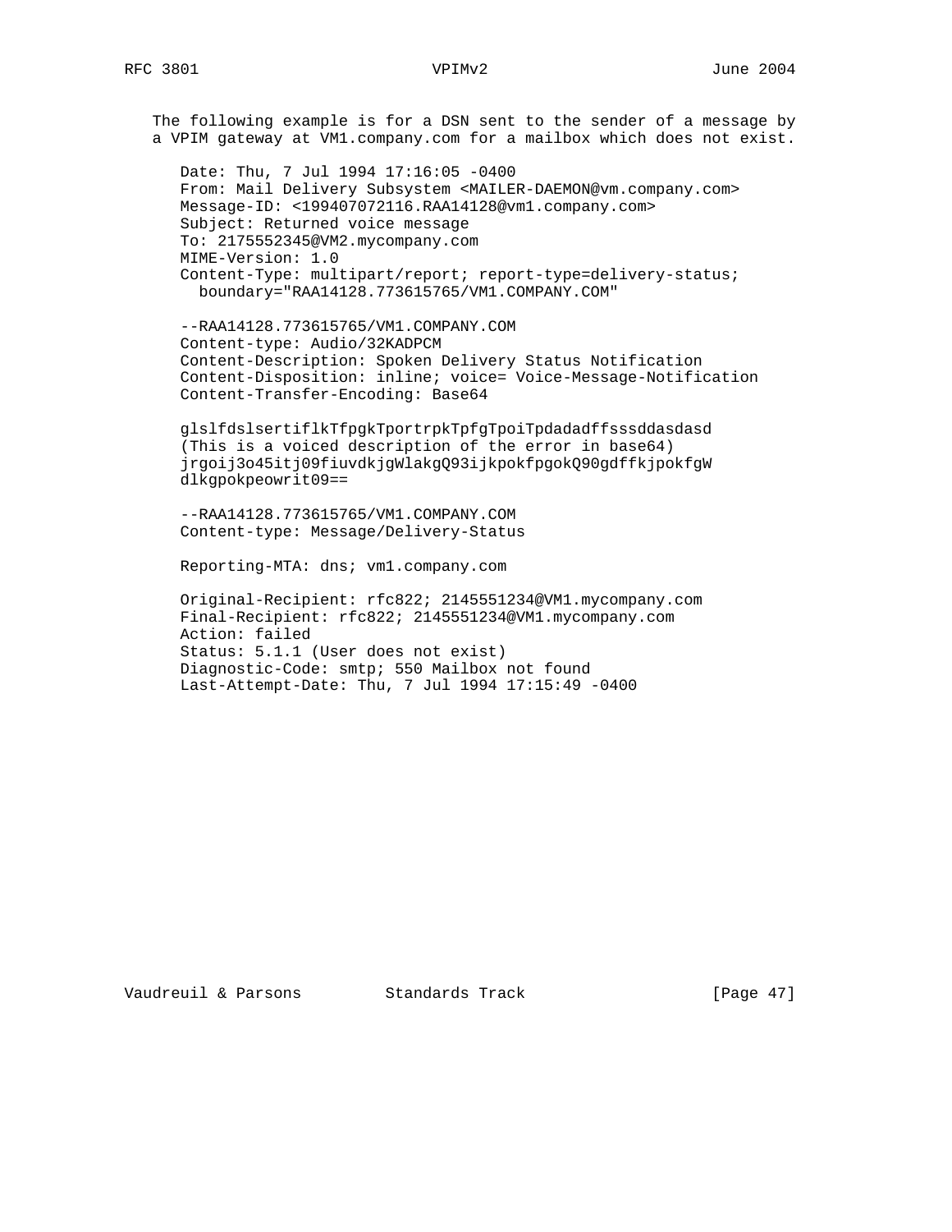The following example is for a DSN sent to the sender of a message by a VPIM gateway at VM1.company.com for a mailbox which does not exist.

```
Date: Thu, 7 Jul 1994 17:16:05 -0400
From: Mail Delivery Subsystem <MAILER-DAEMON@vm.company.com>
Message-ID: <199407072116.RAA14128@vm1.company.com>
Subject: Returned voice message
To: 2175552345@VM2.mycompany.com
MIME-Version: 1.0
Content-Type: multipart/report; report-type=delivery-status;
  boundary="RAA14128.773615765/VM1.COMPANY.COM"

--RAA14128.773615765/VM1.COMPANY.COM
Content-type: Audio/32KADPCM
Content-Description: Spoken Delivery Status Notification
Content-Disposition: inline; voice= Voice-Message-Notification
Content-Transfer-Encoding: Base64

glslfdslsertiflkTfpgkTportrpkTpfgTpoiTpdadadffsssddasdasd
(This is a voiced description of the error in base64)
jrgoij3o45itj09fiuvdkjgWlakgQ93ijkpokfpgokQ90gdffkjpokfgW
dlkgpokpeowrit09==

--RAA14128.773615765/VM1.COMPANY.COM
Content-type: Message/Delivery-Status

Reporting-MTA: dns; vm1.company.com

Original-Recipient: rfc822; 2145551234@VM1.mycompany.com
Final-Recipient: rfc822; 2145551234@VM1.mycompany.com
Action: failed
Status: 5.1.1 (User does not exist)
Diagnostic-Code: smtp; 550 Mailbox not found
Last-Attempt-Date: Thu, 7 Jul 1994 17:15:49 -0400
```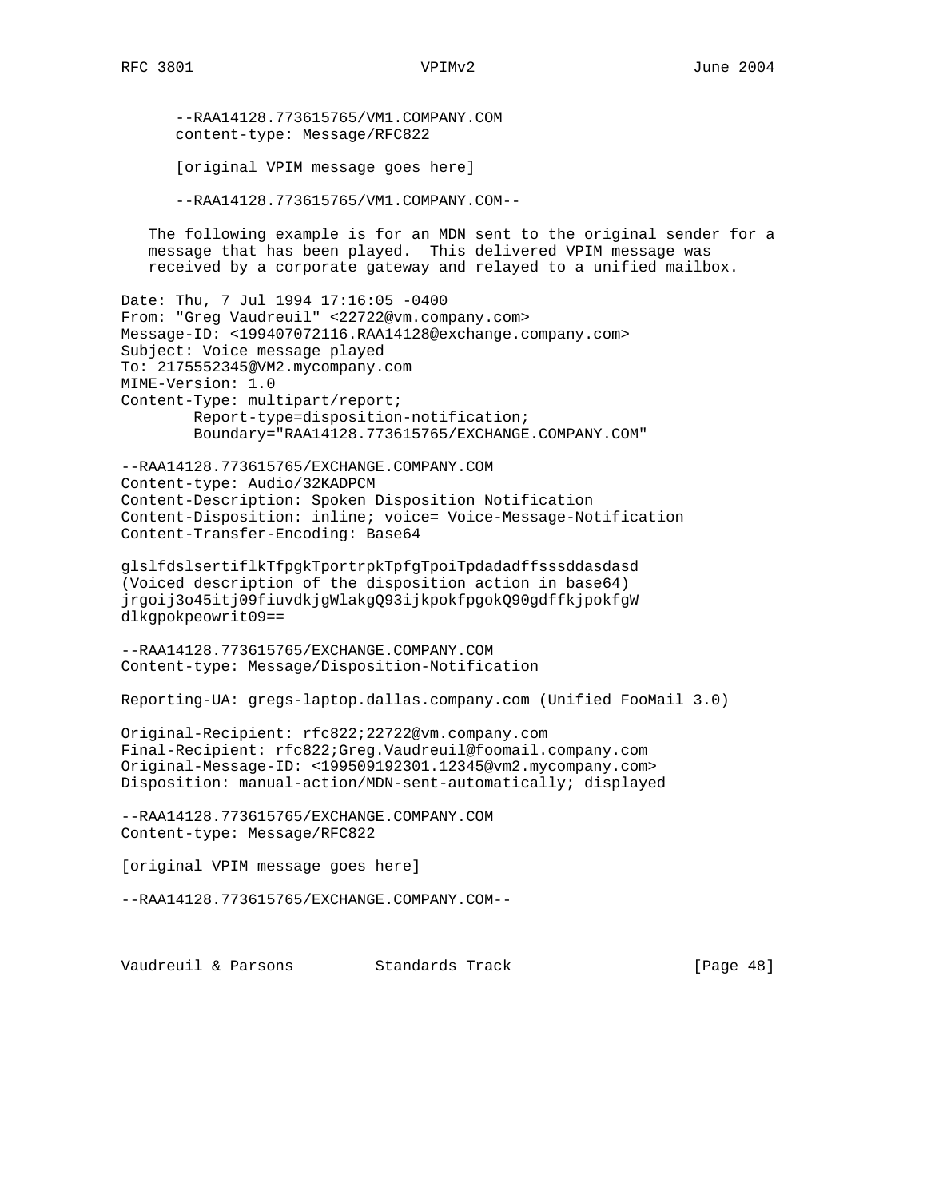```
   --RAA14128.773615765/VM1.COMPANY.COM
   content-type: Message/RFC822

   [original VPIM message goes here]

   --RAA14128.773615765/VM1.COMPANY.COM--
```

The following example is for an MDN sent to the original sender for a message that has been played. This delivered VPIM message was received by a corporate gateway and relayed to a unified mailbox.

```
Date: Thu, 7 Jul 1994 17:16:05 -0400
From: "Greg Vaudreuil" <22722@vm.company.com>
Message-ID: <199407072116.RAA14128@exchange.company.com>
Subject: Voice message played
To: 2175552345@VM2.mycompany.com
MIME-Version: 1.0
Content-Type: multipart/report;
        Report-type=disposition-notification;
        Boundary="RAA14128.773615765/EXCHANGE.COMPANY.COM"

--RAA14128.773615765/EXCHANGE.COMPANY.COM
Content-type: Audio/32KADPCM
Content-Description: Spoken Disposition Notification
Content-Disposition: inline; voice= Voice-Message-Notification
Content-Transfer-Encoding: Base64

glslfdslsertiflkTfpgkTportrpkTpfgTpoiTpdadadffsssddasdasd
(Voiced description of the disposition action in base64)
jrgoij3o45itj09fiuvdkjgWlakgQ93ijkpokfpgokQ90gdffkjpokfgW
dlkgpokpeowrit09==

--RAA14128.773615765/EXCHANGE.COMPANY.COM
Content-type: Message/Disposition-Notification

Reporting-UA: gregs-laptop.dallas.company.com (Unified FooMail 3.0)

Original-Recipient: rfc822;22722@vm.company.com
Final-Recipient: rfc822;Greg.Vaudreuil@foomail.company.com
Original-Message-ID: <199509192301.12345@vm2.mycompany.com>
Disposition: manual-action/MDN-sent-automatically; displayed

--RAA14128.773615765/EXCHANGE.COMPANY.COM
Content-type: Message/RFC822

[original VPIM message goes here]

--RAA14128.773615765/EXCHANGE.COMPANY.COM--
```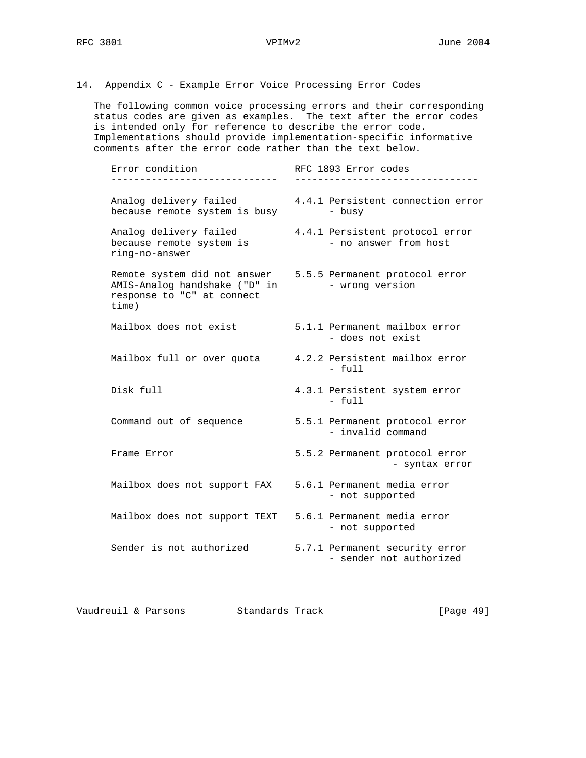## 14. Appendix C - Example Error Voice Processing Error Codes

The following common voice processing errors and their corresponding status codes are given as examples. The text after the error codes is intended only for reference to describe the error code. Implementations should provide implementation-specific informative comments after the error code rather than the text below.

| Error condition | RFC 1893 Error codes |
|---|---|
| Analog delivery failed because remote system is busy | 4.4.1 Persistent connection error - busy |
| Analog delivery failed because remote system is ring-no-answer | 4.4.1 Persistent protocol error - no answer from host |
| Remote system did not answer AMIS-Analog handshake ("D" in response to "C" at connect time) | 5.5.5 Permanent protocol error - wrong version |
| Mailbox does not exist | 5.1.1 Permanent mailbox error - does not exist |
| Mailbox full or over quota | 4.2.2 Persistent mailbox error - full |
| Disk full | 4.3.1 Persistent system error - full |
| Command out of sequence | 5.5.1 Permanent protocol error - invalid command |
| Frame Error | 5.5.2 Permanent protocol error - syntax error |
| Mailbox does not support FAX | 5.6.1 Permanent media error - not supported |
| Mailbox does not support TEXT | 5.6.1 Permanent media error - not supported |
| Sender is not authorized | 5.7.1 Permanent security error - sender not authorized |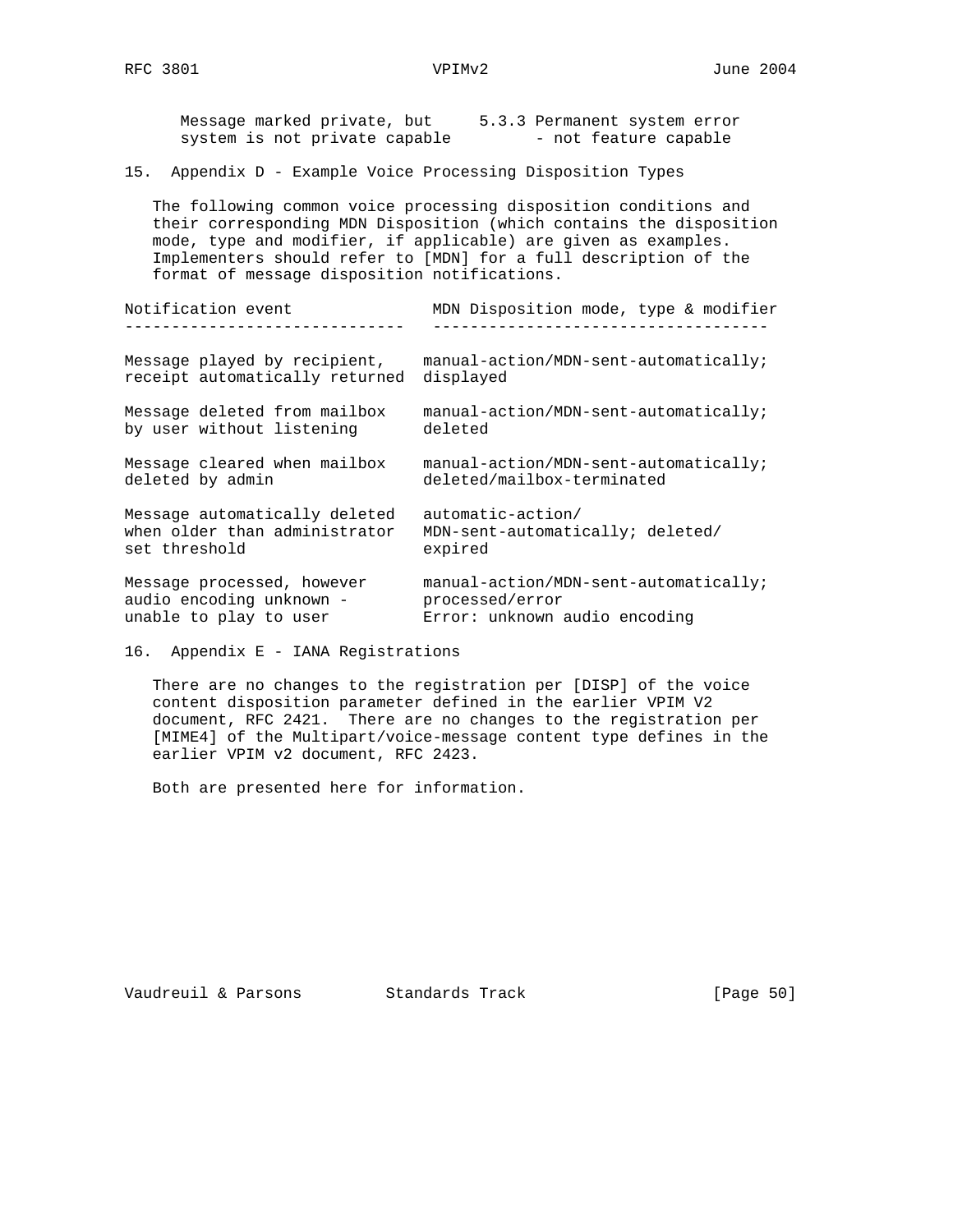| Message marked private, but system is not private capable | 5.3.3 Permanent system error - not feature capable |
|---|---|

## 15. Appendix D - Example Voice Processing Disposition Types

The following common voice processing disposition conditions and their corresponding MDN Disposition (which contains the disposition mode, type and modifier, if applicable) are given as examples. Implementers should refer to [MDN] for a full description of the format of message disposition notifications.

| Notification event | MDN Disposition mode, type & modifier |
|---|---|
| Message played by recipient, receipt automatically returned | manual-action/MDN-sent-automatically; displayed |
| Message deleted from mailbox by user without listening | manual-action/MDN-sent-automatically; deleted |
| Message cleared when mailbox deleted by admin | manual-action/MDN-sent-automatically; deleted/mailbox-terminated |
| Message automatically deleted when older than administrator set threshold | automatic-action/ MDN-sent-automatically; deleted/ expired |
| Message processed, however audio encoding unknown - unable to play to user | manual-action/MDN-sent-automatically; processed/error Error: unknown audio encoding |

## 16. Appendix E - IANA Registrations

There are no changes to the registration per [DISP] of the voice content disposition parameter defined in the earlier VPIM V2 document, RFC 2421. There are no changes to the registration per [MIME4] of the Multipart/voice-message content type defines in the earlier VPIM v2 document, RFC 2423.

Both are presented here for information.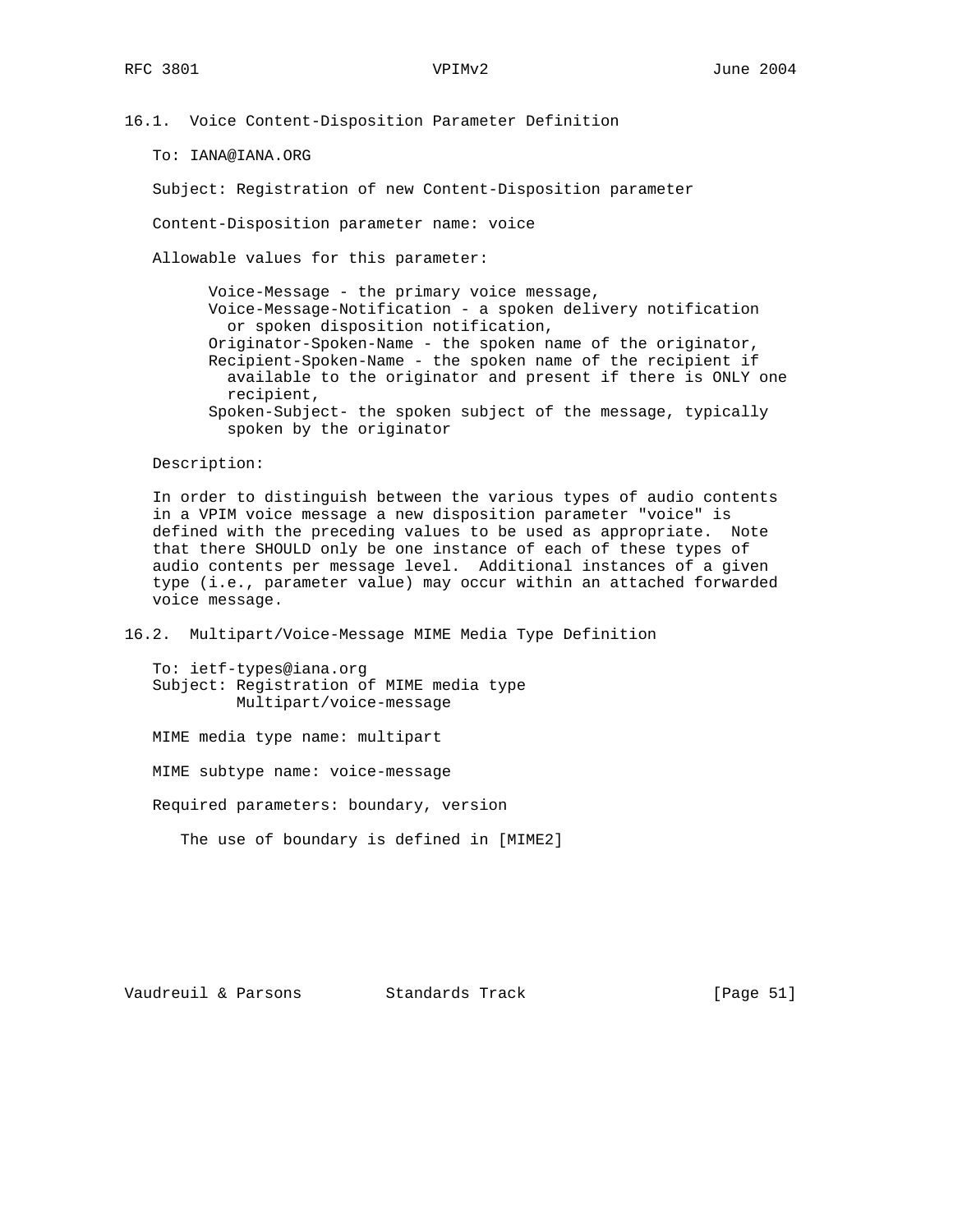### 16.1. Voice Content-Disposition Parameter Definition

To: IANA@IANA.ORG

Subject: Registration of new Content-Disposition parameter

Content-Disposition parameter name: voice

Allowable values for this parameter:

- Voice-Message - the primary voice message,
- Voice-Message-Notification - a spoken delivery notification or spoken disposition notification,
- Originator-Spoken-Name - the spoken name of the originator,
- Recipient-Spoken-Name - the spoken name of the recipient if available to the originator and present if there is ONLY one recipient,
- Spoken-Subject- the spoken subject of the message, typically spoken by the originator

Description:

In order to distinguish between the various types of audio contents in a VPIM voice message a new disposition parameter "voice" is defined with the preceding values to be used as appropriate. Note that there SHOULD only be one instance of each of these types of audio contents per message level. Additional instances of a given type (i.e., parameter value) may occur within an attached forwarded voice message.

### 16.2. Multipart/Voice-Message MIME Media Type Definition

To: ietf-types@iana.org
Subject: Registration of MIME media type
Multipart/voice-message

MIME media type name: multipart

MIME subtype name: voice-message

Required parameters: boundary, version

The use of boundary is defined in [MIME2]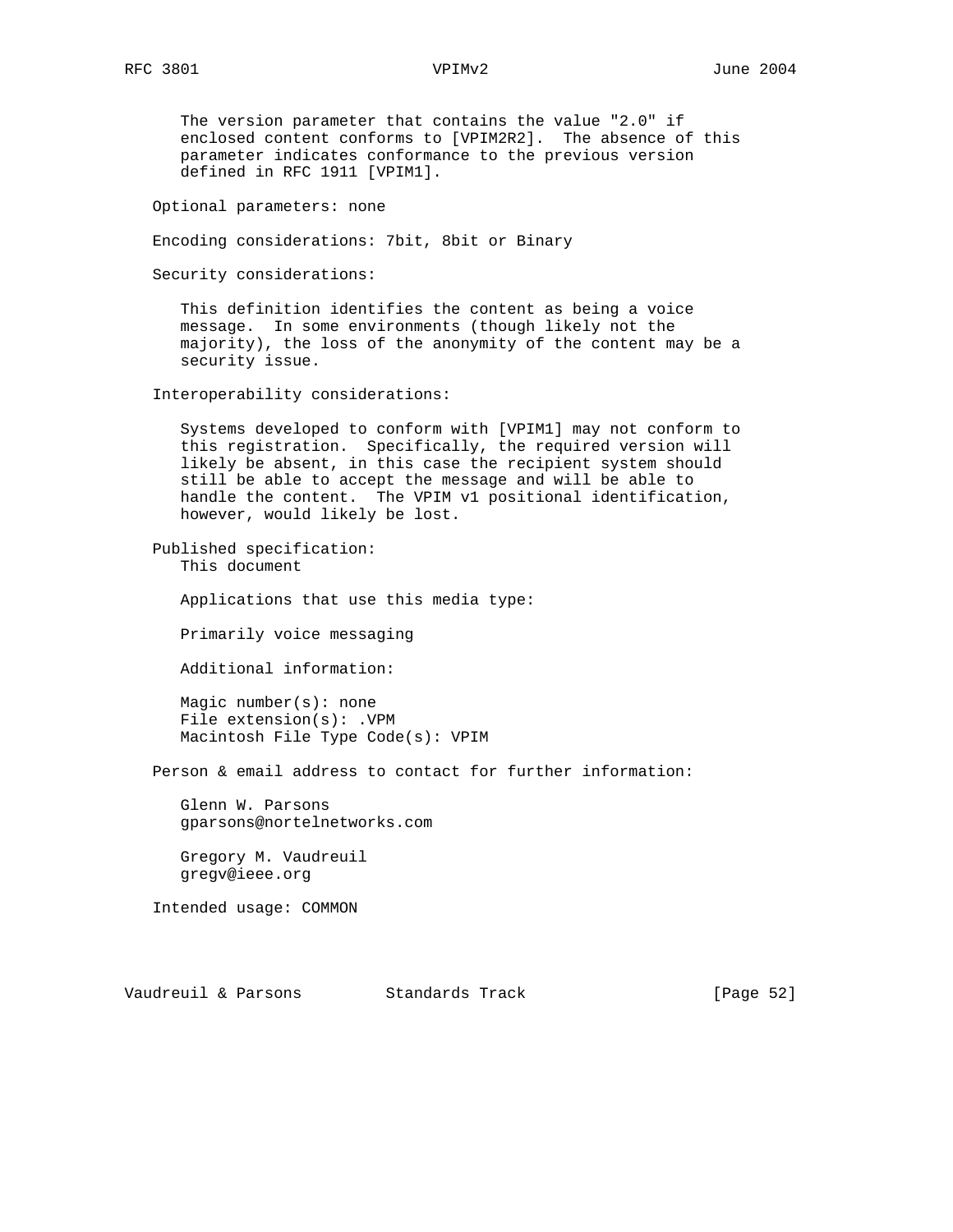The version parameter that contains the value "2.0" if enclosed content conforms to [VPIM2R2]. The absence of this parameter indicates conformance to the previous version defined in RFC 1911 [VPIM1].

Optional parameters: none

Encoding considerations: 7bit, 8bit or Binary

Security considerations:

This definition identifies the content as being a voice message. In some environments (though likely not the majority), the loss of the anonymity of the content may be a security issue.

Interoperability considerations:

Systems developed to conform with [VPIM1] may not conform to this registration. Specifically, the required version will likely be absent, in this case the recipient system should still be able to accept the message and will be able to handle the content. The VPIM v1 positional identification, however, would likely be lost.

Published specification:
This document

Applications that use this media type:

Primarily voice messaging

Additional information:

Magic number(s): none
File extension(s): .VPM
Macintosh File Type Code(s): VPIM

Person & email address to contact for further information:

Glenn W. Parsons
gparsons@nortelnetworks.com

Gregory M. Vaudreuil
gregv@ieee.org

Intended usage: COMMON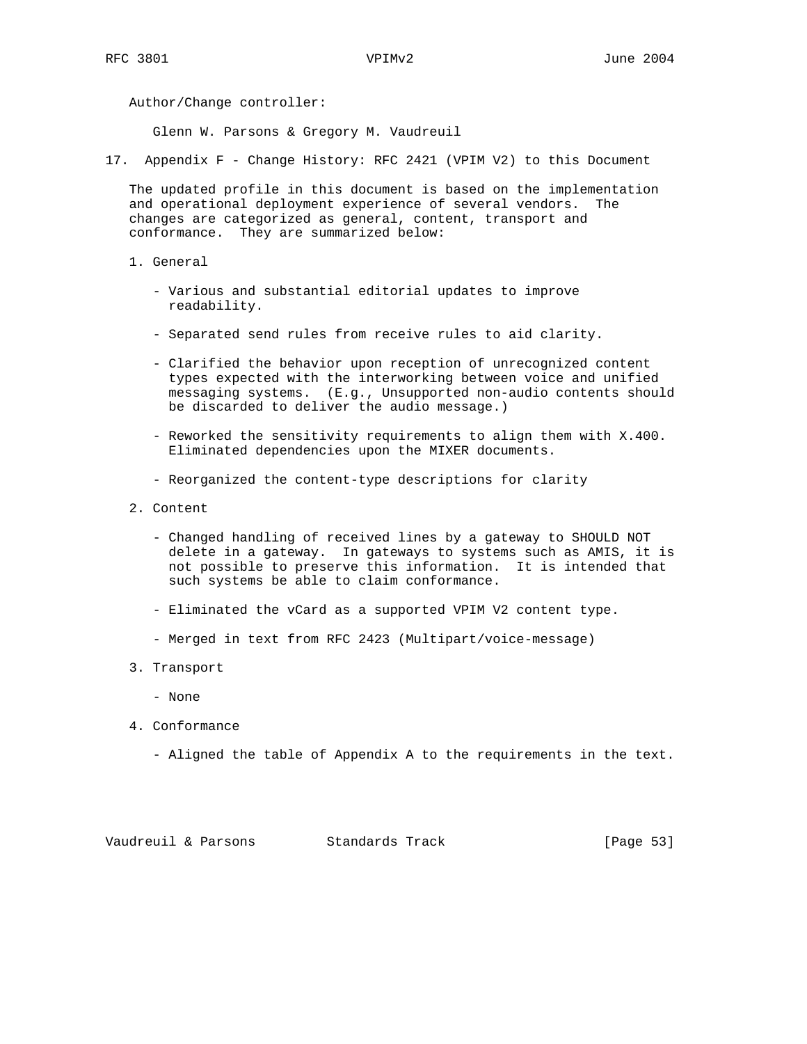Author/Change controller:

Glenn W. Parsons & Gregory M. Vaudreuil

## 17. Appendix F - Change History: RFC 2421 (VPIM V2) to this Document

The updated profile in this document is based on the implementation and operational deployment experience of several vendors. The changes are categorized as general, content, transport and conformance. They are summarized below:

1. General

   - Various and substantial editorial updates to improve readability.

   - Separated send rules from receive rules to aid clarity.

   - Clarified the behavior upon reception of unrecognized content types expected with the interworking between voice and unified messaging systems. (E.g., Unsupported non-audio contents should be discarded to deliver the audio message.)

   - Reworked the sensitivity requirements to align them with X.400. Eliminated dependencies upon the MIXER documents.

   - Reorganized the content-type descriptions for clarity

2. Content

   - Changed handling of received lines by a gateway to SHOULD NOT delete in a gateway. In gateways to systems such as AMIS, it is not possible to preserve this information. It is intended that such systems be able to claim conformance.

   - Eliminated the vCard as a supported VPIM V2 content type.

   - Merged in text from RFC 2423 (Multipart/voice-message)

3. Transport

   - None

4. Conformance

   - Aligned the table of Appendix A to the requirements in the text.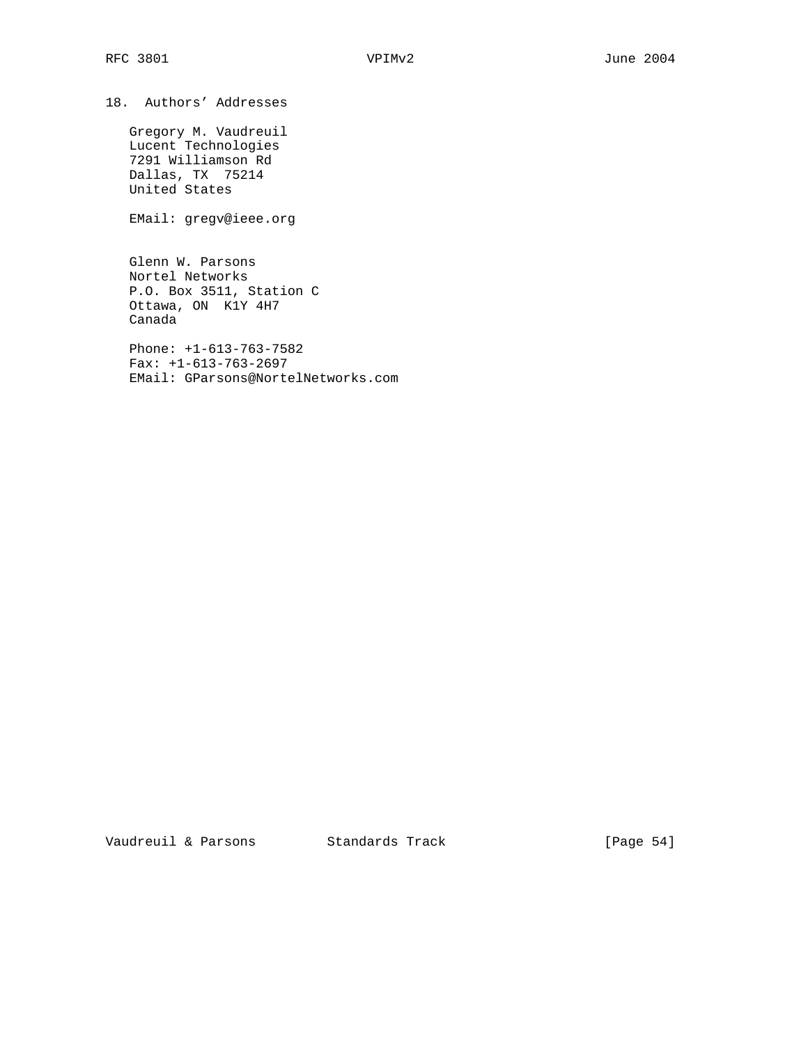## 18. Authors' Addresses

Gregory M. Vaudreuil
Lucent Technologies
7291 Williamson Rd
Dallas, TX 75214
United States

EMail: gregv@ieee.org

Glenn W. Parsons
Nortel Networks
P.O. Box 3511, Station C
Ottawa, ON K1Y 4H7
Canada

Phone: +1-613-763-7582
Fax: +1-613-763-2697
EMail: GParsons@NortelNetworks.com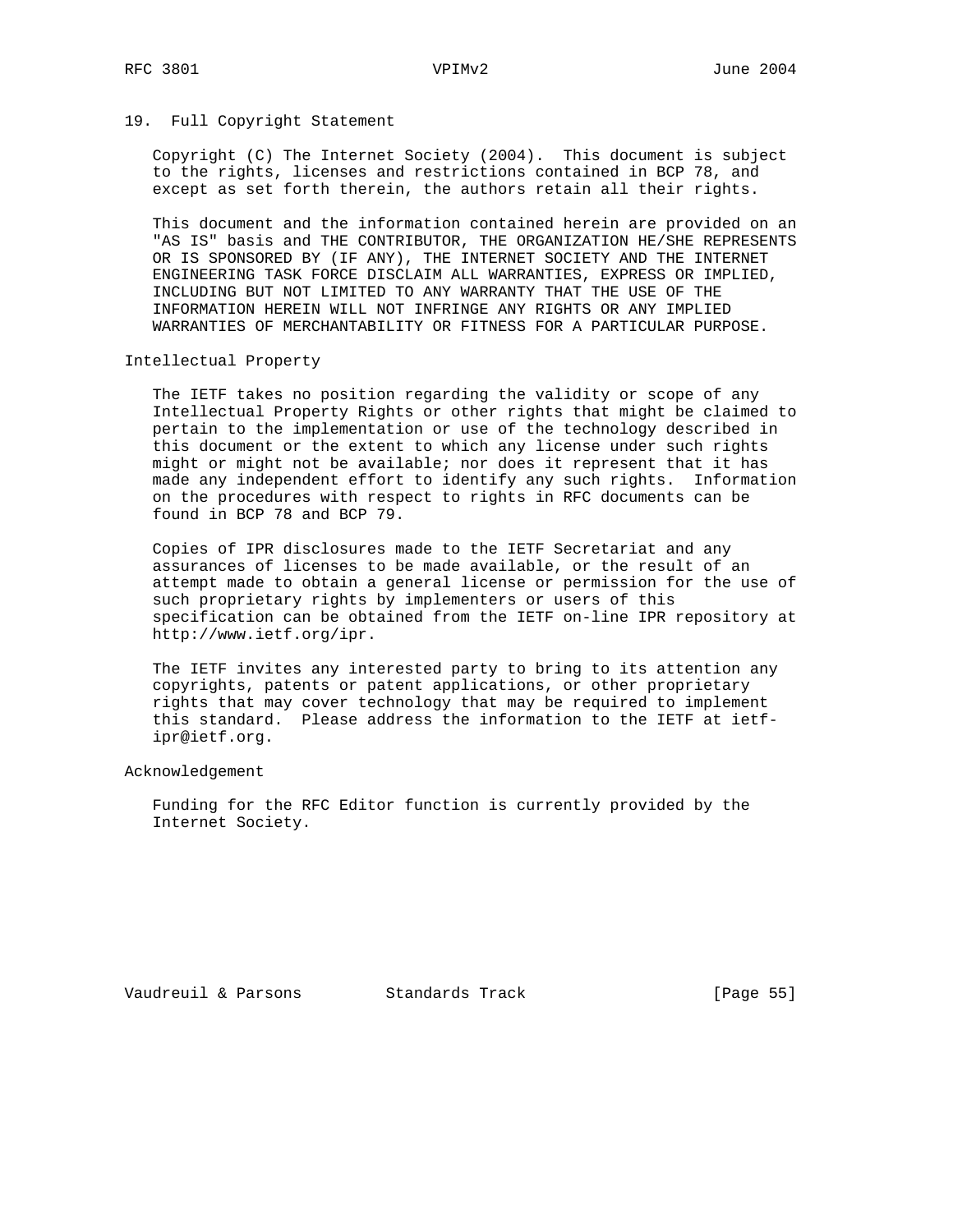## 19. Full Copyright Statement

Copyright (C) The Internet Society (2004). This document is subject to the rights, licenses and restrictions contained in BCP 78, and except as set forth therein, the authors retain all their rights.

This document and the information contained herein are provided on an "AS IS" basis and THE CONTRIBUTOR, THE ORGANIZATION HE/SHE REPRESENTS OR IS SPONSORED BY (IF ANY), THE INTERNET SOCIETY AND THE INTERNET ENGINEERING TASK FORCE DISCLAIM ALL WARRANTIES, EXPRESS OR IMPLIED, INCLUDING BUT NOT LIMITED TO ANY WARRANTY THAT THE USE OF THE INFORMATION HEREIN WILL NOT INFRINGE ANY RIGHTS OR ANY IMPLIED WARRANTIES OF MERCHANTABILITY OR FITNESS FOR A PARTICULAR PURPOSE.

### Intellectual Property

The IETF takes no position regarding the validity or scope of any Intellectual Property Rights or other rights that might be claimed to pertain to the implementation or use of the technology described in this document or the extent to which any license under such rights might or might not be available; nor does it represent that it has made any independent effort to identify any such rights. Information on the procedures with respect to rights in RFC documents can be found in BCP 78 and BCP 79.

Copies of IPR disclosures made to the IETF Secretariat and any assurances of licenses to be made available, or the result of an attempt made to obtain a general license or permission for the use of such proprietary rights by implementers or users of this specification can be obtained from the IETF on-line IPR repository at http://www.ietf.org/ipr.

The IETF invites any interested party to bring to its attention any copyrights, patents or patent applications, or other proprietary rights that may cover technology that may be required to implement this standard. Please address the information to the IETF at ietf-ipr@ietf.org.

### Acknowledgement

Funding for the RFC Editor function is currently provided by the Internet Society.